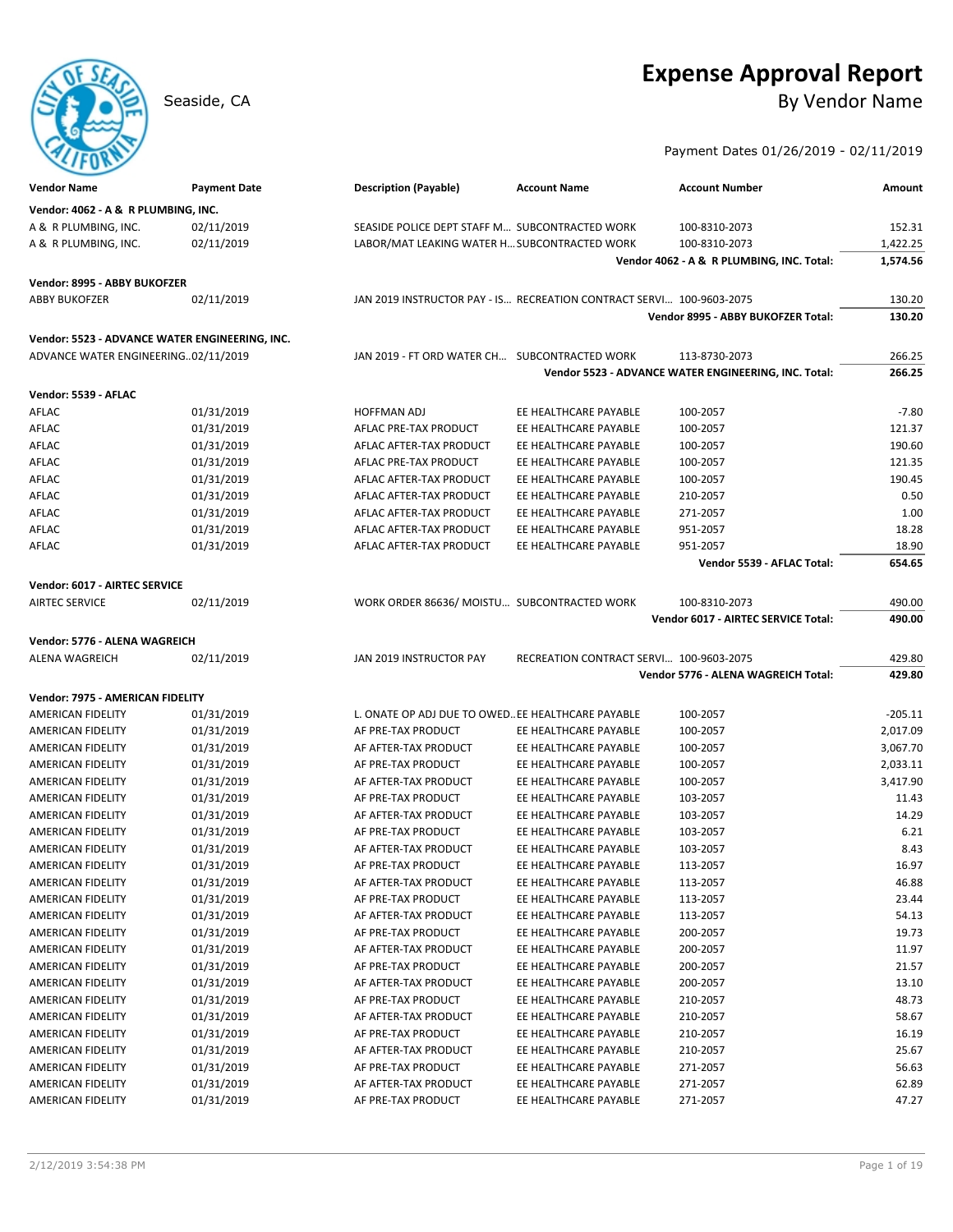# Expense Approval Report

Seaside, CA

## By Vendor Name

Payment Dates 01/26/2019 - 02/11/2019

| Vendor Name | Payment Date | Description (Payable) | Account Name | Account Number | Amount |
|---|---|---|---|---|---|
| **Vendor: 4062 - A & R PLUMBING, INC.** | | | | | |
| A & R PLUMBING, INC. | 02/11/2019 | SEASIDE POLICE DEPT STAFF M... | SUBCONTRACTED WORK | 100-8310-2073 | 152.31 |
| A & R PLUMBING, INC. | 02/11/2019 | LABOR/MAT LEAKING WATER H... | SUBCONTRACTED WORK | 100-8310-2073 | 1,422.25 |
| | | | | **Vendor 4062 - A & R PLUMBING, INC. Total:** | **1,574.56** |
| **Vendor: 8995 - ABBY BUKOFZER** | | | | | |
| ABBY BUKOFZER | 02/11/2019 | JAN 2019 INSTRUCTOR PAY - IS... | RECREATION CONTRACT SERVI... | 100-9603-2075 | 130.20 |
| | | | | **Vendor 8995 - ABBY BUKOFZER Total:** | **130.20** |
| **Vendor: 5523 - ADVANCE WATER ENGINEERING, INC.** | | | | | |
| ADVANCE WATER ENGINEERING... | 02/11/2019 | JAN 2019 - FT ORD WATER CH... | SUBCONTRACTED WORK | 113-8730-2073 | 266.25 |
| | | | | **Vendor 5523 - ADVANCE WATER ENGINEERING, INC. Total:** | **266.25** |
| **Vendor: 5539 - AFLAC** | | | | | |
| AFLAC | 01/31/2019 | HOFFMAN ADJ | EE HEALTHCARE PAYABLE | 100-2057 | -7.80 |
| AFLAC | 01/31/2019 | AFLAC PRE-TAX PRODUCT | EE HEALTHCARE PAYABLE | 100-2057 | 121.37 |
| AFLAC | 01/31/2019 | AFLAC AFTER-TAX PRODUCT | EE HEALTHCARE PAYABLE | 100-2057 | 190.60 |
| AFLAC | 01/31/2019 | AFLAC PRE-TAX PRODUCT | EE HEALTHCARE PAYABLE | 100-2057 | 121.35 |
| AFLAC | 01/31/2019 | AFLAC AFTER-TAX PRODUCT | EE HEALTHCARE PAYABLE | 100-2057 | 190.45 |
| AFLAC | 01/31/2019 | AFLAC AFTER-TAX PRODUCT | EE HEALTHCARE PAYABLE | 210-2057 | 0.50 |
| AFLAC | 01/31/2019 | AFLAC AFTER-TAX PRODUCT | EE HEALTHCARE PAYABLE | 271-2057 | 1.00 |
| AFLAC | 01/31/2019 | AFLAC AFTER-TAX PRODUCT | EE HEALTHCARE PAYABLE | 951-2057 | 18.28 |
| AFLAC | 01/31/2019 | AFLAC AFTER-TAX PRODUCT | EE HEALTHCARE PAYABLE | 951-2057 | 18.90 |
| | | | | **Vendor 5539 - AFLAC Total:** | **654.65** |
| **Vendor: 6017 - AIRTEC SERVICE** | | | | | |
| AIRTEC SERVICE | 02/11/2019 | WORK ORDER 86636/ MOISTU... | SUBCONTRACTED WORK | 100-8310-2073 | 490.00 |
| | | | | **Vendor 6017 - AIRTEC SERVICE Total:** | **490.00** |
| **Vendor: 5776 - ALENA WAGREICH** | | | | | |
| ALENA WAGREICH | 02/11/2019 | JAN 2019 INSTRUCTOR PAY | RECREATION CONTRACT SERVI... | 100-9603-2075 | 429.80 |
| | | | | **Vendor 5776 - ALENA WAGREICH Total:** | **429.80** |
| **Vendor: 7975 - AMERICAN FIDELITY** | | | | | |
| AMERICAN FIDELITY | 01/31/2019 | L. ONATE OP ADJ DUE TO OWED... | EE HEALTHCARE PAYABLE | 100-2057 | -205.11 |
| AMERICAN FIDELITY | 01/31/2019 | AF PRE-TAX PRODUCT | EE HEALTHCARE PAYABLE | 100-2057 | 2,017.09 |
| AMERICAN FIDELITY | 01/31/2019 | AF AFTER-TAX PRODUCT | EE HEALTHCARE PAYABLE | 100-2057 | 3,067.70 |
| AMERICAN FIDELITY | 01/31/2019 | AF PRE-TAX PRODUCT | EE HEALTHCARE PAYABLE | 100-2057 | 2,033.11 |
| AMERICAN FIDELITY | 01/31/2019 | AF AFTER-TAX PRODUCT | EE HEALTHCARE PAYABLE | 100-2057 | 3,417.90 |
| AMERICAN FIDELITY | 01/31/2019 | AF PRE-TAX PRODUCT | EE HEALTHCARE PAYABLE | 103-2057 | 11.43 |
| AMERICAN FIDELITY | 01/31/2019 | AF AFTER-TAX PRODUCT | EE HEALTHCARE PAYABLE | 103-2057 | 14.29 |
| AMERICAN FIDELITY | 01/31/2019 | AF PRE-TAX PRODUCT | EE HEALTHCARE PAYABLE | 103-2057 | 6.21 |
| AMERICAN FIDELITY | 01/31/2019 | AF AFTER-TAX PRODUCT | EE HEALTHCARE PAYABLE | 103-2057 | 8.43 |
| AMERICAN FIDELITY | 01/31/2019 | AF PRE-TAX PRODUCT | EE HEALTHCARE PAYABLE | 113-2057 | 16.97 |
| AMERICAN FIDELITY | 01/31/2019 | AF AFTER-TAX PRODUCT | EE HEALTHCARE PAYABLE | 113-2057 | 46.88 |
| AMERICAN FIDELITY | 01/31/2019 | AF PRE-TAX PRODUCT | EE HEALTHCARE PAYABLE | 113-2057 | 23.44 |
| AMERICAN FIDELITY | 01/31/2019 | AF AFTER-TAX PRODUCT | EE HEALTHCARE PAYABLE | 113-2057 | 54.13 |
| AMERICAN FIDELITY | 01/31/2019 | AF PRE-TAX PRODUCT | EE HEALTHCARE PAYABLE | 200-2057 | 19.73 |
| AMERICAN FIDELITY | 01/31/2019 | AF AFTER-TAX PRODUCT | EE HEALTHCARE PAYABLE | 200-2057 | 11.97 |
| AMERICAN FIDELITY | 01/31/2019 | AF PRE-TAX PRODUCT | EE HEALTHCARE PAYABLE | 200-2057 | 21.57 |
| AMERICAN FIDELITY | 01/31/2019 | AF AFTER-TAX PRODUCT | EE HEALTHCARE PAYABLE | 200-2057 | 13.10 |
| AMERICAN FIDELITY | 01/31/2019 | AF PRE-TAX PRODUCT | EE HEALTHCARE PAYABLE | 210-2057 | 48.73 |
| AMERICAN FIDELITY | 01/31/2019 | AF AFTER-TAX PRODUCT | EE HEALTHCARE PAYABLE | 210-2057 | 58.67 |
| AMERICAN FIDELITY | 01/31/2019 | AF PRE-TAX PRODUCT | EE HEALTHCARE PAYABLE | 210-2057 | 16.19 |
| AMERICAN FIDELITY | 01/31/2019 | AF AFTER-TAX PRODUCT | EE HEALTHCARE PAYABLE | 210-2057 | 25.67 |
| AMERICAN FIDELITY | 01/31/2019 | AF PRE-TAX PRODUCT | EE HEALTHCARE PAYABLE | 271-2057 | 56.63 |
| AMERICAN FIDELITY | 01/31/2019 | AF AFTER-TAX PRODUCT | EE HEALTHCARE PAYABLE | 271-2057 | 62.89 |
| AMERICAN FIDELITY | 01/31/2019 | AF PRE-TAX PRODUCT | EE HEALTHCARE PAYABLE | 271-2057 | 47.27 |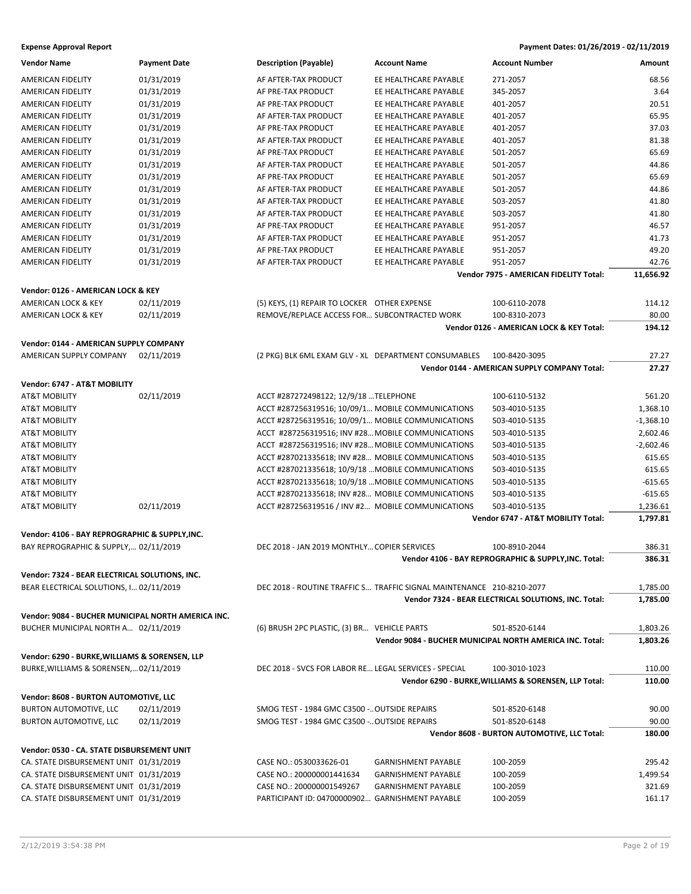**Expense Approval Report** — Payment Dates: 01/26/2019 - 02/11/2019

| Vendor Name | Payment Date | Description (Payable) | Account Name | Account Number | Amount |
|---|---|---|---|---|---|
| AMERICAN FIDELITY | 01/31/2019 | AF AFTER-TAX PRODUCT | EE HEALTHCARE PAYABLE | 271-2057 | 68.56 |
| AMERICAN FIDELITY | 01/31/2019 | AF PRE-TAX PRODUCT | EE HEALTHCARE PAYABLE | 345-2057 | 3.64 |
| AMERICAN FIDELITY | 01/31/2019 | AF PRE-TAX PRODUCT | EE HEALTHCARE PAYABLE | 401-2057 | 20.51 |
| AMERICAN FIDELITY | 01/31/2019 | AF AFTER-TAX PRODUCT | EE HEALTHCARE PAYABLE | 401-2057 | 65.95 |
| AMERICAN FIDELITY | 01/31/2019 | AF PRE-TAX PRODUCT | EE HEALTHCARE PAYABLE | 401-2057 | 37.03 |
| AMERICAN FIDELITY | 01/31/2019 | AF AFTER-TAX PRODUCT | EE HEALTHCARE PAYABLE | 401-2057 | 81.38 |
| AMERICAN FIDELITY | 01/31/2019 | AF PRE-TAX PRODUCT | EE HEALTHCARE PAYABLE | 501-2057 | 65.69 |
| AMERICAN FIDELITY | 01/31/2019 | AF AFTER-TAX PRODUCT | EE HEALTHCARE PAYABLE | 501-2057 | 44.86 |
| AMERICAN FIDELITY | 01/31/2019 | AF PRE-TAX PRODUCT | EE HEALTHCARE PAYABLE | 501-2057 | 65.69 |
| AMERICAN FIDELITY | 01/31/2019 | AF AFTER-TAX PRODUCT | EE HEALTHCARE PAYABLE | 501-2057 | 44.86 |
| AMERICAN FIDELITY | 01/31/2019 | AF AFTER-TAX PRODUCT | EE HEALTHCARE PAYABLE | 503-2057 | 41.80 |
| AMERICAN FIDELITY | 01/31/2019 | AF AFTER-TAX PRODUCT | EE HEALTHCARE PAYABLE | 503-2057 | 41.80 |
| AMERICAN FIDELITY | 01/31/2019 | AF PRE-TAX PRODUCT | EE HEALTHCARE PAYABLE | 951-2057 | 46.57 |
| AMERICAN FIDELITY | 01/31/2019 | AF AFTER-TAX PRODUCT | EE HEALTHCARE PAYABLE | 951-2057 | 41.73 |
| AMERICAN FIDELITY | 01/31/2019 | AF PRE-TAX PRODUCT | EE HEALTHCARE PAYABLE | 951-2057 | 49.20 |
| AMERICAN FIDELITY | 01/31/2019 | AF AFTER-TAX PRODUCT | EE HEALTHCARE PAYABLE | 951-2057 | 42.76 |
| | | | | **Vendor 7975 - AMERICAN FIDELITY Total:** | **11,656.92** |
| **Vendor: 0126 - AMERICAN LOCK & KEY** | | | | | |
| AMERICAN LOCK & KEY | 02/11/2019 | (5) KEYS, (1) REPAIR TO LOCKER | OTHER EXPENSE | 100-6110-2078 | 114.12 |
| AMERICAN LOCK & KEY | 02/11/2019 | REMOVE/REPLACE ACCESS FOR... | SUBCONTRACTED WORK | 100-8310-2073 | 80.00 |
| | | | | **Vendor 0126 - AMERICAN LOCK & KEY Total:** | **194.12** |
| **Vendor: 0144 - AMERICAN SUPPLY COMPANY** | | | | | |
| AMERICAN SUPPLY COMPANY | 02/11/2019 | (2 PKG) BLK 6ML EXAM GLV - XL | DEPARTMENT CONSUMABLES | 100-8420-3095 | 27.27 |
| | | | | **Vendor 0144 - AMERICAN SUPPLY COMPANY Total:** | **27.27** |
| **Vendor: 6747 - AT&T MOBILITY** | | | | | |
| AT&T MOBILITY | 02/11/2019 | ACCT #287272498122; 12/9/18 ... | TELEPHONE | 100-6110-5132 | 561.20 |
| AT&T MOBILITY | | ACCT #287256319516; 10/09/1... | MOBILE COMMUNICATIONS | 503-4010-5135 | 1,368.10 |
| AT&T MOBILITY | | ACCT #287256319516; 10/09/1... | MOBILE COMMUNICATIONS | 503-4010-5135 | -1,368.10 |
| AT&T MOBILITY | | ACCT #287256319516; INV #28... | MOBILE COMMUNICATIONS | 503-4010-5135 | 2,602.46 |
| AT&T MOBILITY | | ACCT #287256319516; INV #28... | MOBILE COMMUNICATIONS | 503-4010-5135 | -2,602.46 |
| AT&T MOBILITY | | ACCT #287021335618; INV #28... | MOBILE COMMUNICATIONS | 503-4010-5135 | 615.65 |
| AT&T MOBILITY | | ACCT #287021335618; 10/9/18 ... | MOBILE COMMUNICATIONS | 503-4010-5135 | 615.65 |
| AT&T MOBILITY | | ACCT #287021335618; 10/9/18 ... | MOBILE COMMUNICATIONS | 503-4010-5135 | -615.65 |
| AT&T MOBILITY | | ACCT #287021335618; INV #28... | MOBILE COMMUNICATIONS | 503-4010-5135 | -615.65 |
| AT&T MOBILITY | 02/11/2019 | ACCT #287256319516 / INV #2... | MOBILE COMMUNICATIONS | 503-4010-5135 | 1,236.61 |
| | | | | **Vendor 6747 - AT&T MOBILITY Total:** | **1,797.81** |
| **Vendor: 4106 - BAY REPROGRAPHIC & SUPPLY,INC.** | | | | | |
| BAY REPROGRAPHIC & SUPPLY,... | 02/11/2019 | DEC 2018 - JAN 2019 MONTHLY... | COPIER SERVICES | 100-8910-2044 | 386.31 |
| | | | | **Vendor 4106 - BAY REPROGRAPHIC & SUPPLY,INC. Total:** | **386.31** |
| **Vendor: 7324 - BEAR ELECTRICAL SOLUTIONS, INC.** | | | | | |
| BEAR ELECTRICAL SOLUTIONS, I... | 02/11/2019 | DEC 2018 - ROUTINE TRAFFIC S... | TRAFFIC SIGNAL MAINTENANCE | 210-8210-2077 | 1,785.00 |
| | | | | **Vendor 7324 - BEAR ELECTRICAL SOLUTIONS, INC. Total:** | **1,785.00** |
| **Vendor: 9084 - BUCHER MUNICIPAL NORTH AMERICA INC.** | | | | | |
| BUCHER MUNICIPAL NORTH A... | 02/11/2019 | (6) BRUSH 2PC PLASTIC, (3) BR... | VEHICLE PARTS | 501-8520-6144 | 1,803.26 |
| | | | | **Vendor 9084 - BUCHER MUNICIPAL NORTH AMERICA INC. Total:** | **1,803.26** |
| **Vendor: 6290 - BURKE,WILLIAMS & SORENSEN, LLP** | | | | | |
| BURKE,WILLIAMS & SORENSEN,... | 02/11/2019 | DEC 2018 - SVCS FOR LABOR RE... | LEGAL SERVICES - SPECIAL | 100-3010-1023 | 110.00 |
| | | | | **Vendor 6290 - BURKE,WILLIAMS & SORENSEN, LLP Total:** | **110.00** |
| **Vendor: 8608 - BURTON AUTOMOTIVE, LLC** | | | | | |
| BURTON AUTOMOTIVE, LLC | 02/11/2019 | SMOG TEST - 1984 GMC C3500 -... | OUTSIDE REPAIRS | 501-8520-6148 | 90.00 |
| BURTON AUTOMOTIVE, LLC | 02/11/2019 | SMOG TEST - 1984 GMC C3500 -... | OUTSIDE REPAIRS | 501-8520-6148 | 90.00 |
| | | | | **Vendor 8608 - BURTON AUTOMOTIVE, LLC Total:** | **180.00** |
| **Vendor: 0530 - CA. STATE DISBURSEMENT UNIT** | | | | | |
| CA. STATE DISBURSEMENT UNIT | 01/31/2019 | CASE NO.: 0530033626-01 | GARNISHMENT PAYABLE | 100-2059 | 295.42 |
| CA. STATE DISBURSEMENT UNIT | 01/31/2019 | CASE NO.: 200000001441634 | GARNISHMENT PAYABLE | 100-2059 | 1,499.54 |
| CA. STATE DISBURSEMENT UNIT | 01/31/2019 | CASE NO.: 200000001549267 | GARNISHMENT PAYABLE | 100-2059 | 321.69 |
| CA. STATE DISBURSEMENT UNIT | 01/31/2019 | PARTICIPANT ID: 04700000902... | GARNISHMENT PAYABLE | 100-2059 | 161.17 |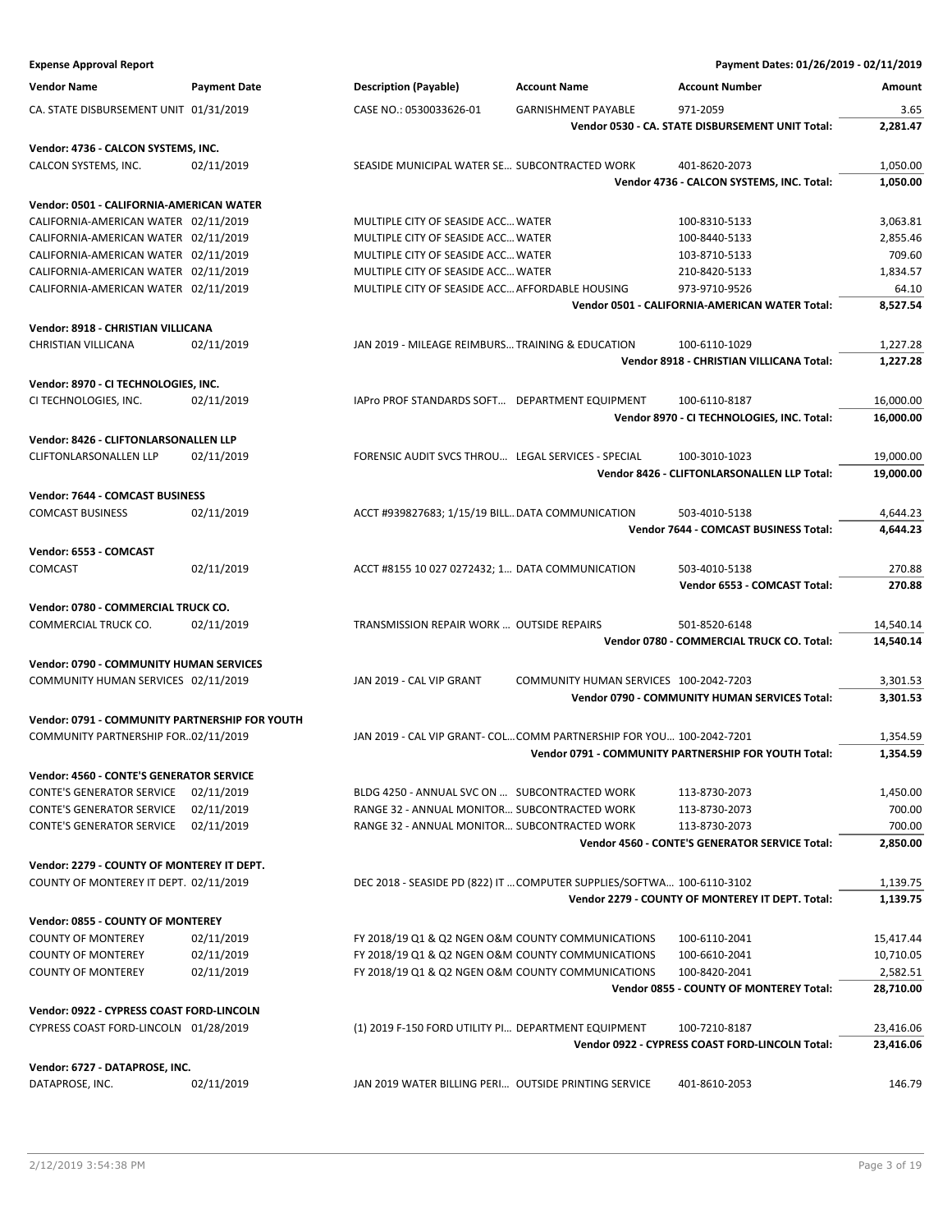**Expense Approval Report** | **Payment Dates: 01/26/2019 - 02/11/2019**

| Vendor Name | Payment Date | Description (Payable) | Account Name | Account Number | Amount |
|---|---|---|---|---|---|
| CA. STATE DISBURSEMENT UNIT | 01/31/2019 | CASE NO.: 0530033626-01 | GARNISHMENT PAYABLE | 971-2059 | 3.65 |
| | | | | **Vendor 0530 - CA. STATE DISBURSEMENT UNIT Total:** | **2,281.47** |
| **Vendor: 4736 - CALCON SYSTEMS, INC.** | | | | | |
| CALCON SYSTEMS, INC. | 02/11/2019 | SEASIDE MUNICIPAL WATER SE… | SUBCONTRACTED WORK | 401-8620-2073 | 1,050.00 |
| | | | | **Vendor 4736 - CALCON SYSTEMS, INC. Total:** | **1,050.00** |
| **Vendor: 0501 - CALIFORNIA-AMERICAN WATER** | | | | | |
| CALIFORNIA-AMERICAN WATER | 02/11/2019 | MULTIPLE CITY OF SEASIDE ACC… | WATER | 100-8310-5133 | 3,063.81 |
| CALIFORNIA-AMERICAN WATER | 02/11/2019 | MULTIPLE CITY OF SEASIDE ACC… | WATER | 100-8440-5133 | 2,855.46 |
| CALIFORNIA-AMERICAN WATER | 02/11/2019 | MULTIPLE CITY OF SEASIDE ACC… | WATER | 103-8710-5133 | 709.60 |
| CALIFORNIA-AMERICAN WATER | 02/11/2019 | MULTIPLE CITY OF SEASIDE ACC… | WATER | 210-8420-5133 | 1,834.57 |
| CALIFORNIA-AMERICAN WATER | 02/11/2019 | MULTIPLE CITY OF SEASIDE ACC… | AFFORDABLE HOUSING | 973-9710-9526 | 64.10 |
| | | | | **Vendor 0501 - CALIFORNIA-AMERICAN WATER Total:** | **8,527.54** |
| **Vendor: 8918 - CHRISTIAN VILLICANA** | | | | | |
| CHRISTIAN VILLICANA | 02/11/2019 | JAN 2019 - MILEAGE REIMBURS… | TRAINING & EDUCATION | 100-6110-1029 | 1,227.28 |
| | | | | **Vendor 8918 - CHRISTIAN VILLICANA Total:** | **1,227.28** |
| **Vendor: 8970 - CI TECHNOLOGIES, INC.** | | | | | |
| CI TECHNOLOGIES, INC. | 02/11/2019 | IAPro PROF STANDARDS SOFT… | DEPARTMENT EQUIPMENT | 100-6110-8187 | 16,000.00 |
| | | | | **Vendor 8970 - CI TECHNOLOGIES, INC. Total:** | **16,000.00** |
| **Vendor: 8426 - CLIFTONLARSONALLEN LLP** | | | | | |
| CLIFTONLARSONALLEN LLP | 02/11/2019 | FORENSIC AUDIT SVCS THROU… | LEGAL SERVICES - SPECIAL | 100-3010-1023 | 19,000.00 |
| | | | | **Vendor 8426 - CLIFTONLARSONALLEN LLP Total:** | **19,000.00** |
| **Vendor: 7644 - COMCAST BUSINESS** | | | | | |
| COMCAST BUSINESS | 02/11/2019 | ACCT #939827683; 1/15/19 BILL… | DATA COMMUNICATION | 503-4010-5138 | 4,644.23 |
| | | | | **Vendor 7644 - COMCAST BUSINESS Total:** | **4,644.23** |
| **Vendor: 6553 - COMCAST** | | | | | |
| COMCAST | 02/11/2019 | ACCT #8155 10 027 0272432; 1… | DATA COMMUNICATION | 503-4010-5138 | 270.88 |
| | | | | **Vendor 6553 - COMCAST Total:** | **270.88** |
| **Vendor: 0780 - COMMERCIAL TRUCK CO.** | | | | | |
| COMMERCIAL TRUCK CO. | 02/11/2019 | TRANSMISSION REPAIR WORK … | OUTSIDE REPAIRS | 501-8520-6148 | 14,540.14 |
| | | | | **Vendor 0780 - COMMERCIAL TRUCK CO. Total:** | **14,540.14** |
| **Vendor: 0790 - COMMUNITY HUMAN SERVICES** | | | | | |
| COMMUNITY HUMAN SERVICES | 02/11/2019 | JAN 2019 - CAL VIP GRANT | COMMUNITY HUMAN SERVICES | 100-2042-7203 | 3,301.53 |
| | | | | **Vendor 0790 - COMMUNITY HUMAN SERVICES Total:** | **3,301.53** |
| **Vendor: 0791 - COMMUNITY PARTNERSHIP FOR YOUTH** | | | | | |
| COMMUNITY PARTNERSHIP FOR… | 02/11/2019 | JAN 2019 - CAL VIP GRANT- COL… | COMM PARTNERSHIP FOR YOU… | 100-2042-7201 | 1,354.59 |
| | | | | **Vendor 0791 - COMMUNITY PARTNERSHIP FOR YOUTH Total:** | **1,354.59** |
| **Vendor: 4560 - CONTE'S GENERATOR SERVICE** | | | | | |
| CONTE'S GENERATOR SERVICE | 02/11/2019 | BLDG 4250 - ANNUAL SVC ON … | SUBCONTRACTED WORK | 113-8730-2073 | 1,450.00 |
| CONTE'S GENERATOR SERVICE | 02/11/2019 | RANGE 32 - ANNUAL MONITOR… | SUBCONTRACTED WORK | 113-8730-2073 | 700.00 |
| CONTE'S GENERATOR SERVICE | 02/11/2019 | RANGE 32 - ANNUAL MONITOR… | SUBCONTRACTED WORK | 113-8730-2073 | 700.00 |
| | | | | **Vendor 4560 - CONTE'S GENERATOR SERVICE Total:** | **2,850.00** |
| **Vendor: 2279 - COUNTY OF MONTEREY IT DEPT.** | | | | | |
| COUNTY OF MONTEREY IT DEPT. | 02/11/2019 | DEC 2018 - SEASIDE PD (822) IT … | COMPUTER SUPPLIES/SOFTWA… | 100-6110-3102 | 1,139.75 |
| | | | | **Vendor 2279 - COUNTY OF MONTEREY IT DEPT. Total:** | **1,139.75** |
| **Vendor: 0855 - COUNTY OF MONTEREY** | | | | | |
| COUNTY OF MONTEREY | 02/11/2019 | FY 2018/19 Q1 & Q2 NGEN O&M | COUNTY COMMUNICATIONS | 100-6110-2041 | 15,417.44 |
| COUNTY OF MONTEREY | 02/11/2019 | FY 2018/19 Q1 & Q2 NGEN O&M | COUNTY COMMUNICATIONS | 100-6610-2041 | 10,710.05 |
| COUNTY OF MONTEREY | 02/11/2019 | FY 2018/19 Q1 & Q2 NGEN O&M | COUNTY COMMUNICATIONS | 100-8420-2041 | 2,582.51 |
| | | | | **Vendor 0855 - COUNTY OF MONTEREY Total:** | **28,710.00** |
| **Vendor: 0922 - CYPRESS COAST FORD-LINCOLN** | | | | | |
| CYPRESS COAST FORD-LINCOLN | 01/28/2019 | (1) 2019 F-150 FORD UTILITY PI… | DEPARTMENT EQUIPMENT | 100-7210-8187 | 23,416.06 |
| | | | | **Vendor 0922 - CYPRESS COAST FORD-LINCOLN Total:** | **23,416.06** |
| **Vendor: 6727 - DATAPROSE, INC.** | | | | | |
| DATAPROSE, INC. | 02/11/2019 | JAN 2019 WATER BILLING PERI… | OUTSIDE PRINTING SERVICE | 401-8610-2053 | 146.79 |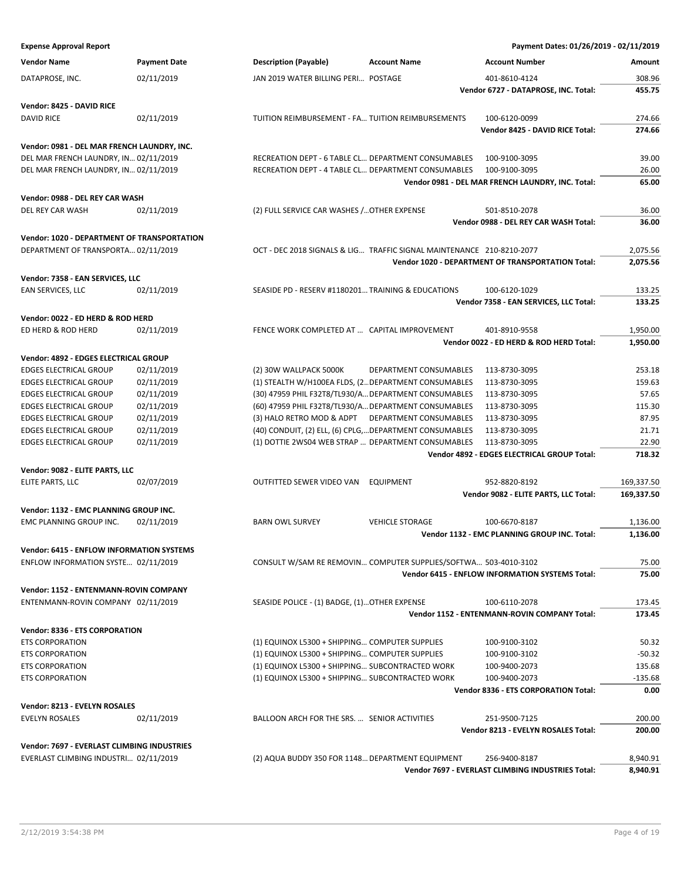**Expense Approval Report** — Payment Dates: 01/26/2019 - 02/11/2019

| Vendor Name | Payment Date | Description (Payable) | Account Name | Account Number | Amount |
|---|---|---|---|---|---|
| DATAPROSE, INC. | 02/11/2019 | JAN 2019 WATER BILLING PERI... | POSTAGE | 401-8610-4124 | 308.96 |
| | | | | **Vendor 6727 - DATAPROSE, INC. Total:** | **455.75** |
| **Vendor: 8425 - DAVID RICE** | | | | | |
| DAVID RICE | 02/11/2019 | TUITION REIMBURSEMENT - FA... | TUITION REIMBURSEMENTS | 100-6120-0099 | 274.66 |
| | | | | **Vendor 8425 - DAVID RICE Total:** | **274.66** |
| **Vendor: 0981 - DEL MAR FRENCH LAUNDRY, INC.** | | | | | |
| DEL MAR FRENCH LAUNDRY, IN... | 02/11/2019 | RECREATION DEPT - 6 TABLE CL... | DEPARTMENT CONSUMABLES | 100-9100-3095 | 39.00 |
| DEL MAR FRENCH LAUNDRY, IN... | 02/11/2019 | RECREATION DEPT - 4 TABLE CL... | DEPARTMENT CONSUMABLES | 100-9100-3095 | 26.00 |
| | | | | **Vendor 0981 - DEL MAR FRENCH LAUNDRY, INC. Total:** | **65.00** |
| **Vendor: 0988 - DEL REY CAR WASH** | | | | | |
| DEL REY CAR WASH | 02/11/2019 | (2) FULL SERVICE CAR WASHES /... | OTHER EXPENSE | 501-8510-2078 | 36.00 |
| | | | | **Vendor 0988 - DEL REY CAR WASH Total:** | **36.00** |
| **Vendor: 1020 - DEPARTMENT OF TRANSPORTATION** | | | | | |
| DEPARTMENT OF TRANSPORTA... | 02/11/2019 | OCT - DEC 2018 SIGNALS & LIG... | TRAFFIC SIGNAL MAINTENANCE | 210-8210-2077 | 2,075.56 |
| | | | | **Vendor 1020 - DEPARTMENT OF TRANSPORTATION Total:** | **2,075.56** |
| **Vendor: 7358 - EAN SERVICES, LLC** | | | | | |
| EAN SERVICES, LLC | 02/11/2019 | SEASIDE PD - RESERV #1180201... | TRAINING & EDUCATIONS | 100-6120-1029 | 133.25 |
| | | | | **Vendor 7358 - EAN SERVICES, LLC Total:** | **133.25** |
| **Vendor: 0022 - ED HERD & ROD HERD** | | | | | |
| ED HERD & ROD HERD | 02/11/2019 | FENCE WORK COMPLETED AT ... | CAPITAL IMPROVEMENT | 401-8910-9558 | 1,950.00 |
| | | | | **Vendor 0022 - ED HERD & ROD HERD Total:** | **1,950.00** |
| **Vendor: 4892 - EDGES ELECTRICAL GROUP** | | | | | |
| EDGES ELECTRICAL GROUP | 02/11/2019 | (2) 30W WALLPACK 5000K | DEPARTMENT CONSUMABLES | 113-8730-3095 | 253.18 |
| EDGES ELECTRICAL GROUP | 02/11/2019 | (1) STEALTH W/H100EA FLDS, (2... | DEPARTMENT CONSUMABLES | 113-8730-3095 | 159.63 |
| EDGES ELECTRICAL GROUP | 02/11/2019 | (30) 47959 PHIL F32T8/TL930/A... | DEPARTMENT CONSUMABLES | 113-8730-3095 | 57.65 |
| EDGES ELECTRICAL GROUP | 02/11/2019 | (60) 47959 PHIL F32T8/TL930/A... | DEPARTMENT CONSUMABLES | 113-8730-3095 | 115.30 |
| EDGES ELECTRICAL GROUP | 02/11/2019 | (3) HALO RETRO MOD & ADPT | DEPARTMENT CONSUMABLES | 113-8730-3095 | 87.95 |
| EDGES ELECTRICAL GROUP | 02/11/2019 | (40) CONDUIT, (2) ELL, (6) CPLG,... | DEPARTMENT CONSUMABLES | 113-8730-3095 | 21.71 |
| EDGES ELECTRICAL GROUP | 02/11/2019 | (1) DOTTIE 2WS04 WEB STRAP ... | DEPARTMENT CONSUMABLES | 113-8730-3095 | 22.90 |
| | | | | **Vendor 4892 - EDGES ELECTRICAL GROUP Total:** | **718.32** |
| **Vendor: 9082 - ELITE PARTS, LLC** | | | | | |
| ELITE PARTS, LLC | 02/07/2019 | OUTFITTED SEWER VIDEO VAN | EQUIPMENT | 952-8820-8192 | 169,337.50 |
| | | | | **Vendor 9082 - ELITE PARTS, LLC Total:** | **169,337.50** |
| **Vendor: 1132 - EMC PLANNING GROUP INC.** | | | | | |
| EMC PLANNING GROUP INC. | 02/11/2019 | BARN OWL SURVEY | VEHICLE STORAGE | 100-6670-8187 | 1,136.00 |
| | | | | **Vendor 1132 - EMC PLANNING GROUP INC. Total:** | **1,136.00** |
| **Vendor: 6415 - ENFLOW INFORMATION SYSTEMS** | | | | | |
| ENFLOW INFORMATION SYSTE... | 02/11/2019 | CONSULT W/SAM RE REMOVIN... | COMPUTER SUPPLIES/SOFTWA... | 503-4010-3102 | 75.00 |
| | | | | **Vendor 6415 - ENFLOW INFORMATION SYSTEMS Total:** | **75.00** |
| **Vendor: 1152 - ENTENMANN-ROVIN COMPANY** | | | | | |
| ENTENMANN-ROVIN COMPANY | 02/11/2019 | SEASIDE POLICE - (1) BADGE, (1)... | OTHER EXPENSE | 100-6110-2078 | 173.45 |
| | | | | **Vendor 1152 - ENTENMANN-ROVIN COMPANY Total:** | **173.45** |
| **Vendor: 8336 - ETS CORPORATION** | | | | | |
| ETS CORPORATION | | (1) EQUINOX L5300 + SHIPPING... | COMPUTER SUPPLIES | 100-9100-3102 | 50.32 |
| ETS CORPORATION | | (1) EQUINOX L5300 + SHIPPING... | COMPUTER SUPPLIES | 100-9100-3102 | -50.32 |
| ETS CORPORATION | | (1) EQUINOX L5300 + SHIPPING... | SUBCONTRACTED WORK | 100-9400-2073 | 135.68 |
| ETS CORPORATION | | (1) EQUINOX L5300 + SHIPPING... | SUBCONTRACTED WORK | 100-9400-2073 | -135.68 |
| | | | | **Vendor 8336 - ETS CORPORATION Total:** | **0.00** |
| **Vendor: 8213 - EVELYN ROSALES** | | | | | |
| EVELYN ROSALES | 02/11/2019 | BALLOON ARCH FOR THE SRS. ... | SENIOR ACTIVITIES | 251-9500-7125 | 200.00 |
| | | | | **Vendor 8213 - EVELYN ROSALES Total:** | **200.00** |
| **Vendor: 7697 - EVERLAST CLIMBING INDUSTRIES** | | | | | |
| EVERLAST CLIMBING INDUSTRI... | 02/11/2019 | (2) AQUA BUDDY 350 FOR 1148... | DEPARTMENT EQUIPMENT | 256-9400-8187 | 8,940.91 |
| | | | | **Vendor 7697 - EVERLAST CLIMBING INDUSTRIES Total:** | **8,940.91** |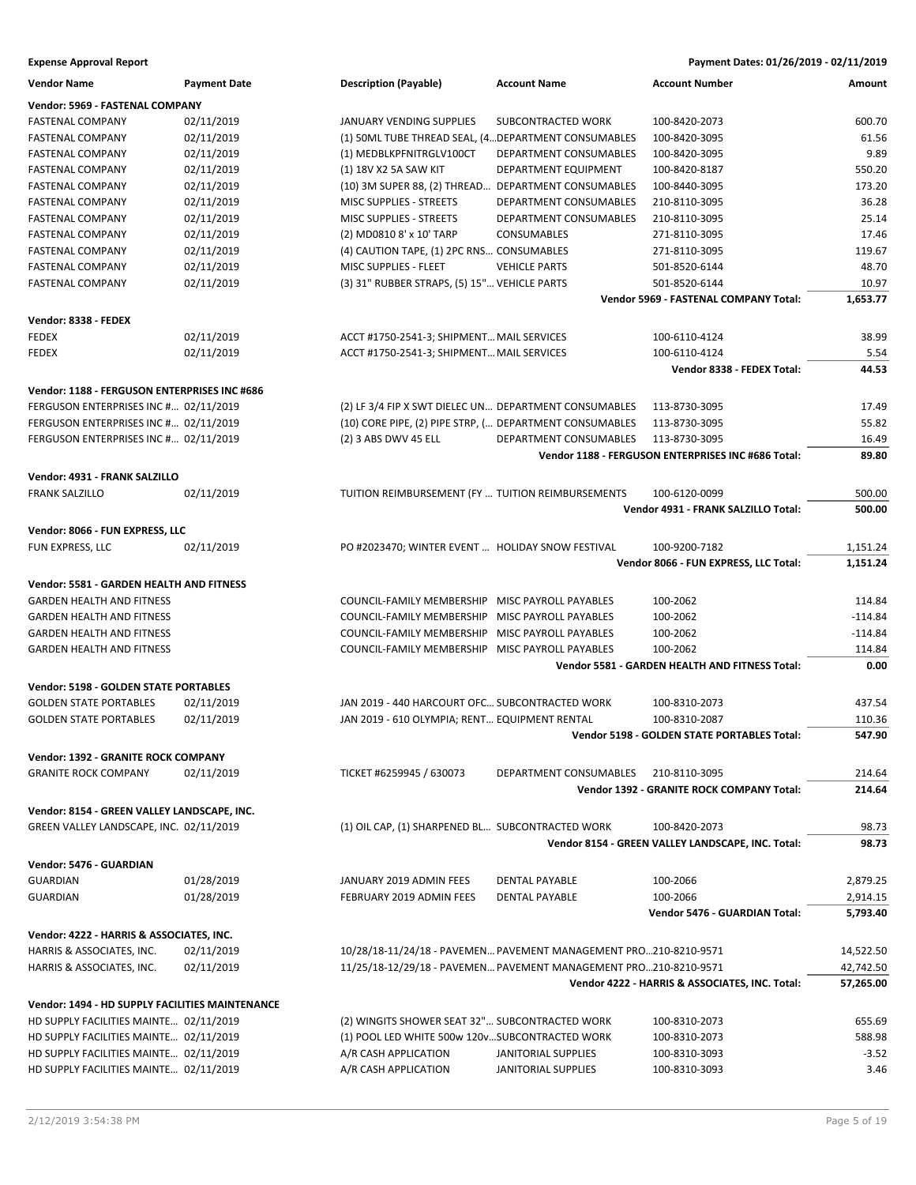**Expense Approval Report** | **Payment Dates: 01/26/2019 - 02/11/2019**

| Vendor Name | Payment Date | Description (Payable) | Account Name | Account Number | Amount |
|---|---|---|---|---|---|
| **Vendor: 5969 - FASTENAL COMPANY** | | | | | |
| FASTENAL COMPANY | 02/11/2019 | JANUARY VENDING SUPPLIES | SUBCONTRACTED WORK | 100-8420-2073 | 600.70 |
| FASTENAL COMPANY | 02/11/2019 | (1) 50ML TUBE THREAD SEAL, (4… | DEPARTMENT CONSUMABLES | 100-8420-3095 | 61.56 |
| FASTENAL COMPANY | 02/11/2019 | (1) MEDBLKPFNITRGLV100CT | DEPARTMENT CONSUMABLES | 100-8420-3095 | 9.89 |
| FASTENAL COMPANY | 02/11/2019 | (1) 18V X2 5A SAW KIT | DEPARTMENT EQUIPMENT | 100-8420-8187 | 550.20 |
| FASTENAL COMPANY | 02/11/2019 | (10) 3M SUPER 88, (2) THREAD… | DEPARTMENT CONSUMABLES | 100-8440-3095 | 173.20 |
| FASTENAL COMPANY | 02/11/2019 | MISC SUPPLIES - STREETS | DEPARTMENT CONSUMABLES | 210-8110-3095 | 36.28 |
| FASTENAL COMPANY | 02/11/2019 | MISC SUPPLIES - STREETS | DEPARTMENT CONSUMABLES | 210-8110-3095 | 25.14 |
| FASTENAL COMPANY | 02/11/2019 | (2) MD0810 8' x 10' TARP | CONSUMABLES | 271-8110-3095 | 17.46 |
| FASTENAL COMPANY | 02/11/2019 | (4) CAUTION TAPE, (1) 2PC RNS… | CONSUMABLES | 271-8110-3095 | 119.67 |
| FASTENAL COMPANY | 02/11/2019 | MISC SUPPLIES - FLEET | VEHICLE PARTS | 501-8520-6144 | 48.70 |
| FASTENAL COMPANY | 02/11/2019 | (3) 31" RUBBER STRAPS, (5) 15"… | VEHICLE PARTS | 501-8520-6144 | 10.97 |
| | | | | **Vendor 5969 - FASTENAL COMPANY Total:** | **1,653.77** |
| **Vendor: 8338 - FEDEX** | | | | | |
| FEDEX | 02/11/2019 | ACCT #1750-2541-3; SHIPMENT… | MAIL SERVICES | 100-6110-4124 | 38.99 |
| FEDEX | 02/11/2019 | ACCT #1750-2541-3; SHIPMENT… | MAIL SERVICES | 100-6110-4124 | 5.54 |
| | | | | **Vendor 8338 - FEDEX Total:** | **44.53** |
| **Vendor: 1188 - FERGUSON ENTERPRISES INC #686** | | | | | |
| FERGUSON ENTERPRISES INC #… | 02/11/2019 | (2) LF 3/4 FIP X SWT DIELEC UN… | DEPARTMENT CONSUMABLES | 113-8730-3095 | 17.49 |
| FERGUSON ENTERPRISES INC #… | 02/11/2019 | (10) CORE PIPE, (2) PIPE STRP, (… | DEPARTMENT CONSUMABLES | 113-8730-3095 | 55.82 |
| FERGUSON ENTERPRISES INC #… | 02/11/2019 | (2) 3 ABS DWV 45 ELL | DEPARTMENT CONSUMABLES | 113-8730-3095 | 16.49 |
| | | | | **Vendor 1188 - FERGUSON ENTERPRISES INC #686 Total:** | **89.80** |
| **Vendor: 4931 - FRANK SALZILLO** | | | | | |
| FRANK SALZILLO | 02/11/2019 | TUITION REIMBURSEMENT (FY … | TUITION REIMBURSEMENTS | 100-6120-0099 | 500.00 |
| | | | | **Vendor 4931 - FRANK SALZILLO Total:** | **500.00** |
| **Vendor: 8066 - FUN EXPRESS, LLC** | | | | | |
| FUN EXPRESS, LLC | 02/11/2019 | PO #2023470; WINTER EVENT … | HOLIDAY SNOW FESTIVAL | 100-9200-7182 | 1,151.24 |
| | | | | **Vendor 8066 - FUN EXPRESS, LLC Total:** | **1,151.24** |
| **Vendor: 5581 - GARDEN HEALTH AND FITNESS** | | | | | |
| GARDEN HEALTH AND FITNESS | | COUNCIL-FAMILY MEMBERSHIP | MISC PAYROLL PAYABLES | 100-2062 | 114.84 |
| GARDEN HEALTH AND FITNESS | | COUNCIL-FAMILY MEMBERSHIP | MISC PAYROLL PAYABLES | 100-2062 | -114.84 |
| GARDEN HEALTH AND FITNESS | | COUNCIL-FAMILY MEMBERSHIP | MISC PAYROLL PAYABLES | 100-2062 | -114.84 |
| GARDEN HEALTH AND FITNESS | | COUNCIL-FAMILY MEMBERSHIP | MISC PAYROLL PAYABLES | 100-2062 | 114.84 |
| | | | | **Vendor 5581 - GARDEN HEALTH AND FITNESS Total:** | **0.00** |
| **Vendor: 5198 - GOLDEN STATE PORTABLES** | | | | | |
| GOLDEN STATE PORTABLES | 02/11/2019 | JAN 2019 - 440 HARCOURT OFC… | SUBCONTRACTED WORK | 100-8310-2073 | 437.54 |
| GOLDEN STATE PORTABLES | 02/11/2019 | JAN 2019 - 610 OLYMPIA; RENT… | EQUIPMENT RENTAL | 100-8310-2087 | 110.36 |
| | | | | **Vendor 5198 - GOLDEN STATE PORTABLES Total:** | **547.90** |
| **Vendor: 1392 - GRANITE ROCK COMPANY** | | | | | |
| GRANITE ROCK COMPANY | 02/11/2019 | TICKET #6259945 / 630073 | DEPARTMENT CONSUMABLES | 210-8110-3095 | 214.64 |
| | | | | **Vendor 1392 - GRANITE ROCK COMPANY Total:** | **214.64** |
| **Vendor: 8154 - GREEN VALLEY LANDSCAPE, INC.** | | | | | |
| GREEN VALLEY LANDSCAPE, INC. | 02/11/2019 | (1) OIL CAP, (1) SHARPENED BL… | SUBCONTRACTED WORK | 100-8420-2073 | 98.73 |
| | | | | **Vendor 8154 - GREEN VALLEY LANDSCAPE, INC. Total:** | **98.73** |
| **Vendor: 5476 - GUARDIAN** | | | | | |
| GUARDIAN | 01/28/2019 | JANUARY 2019 ADMIN FEES | DENTAL PAYABLE | 100-2066 | 2,879.25 |
| GUARDIAN | 01/28/2019 | FEBRUARY 2019 ADMIN FEES | DENTAL PAYABLE | 100-2066 | 2,914.15 |
| | | | | **Vendor 5476 - GUARDIAN Total:** | **5,793.40** |
| **Vendor: 4222 - HARRIS & ASSOCIATES, INC.** | | | | | |
| HARRIS & ASSOCIATES, INC. | 02/11/2019 | 10/28/18-11/24/18 - PAVEMEN… | PAVEMENT MANAGEMENT PRO… | 210-8210-9571 | 14,522.50 |
| HARRIS & ASSOCIATES, INC. | 02/11/2019 | 11/25/18-12/29/18 - PAVEMEN… | PAVEMENT MANAGEMENT PRO… | 210-8210-9571 | 42,742.50 |
| | | | | **Vendor 4222 - HARRIS & ASSOCIATES, INC. Total:** | **57,265.00** |
| **Vendor: 1494 - HD SUPPLY FACILITIES MAINTENANCE** | | | | | |
| HD SUPPLY FACILITIES MAINTE… | 02/11/2019 | (2) WINGITS SHOWER SEAT 32"… | SUBCONTRACTED WORK | 100-8310-2073 | 655.69 |
| HD SUPPLY FACILITIES MAINTE… | 02/11/2019 | (1) POOL LED WHITE 500w 120v… | SUBCONTRACTED WORK | 100-8310-2073 | 588.98 |
| HD SUPPLY FACILITIES MAINTE… | 02/11/2019 | A/R CASH APPLICATION | JANITORIAL SUPPLIES | 100-8310-3093 | -3.52 |
| HD SUPPLY FACILITIES MAINTE… | 02/11/2019 | A/R CASH APPLICATION | JANITORIAL SUPPLIES | 100-8310-3093 | 3.46 |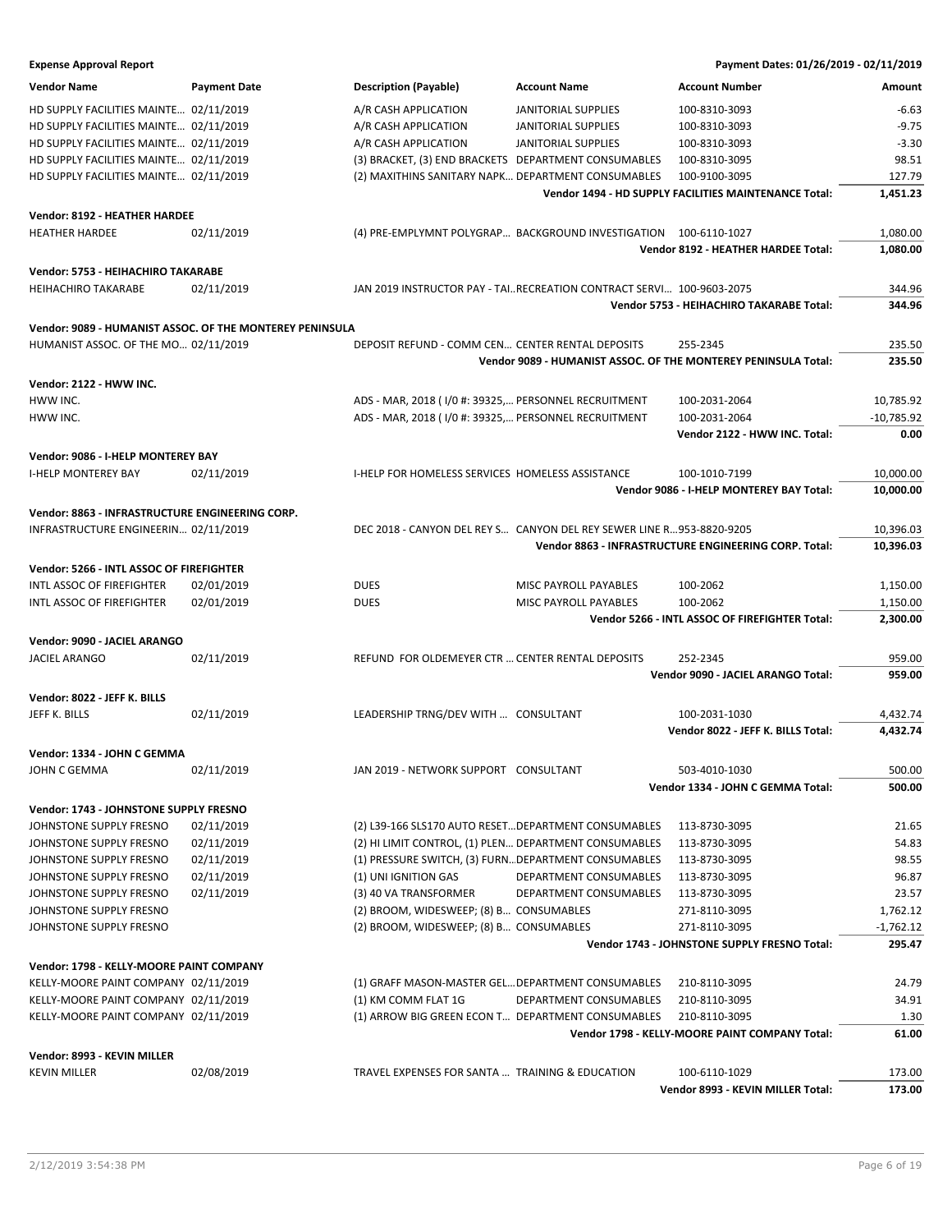**Expense Approval Report** — Payment Dates: 01/26/2019 - 02/11/2019

| Vendor Name | Payment Date | Description (Payable) | Account Name | Account Number | Amount |
|---|---|---|---|---|---|
| HD SUPPLY FACILITIES MAINTE... | 02/11/2019 | A/R CASH APPLICATION | JANITORIAL SUPPLIES | 100-8310-3093 | -6.63 |
| HD SUPPLY FACILITIES MAINTE... | 02/11/2019 | A/R CASH APPLICATION | JANITORIAL SUPPLIES | 100-8310-3093 | -9.75 |
| HD SUPPLY FACILITIES MAINTE... | 02/11/2019 | A/R CASH APPLICATION | JANITORIAL SUPPLIES | 100-8310-3093 | -3.30 |
| HD SUPPLY FACILITIES MAINTE... | 02/11/2019 | (3) BRACKET, (3) END BRACKETS | DEPARTMENT CONSUMABLES | 100-8310-3095 | 98.51 |
| HD SUPPLY FACILITIES MAINTE... | 02/11/2019 | (2) MAXITHINS SANITARY NAPK... | DEPARTMENT CONSUMABLES | 100-9100-3095 | 127.79 |
| | | | | **Vendor 1494 - HD SUPPLY FACILITIES MAINTENANCE Total:** | **1,451.23** |
| **Vendor: 8192 - HEATHER HARDEE** | | | | | |
| HEATHER HARDEE | 02/11/2019 | (4) PRE-EMPLYMNT POLYGRAP... | BACKGROUND INVESTIGATION | 100-6110-1027 | 1,080.00 |
| | | | | **Vendor 8192 - HEATHER HARDEE Total:** | **1,080.00** |
| **Vendor: 5753 - HEIHACHIRO TAKARABE** | | | | | |
| HEIHACHIRO TAKARABE | 02/11/2019 | JAN 2019 INSTRUCTOR PAY - TAI... | RECREATION CONTRACT SERVI... | 100-9603-2075 | 344.96 |
| | | | | **Vendor 5753 - HEIHACHIRO TAKARABE Total:** | **344.96** |
| **Vendor: 9089 - HUMANIST ASSOC. OF THE MONTEREY PENINSULA** | | | | | |
| HUMANIST ASSOC. OF THE MO... | 02/11/2019 | DEPOSIT REFUND - COMM CEN... | CENTER RENTAL DEPOSITS | 255-2345 | 235.50 |
| | | | | **Vendor 9089 - HUMANIST ASSOC. OF THE MONTEREY PENINSULA Total:** | **235.50** |
| **Vendor: 2122 - HWW INC.** | | | | | |
| HWW INC. | | ADS - MAR, 2018 ( I/0 #: 39325,... | PERSONNEL RECRUITMENT | 100-2031-2064 | 10,785.92 |
| HWW INC. | | ADS - MAR, 2018 ( I/0 #: 39325,... | PERSONNEL RECRUITMENT | 100-2031-2064 | -10,785.92 |
| | | | | **Vendor 2122 - HWW INC. Total:** | **0.00** |
| **Vendor: 9086 - I-HELP MONTEREY BAY** | | | | | |
| I-HELP MONTEREY BAY | 02/11/2019 | I-HELP FOR HOMELESS SERVICES | HOMELESS ASSISTANCE | 100-1010-7199 | 10,000.00 |
| | | | | **Vendor 9086 - I-HELP MONTEREY BAY Total:** | **10,000.00** |
| **Vendor: 8863 - INFRASTRUCTURE ENGINEERING CORP.** | | | | | |
| INFRASTRUCTURE ENGINEERIN... | 02/11/2019 | DEC 2018 - CANYON DEL REY S... | CANYON DEL REY SEWER LINE R... | 953-8820-9205 | 10,396.03 |
| | | | | **Vendor 8863 - INFRASTRUCTURE ENGINEERING CORP. Total:** | **10,396.03** |
| **Vendor: 5266 - INTL ASSOC OF FIREFIGHTER** | | | | | |
| INTL ASSOC OF FIREFIGHTER | 02/01/2019 | DUES | MISC PAYROLL PAYABLES | 100-2062 | 1,150.00 |
| INTL ASSOC OF FIREFIGHTER | 02/01/2019 | DUES | MISC PAYROLL PAYABLES | 100-2062 | 1,150.00 |
| | | | | **Vendor 5266 - INTL ASSOC OF FIREFIGHTER Total:** | **2,300.00** |
| **Vendor: 9090 - JACIEL ARANGO** | | | | | |
| JACIEL ARANGO | 02/11/2019 | REFUND FOR OLDEMEYER CTR ... | CENTER RENTAL DEPOSITS | 252-2345 | 959.00 |
| | | | | **Vendor 9090 - JACIEL ARANGO Total:** | **959.00** |
| **Vendor: 8022 - JEFF K. BILLS** | | | | | |
| JEFF K. BILLS | 02/11/2019 | LEADERSHIP TRNG/DEV WITH ... | CONSULTANT | 100-2031-1030 | 4,432.74 |
| | | | | **Vendor 8022 - JEFF K. BILLS Total:** | **4,432.74** |
| **Vendor: 1334 - JOHN C GEMMA** | | | | | |
| JOHN C GEMMA | 02/11/2019 | JAN 2019 - NETWORK SUPPORT | CONSULTANT | 503-4010-1030 | 500.00 |
| | | | | **Vendor 1334 - JOHN C GEMMA Total:** | **500.00** |
| **Vendor: 1743 - JOHNSTONE SUPPLY FRESNO** | | | | | |
| JOHNSTONE SUPPLY FRESNO | 02/11/2019 | (2) L39-166 SLS170 AUTO RESET... | DEPARTMENT CONSUMABLES | 113-8730-3095 | 21.65 |
| JOHNSTONE SUPPLY FRESNO | 02/11/2019 | (2) HI LIMIT CONTROL, (1) PLEN... | DEPARTMENT CONSUMABLES | 113-8730-3095 | 54.83 |
| JOHNSTONE SUPPLY FRESNO | 02/11/2019 | (1) PRESSURE SWITCH, (3) FURN... | DEPARTMENT CONSUMABLES | 113-8730-3095 | 98.55 |
| JOHNSTONE SUPPLY FRESNO | 02/11/2019 | (1) UNI IGNITION GAS | DEPARTMENT CONSUMABLES | 113-8730-3095 | 96.87 |
| JOHNSTONE SUPPLY FRESNO | 02/11/2019 | (3) 40 VA TRANSFORMER | DEPARTMENT CONSUMABLES | 113-8730-3095 | 23.57 |
| JOHNSTONE SUPPLY FRESNO | | (2) BROOM, WIDESWEEP; (8) B... | CONSUMABLES | 271-8110-3095 | 1,762.12 |
| JOHNSTONE SUPPLY FRESNO | | (2) BROOM, WIDESWEEP; (8) B... | CONSUMABLES | 271-8110-3095 | -1,762.12 |
| | | | | **Vendor 1743 - JOHNSTONE SUPPLY FRESNO Total:** | **295.47** |
| **Vendor: 1798 - KELLY-MOORE PAINT COMPANY** | | | | | |
| KELLY-MOORE PAINT COMPANY | 02/11/2019 | (1) GRAFF MASON-MASTER GEL... | DEPARTMENT CONSUMABLES | 210-8110-3095 | 24.79 |
| KELLY-MOORE PAINT COMPANY | 02/11/2019 | (1) KM COMM FLAT 1G | DEPARTMENT CONSUMABLES | 210-8110-3095 | 34.91 |
| KELLY-MOORE PAINT COMPANY | 02/11/2019 | (1) ARROW BIG GREEN ECON T... | DEPARTMENT CONSUMABLES | 210-8110-3095 | 1.30 |
| | | | | **Vendor 1798 - KELLY-MOORE PAINT COMPANY Total:** | **61.00** |
| **Vendor: 8993 - KEVIN MILLER** | | | | | |
| KEVIN MILLER | 02/08/2019 | TRAVEL EXPENSES FOR SANTA ... | TRAINING & EDUCATION | 100-6110-1029 | 173.00 |
| | | | | **Vendor 8993 - KEVIN MILLER Total:** | **173.00** |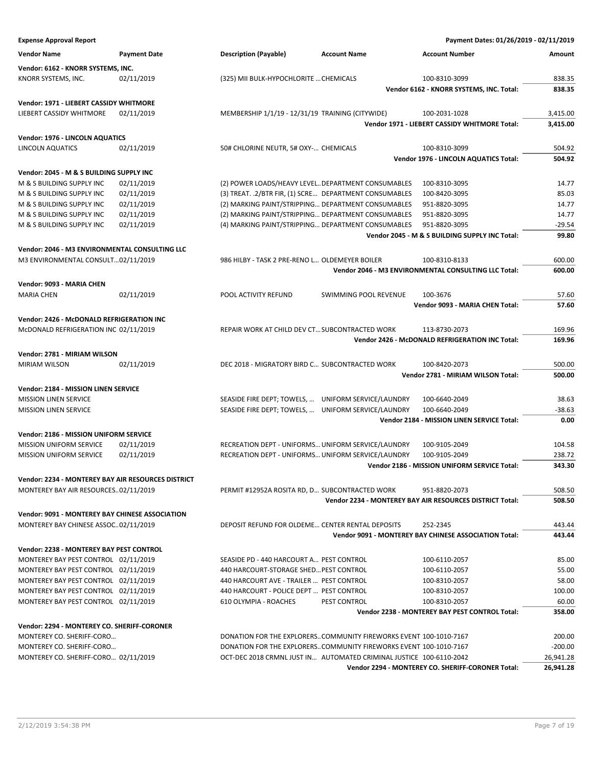**Expense Approval Report** — Payment Dates: 01/26/2019 - 02/11/2019

| Vendor Name | Payment Date | Description (Payable) | Account Name | Account Number | Amount |
|---|---|---|---|---|---|
| **Vendor: 6162 - KNORR SYSTEMS, INC.** | | | | | |
| KNORR SYSTEMS, INC. | 02/11/2019 | (325) MII BULK-HYPOCHLORITE … | CHEMICALS | 100-8310-3099 | 838.35 |
| | | | | **Vendor 6162 - KNORR SYSTEMS, INC. Total:** | **838.35** |
| **Vendor: 1971 - LIEBERT CASSIDY WHITMORE** | | | | | |
| LIEBERT CASSIDY WHITMORE | 02/11/2019 | MEMBERSHIP 1/1/19 - 12/31/19 | TRAINING (CITYWIDE) | 100-2031-1028 | 3,415.00 |
| | | | | **Vendor 1971 - LIEBERT CASSIDY WHITMORE Total:** | **3,415.00** |
| **Vendor: 1976 - LINCOLN AQUATICS** | | | | | |
| LINCOLN AQUATICS | 02/11/2019 | 50# CHLORINE NEUTR, 5# OXY-… | CHEMICALS | 100-8310-3099 | 504.92 |
| | | | | **Vendor 1976 - LINCOLN AQUATICS Total:** | **504.92** |
| **Vendor: 2045 - M & S BUILDING SUPPLY INC** | | | | | |
| M & S BUILDING SUPPLY INC | 02/11/2019 | (2) POWER LOADS/HEAVY LEVEL… | DEPARTMENT CONSUMABLES | 100-8310-3095 | 14.77 |
| M & S BUILDING SUPPLY INC | 02/11/2019 | (3) TREAT. .2/BTR FIR, (1) SCRE… | DEPARTMENT CONSUMABLES | 100-8420-3095 | 85.03 |
| M & S BUILDING SUPPLY INC | 02/11/2019 | (2) MARKING PAINT/STRIPPING… | DEPARTMENT CONSUMABLES | 951-8820-3095 | 14.77 |
| M & S BUILDING SUPPLY INC | 02/11/2019 | (2) MARKING PAINT/STRIPPING… | DEPARTMENT CONSUMABLES | 951-8820-3095 | 14.77 |
| M & S BUILDING SUPPLY INC | 02/11/2019 | (4) MARKING PAINT/STRIPPING… | DEPARTMENT CONSUMABLES | 951-8820-3095 | -29.54 |
| | | | | **Vendor 2045 - M & S BUILDING SUPPLY INC Total:** | **99.80** |
| **Vendor: 2046 - M3 ENVIRONMENTAL CONSULTING LLC** | | | | | |
| M3 ENVIRONMENTAL CONSULT… | 02/11/2019 | 986 HILBY - TASK 2 PRE-RENO L… | OLDEMEYER BOILER | 100-8310-8133 | 600.00 |
| | | | | **Vendor 2046 - M3 ENVIRONMENTAL CONSULTING LLC Total:** | **600.00** |
| **Vendor: 9093 - MARIA CHEN** | | | | | |
| MARIA CHEN | 02/11/2019 | POOL ACTIVITY REFUND | SWIMMING POOL REVENUE | 100-3676 | 57.60 |
| | | | | **Vendor 9093 - MARIA CHEN Total:** | **57.60** |
| **Vendor: 2426 - McDONALD REFRIGERATION INC** | | | | | |
| McDONALD REFRIGERATION INC | 02/11/2019 | REPAIR WORK AT CHILD DEV CT… | SUBCONTRACTED WORK | 113-8730-2073 | 169.96 |
| | | | | **Vendor 2426 - McDONALD REFRIGERATION INC Total:** | **169.96** |
| **Vendor: 2781 - MIRIAM WILSON** | | | | | |
| MIRIAM WILSON | 02/11/2019 | DEC 2018 - MIGRATORY BIRD C… | SUBCONTRACTED WORK | 100-8420-2073 | 500.00 |
| | | | | **Vendor 2781 - MIRIAM WILSON Total:** | **500.00** |
| **Vendor: 2184 - MISSION LINEN SERVICE** | | | | | |
| MISSION LINEN SERVICE | | SEASIDE FIRE DEPT; TOWELS, … | UNIFORM SERVICE/LAUNDRY | 100-6640-2049 | 38.63 |
| MISSION LINEN SERVICE | | SEASIDE FIRE DEPT; TOWELS, … | UNIFORM SERVICE/LAUNDRY | 100-6640-2049 | -38.63 |
| | | | | **Vendor 2184 - MISSION LINEN SERVICE Total:** | **0.00** |
| **Vendor: 2186 - MISSION UNIFORM SERVICE** | | | | | |
| MISSION UNIFORM SERVICE | 02/11/2019 | RECREATION DEPT - UNIFORMS… | UNIFORM SERVICE/LAUNDRY | 100-9105-2049 | 104.58 |
| MISSION UNIFORM SERVICE | 02/11/2019 | RECREATION DEPT - UNIFORMS… | UNIFORM SERVICE/LAUNDRY | 100-9105-2049 | 238.72 |
| | | | | **Vendor 2186 - MISSION UNIFORM SERVICE Total:** | **343.30** |
| **Vendor: 2234 - MONTEREY BAY AIR RESOURCES DISTRICT** | | | | | |
| MONTEREY BAY AIR RESOURCES… | 02/11/2019 | PERMIT #12952A ROSITA RD, D… | SUBCONTRACTED WORK | 951-8820-2073 | 508.50 |
| | | | | **Vendor 2234 - MONTEREY BAY AIR RESOURCES DISTRICT Total:** | **508.50** |
| **Vendor: 9091 - MONTEREY BAY CHINESE ASSOCIATION** | | | | | |
| MONTEREY BAY CHINESE ASSOC… | 02/11/2019 | DEPOSIT REFUND FOR OLDEME… | CENTER RENTAL DEPOSITS | 252-2345 | 443.44 |
| | | | | **Vendor 9091 - MONTEREY BAY CHINESE ASSOCIATION Total:** | **443.44** |
| **Vendor: 2238 - MONTEREY BAY PEST CONTROL** | | | | | |
| MONTEREY BAY PEST CONTROL | 02/11/2019 | SEASIDE PD - 440 HARCOURT A… | PEST CONTROL | 100-6110-2057 | 85.00 |
| MONTEREY BAY PEST CONTROL | 02/11/2019 | 440 HARCOURT-STORAGE SHED… | PEST CONTROL | 100-6110-2057 | 55.00 |
| MONTEREY BAY PEST CONTROL | 02/11/2019 | 440 HARCOURT AVE - TRAILER … | PEST CONTROL | 100-8310-2057 | 58.00 |
| MONTEREY BAY PEST CONTROL | 02/11/2019 | 440 HARCOURT - POLICE DEPT … | PEST CONTROL | 100-8310-2057 | 100.00 |
| MONTEREY BAY PEST CONTROL | 02/11/2019 | 610 OLYMPIA - ROACHES | PEST CONTROL | 100-8310-2057 | 60.00 |
| | | | | **Vendor 2238 - MONTEREY BAY PEST CONTROL Total:** | **358.00** |
| **Vendor: 2294 - MONTEREY CO. SHERIFF-CORONER** | | | | | |
| MONTEREY CO. SHERIFF-CORO… | | DONATION FOR THE EXPLORERS… | COMMUNITY FIREWORKS EVENT | 100-1010-7167 | 200.00 |
| MONTEREY CO. SHERIFF-CORO… | | DONATION FOR THE EXPLORERS… | COMMUNITY FIREWORKS EVENT | 100-1010-7167 | -200.00 |
| MONTEREY CO. SHERIFF-CORO… | 02/11/2019 | OCT-DEC 2018 CRMNL JUST IN… | AUTOMATED CRIMINAL JUSTICE | 100-6110-2042 | 26,941.28 |
| | | | | **Vendor 2294 - MONTEREY CO. SHERIFF-CORONER Total:** | **26,941.28** |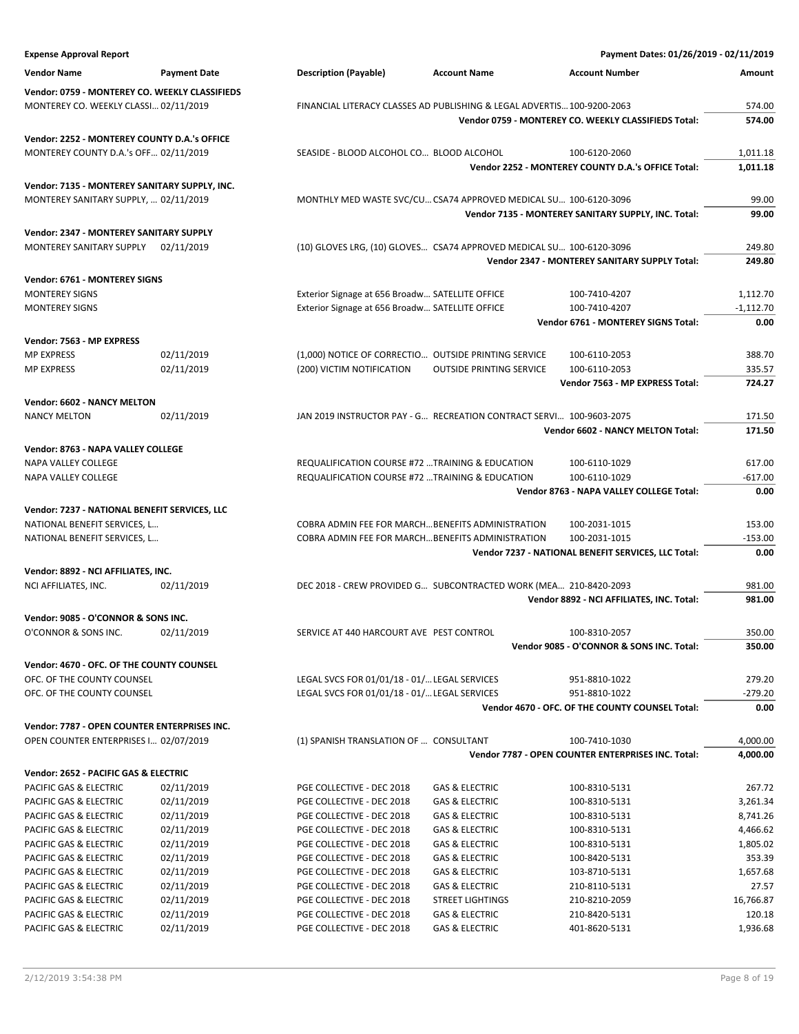**Expense Approval Report** — Payment Dates: 01/26/2019 - 02/11/2019

| Vendor Name | Payment Date | Description (Payable) | Account Name | Account Number | Amount |
|---|---|---|---|---|---|
| **Vendor: 0759 - MONTEREY CO. WEEKLY CLASSIFIEDS** | | | | | |
| MONTEREY CO. WEEKLY CLASSI… | 02/11/2019 | FINANCIAL LITERACY CLASSES AD | PUBLISHING & LEGAL ADVERTIS… | 100-9200-2063 | 574.00 |
| | | | | **Vendor 0759 - MONTEREY CO. WEEKLY CLASSIFIEDS Total:** | **574.00** |
| **Vendor: 2252 - MONTEREY COUNTY D.A.'s OFFICE** | | | | | |
| MONTEREY COUNTY D.A.'s OFF… | 02/11/2019 | SEASIDE - BLOOD ALCOHOL CO… | BLOOD ALCOHOL | 100-6120-2060 | 1,011.18 |
| | | | | **Vendor 2252 - MONTEREY COUNTY D.A.'s OFFICE Total:** | **1,011.18** |
| **Vendor: 7135 - MONTEREY SANITARY SUPPLY, INC.** | | | | | |
| MONTEREY SANITARY SUPPLY, … | 02/11/2019 | MONTHLY MED WASTE SVC/CU… | CSA74 APPROVED MEDICAL SU… | 100-6120-3096 | 99.00 |
| | | | | **Vendor 7135 - MONTEREY SANITARY SUPPLY, INC. Total:** | **99.00** |
| **Vendor: 2347 - MONTEREY SANITARY SUPPLY** | | | | | |
| MONTEREY SANITARY SUPPLY | 02/11/2019 | (10) GLOVES LRG, (10) GLOVES… | CSA74 APPROVED MEDICAL SU… | 100-6120-3096 | 249.80 |
| | | | | **Vendor 2347 - MONTEREY SANITARY SUPPLY Total:** | **249.80** |
| **Vendor: 6761 - MONTEREY SIGNS** | | | | | |
| MONTEREY SIGNS | | Exterior Signage at 656 Broadw… | SATELLITE OFFICE | 100-7410-4207 | 1,112.70 |
| MONTEREY SIGNS | | Exterior Signage at 656 Broadw… | SATELLITE OFFICE | 100-7410-4207 | -1,112.70 |
| | | | | **Vendor 6761 - MONTEREY SIGNS Total:** | **0.00** |
| **Vendor: 7563 - MP EXPRESS** | | | | | |
| MP EXPRESS | 02/11/2019 | (1,000) NOTICE OF CORRECTIO… | OUTSIDE PRINTING SERVICE | 100-6110-2053 | 388.70 |
| MP EXPRESS | 02/11/2019 | (200) VICTIM NOTIFICATION | OUTSIDE PRINTING SERVICE | 100-6110-2053 | 335.57 |
| | | | | **Vendor 7563 - MP EXPRESS Total:** | **724.27** |
| **Vendor: 6602 - NANCY MELTON** | | | | | |
| NANCY MELTON | 02/11/2019 | JAN 2019 INSTRUCTOR PAY - G… | RECREATION CONTRACT SERVI… | 100-9603-2075 | 171.50 |
| | | | | **Vendor 6602 - NANCY MELTON Total:** | **171.50** |
| **Vendor: 8763 - NAPA VALLEY COLLEGE** | | | | | |
| NAPA VALLEY COLLEGE | | REQUALIFICATION COURSE #72 … | TRAINING & EDUCATION | 100-6110-1029 | 617.00 |
| NAPA VALLEY COLLEGE | | REQUALIFICATION COURSE #72 … | TRAINING & EDUCATION | 100-6110-1029 | -617.00 |
| | | | | **Vendor 8763 - NAPA VALLEY COLLEGE Total:** | **0.00** |
| **Vendor: 7237 - NATIONAL BENEFIT SERVICES, LLC** | | | | | |
| NATIONAL BENEFIT SERVICES, L… | | COBRA ADMIN FEE FOR MARCH… | BENEFITS ADMINISTRATION | 100-2031-1015 | 153.00 |
| NATIONAL BENEFIT SERVICES, L… | | COBRA ADMIN FEE FOR MARCH… | BENEFITS ADMINISTRATION | 100-2031-1015 | -153.00 |
| | | | | **Vendor 7237 - NATIONAL BENEFIT SERVICES, LLC Total:** | **0.00** |
| **Vendor: 8892 - NCI AFFILIATES, INC.** | | | | | |
| NCI AFFILIATES, INC. | 02/11/2019 | DEC 2018 - CREW PROVIDED G… | SUBCONTRACTED WORK (MEA… | 210-8420-2093 | 981.00 |
| | | | | **Vendor 8892 - NCI AFFILIATES, INC. Total:** | **981.00** |
| **Vendor: 9085 - O'CONNOR & SONS INC.** | | | | | |
| O'CONNOR & SONS INC. | 02/11/2019 | SERVICE AT 440 HARCOURT AVE | PEST CONTROL | 100-8310-2057 | 350.00 |
| | | | | **Vendor 9085 - O'CONNOR & SONS INC. Total:** | **350.00** |
| **Vendor: 4670 - OFC. OF THE COUNTY COUNSEL** | | | | | |
| OFC. OF THE COUNTY COUNSEL | | LEGAL SVCS FOR 01/01/18 - 01/… | LEGAL SERVICES | 951-8810-1022 | 279.20 |
| OFC. OF THE COUNTY COUNSEL | | LEGAL SVCS FOR 01/01/18 - 01/… | LEGAL SERVICES | 951-8810-1022 | -279.20 |
| | | | | **Vendor 4670 - OFC. OF THE COUNTY COUNSEL Total:** | **0.00** |
| **Vendor: 7787 - OPEN COUNTER ENTERPRISES INC.** | | | | | |
| OPEN COUNTER ENTERPRISES I… | 02/07/2019 | (1) SPANISH TRANSLATION OF … | CONSULTANT | 100-7410-1030 | 4,000.00 |
| | | | | **Vendor 7787 - OPEN COUNTER ENTERPRISES INC. Total:** | **4,000.00** |
| **Vendor: 2652 - PACIFIC GAS & ELECTRIC** | | | | | |
| PACIFIC GAS & ELECTRIC | 02/11/2019 | PGE COLLECTIVE - DEC 2018 | GAS & ELECTRIC | 100-8310-5131 | 267.72 |
| PACIFIC GAS & ELECTRIC | 02/11/2019 | PGE COLLECTIVE - DEC 2018 | GAS & ELECTRIC | 100-8310-5131 | 3,261.34 |
| PACIFIC GAS & ELECTRIC | 02/11/2019 | PGE COLLECTIVE - DEC 2018 | GAS & ELECTRIC | 100-8310-5131 | 8,741.26 |
| PACIFIC GAS & ELECTRIC | 02/11/2019 | PGE COLLECTIVE - DEC 2018 | GAS & ELECTRIC | 100-8310-5131 | 4,466.62 |
| PACIFIC GAS & ELECTRIC | 02/11/2019 | PGE COLLECTIVE - DEC 2018 | GAS & ELECTRIC | 100-8310-5131 | 1,805.02 |
| PACIFIC GAS & ELECTRIC | 02/11/2019 | PGE COLLECTIVE - DEC 2018 | GAS & ELECTRIC | 100-8420-5131 | 353.39 |
| PACIFIC GAS & ELECTRIC | 02/11/2019 | PGE COLLECTIVE - DEC 2018 | GAS & ELECTRIC | 103-8710-5131 | 1,657.68 |
| PACIFIC GAS & ELECTRIC | 02/11/2019 | PGE COLLECTIVE - DEC 2018 | GAS & ELECTRIC | 210-8110-5131 | 27.57 |
| PACIFIC GAS & ELECTRIC | 02/11/2019 | PGE COLLECTIVE - DEC 2018 | STREET LIGHTINGS | 210-8210-2059 | 16,766.87 |
| PACIFIC GAS & ELECTRIC | 02/11/2019 | PGE COLLECTIVE - DEC 2018 | GAS & ELECTRIC | 210-8420-5131 | 120.18 |
| PACIFIC GAS & ELECTRIC | 02/11/2019 | PGE COLLECTIVE - DEC 2018 | GAS & ELECTRIC | 401-8620-5131 | 1,936.68 |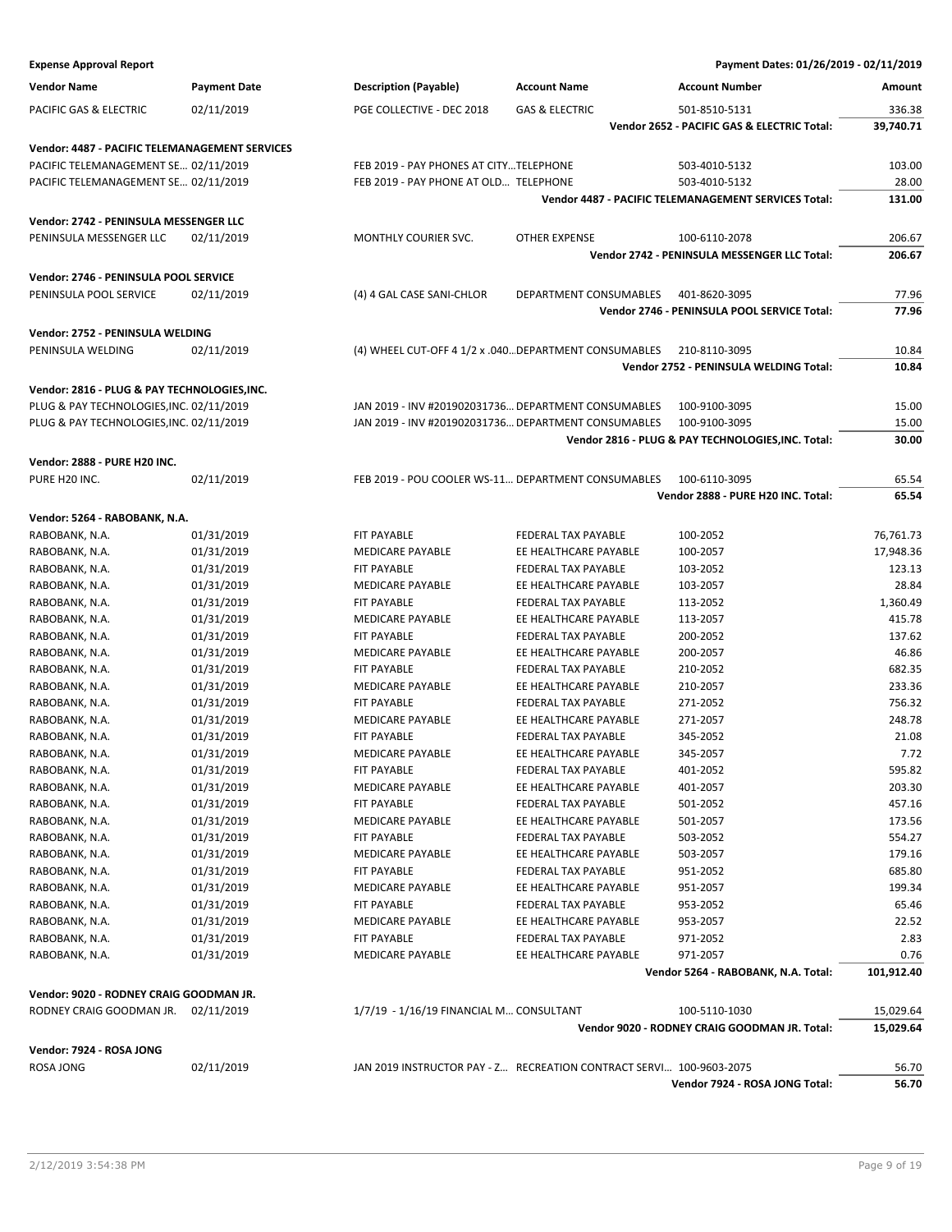**Expense Approval Report** — Payment Dates: 01/26/2019 - 02/11/2019

| Vendor Name | Payment Date | Description (Payable) | Account Name | Account Number | Amount |
|---|---|---|---|---|---|
| PACIFIC GAS & ELECTRIC | 02/11/2019 | PGE COLLECTIVE - DEC 2018 | GAS & ELECTRIC | 501-8510-5131 | 336.38 |
| | | | | **Vendor 2652 - PACIFIC GAS & ELECTRIC Total:** | **39,740.71** |
| **Vendor: 4487 - PACIFIC TELEMANAGEMENT SERVICES** | | | | | |
| PACIFIC TELEMANAGEMENT SE… | 02/11/2019 | FEB 2019 - PAY PHONES AT CITY… | TELEPHONE | 503-4010-5132 | 103.00 |
| PACIFIC TELEMANAGEMENT SE… | 02/11/2019 | FEB 2019 - PAY PHONE AT OLD… | TELEPHONE | 503-4010-5132 | 28.00 |
| | | | | **Vendor 4487 - PACIFIC TELEMANAGEMENT SERVICES Total:** | **131.00** |
| **Vendor: 2742 - PENINSULA MESSENGER LLC** | | | | | |
| PENINSULA MESSENGER LLC | 02/11/2019 | MONTHLY COURIER SVC. | OTHER EXPENSE | 100-6110-2078 | 206.67 |
| | | | | **Vendor 2742 - PENINSULA MESSENGER LLC Total:** | **206.67** |
| **Vendor: 2746 - PENINSULA POOL SERVICE** | | | | | |
| PENINSULA POOL SERVICE | 02/11/2019 | (4) 4 GAL CASE SANI-CHLOR | DEPARTMENT CONSUMABLES | 401-8620-3095 | 77.96 |
| | | | | **Vendor 2746 - PENINSULA POOL SERVICE Total:** | **77.96** |
| **Vendor: 2752 - PENINSULA WELDING** | | | | | |
| PENINSULA WELDING | 02/11/2019 | (4) WHEEL CUT-OFF 4 1/2 x .040… | DEPARTMENT CONSUMABLES | 210-8110-3095 | 10.84 |
| | | | | **Vendor 2752 - PENINSULA WELDING Total:** | **10.84** |
| **Vendor: 2816 - PLUG & PAY TECHNOLOGIES,INC.** | | | | | |
| PLUG & PAY TECHNOLOGIES,INC. | 02/11/2019 | JAN 2019 - INV #201902031736… | DEPARTMENT CONSUMABLES | 100-9100-3095 | 15.00 |
| PLUG & PAY TECHNOLOGIES,INC. | 02/11/2019 | JAN 2019 - INV #201902031736… | DEPARTMENT CONSUMABLES | 100-9100-3095 | 15.00 |
| | | | | **Vendor 2816 - PLUG & PAY TECHNOLOGIES,INC. Total:** | **30.00** |
| **Vendor: 2888 - PURE H20 INC.** | | | | | |
| PURE H20 INC. | 02/11/2019 | FEB 2019 - POU COOLER WS-11… | DEPARTMENT CONSUMABLES | 100-6110-3095 | 65.54 |
| | | | | **Vendor 2888 - PURE H20 INC. Total:** | **65.54** |
| **Vendor: 5264 - RABOBANK, N.A.** | | | | | |
| RABOBANK, N.A. | 01/31/2019 | FIT PAYABLE | FEDERAL TAX PAYABLE | 100-2052 | 76,761.73 |
| RABOBANK, N.A. | 01/31/2019 | MEDICARE PAYABLE | EE HEALTHCARE PAYABLE | 100-2057 | 17,948.36 |
| RABOBANK, N.A. | 01/31/2019 | FIT PAYABLE | FEDERAL TAX PAYABLE | 103-2052 | 123.13 |
| RABOBANK, N.A. | 01/31/2019 | MEDICARE PAYABLE | EE HEALTHCARE PAYABLE | 103-2057 | 28.84 |
| RABOBANK, N.A. | 01/31/2019 | FIT PAYABLE | FEDERAL TAX PAYABLE | 113-2052 | 1,360.49 |
| RABOBANK, N.A. | 01/31/2019 | MEDICARE PAYABLE | EE HEALTHCARE PAYABLE | 113-2057 | 415.78 |
| RABOBANK, N.A. | 01/31/2019 | FIT PAYABLE | FEDERAL TAX PAYABLE | 200-2052 | 137.62 |
| RABOBANK, N.A. | 01/31/2019 | MEDICARE PAYABLE | EE HEALTHCARE PAYABLE | 200-2057 | 46.86 |
| RABOBANK, N.A. | 01/31/2019 | FIT PAYABLE | FEDERAL TAX PAYABLE | 210-2052 | 682.35 |
| RABOBANK, N.A. | 01/31/2019 | MEDICARE PAYABLE | EE HEALTHCARE PAYABLE | 210-2057 | 233.36 |
| RABOBANK, N.A. | 01/31/2019 | FIT PAYABLE | FEDERAL TAX PAYABLE | 271-2052 | 756.32 |
| RABOBANK, N.A. | 01/31/2019 | MEDICARE PAYABLE | EE HEALTHCARE PAYABLE | 271-2057 | 248.78 |
| RABOBANK, N.A. | 01/31/2019 | FIT PAYABLE | FEDERAL TAX PAYABLE | 345-2052 | 21.08 |
| RABOBANK, N.A. | 01/31/2019 | MEDICARE PAYABLE | EE HEALTHCARE PAYABLE | 345-2057 | 7.72 |
| RABOBANK, N.A. | 01/31/2019 | FIT PAYABLE | FEDERAL TAX PAYABLE | 401-2052 | 595.82 |
| RABOBANK, N.A. | 01/31/2019 | MEDICARE PAYABLE | EE HEALTHCARE PAYABLE | 401-2057 | 203.30 |
| RABOBANK, N.A. | 01/31/2019 | FIT PAYABLE | FEDERAL TAX PAYABLE | 501-2052 | 457.16 |
| RABOBANK, N.A. | 01/31/2019 | MEDICARE PAYABLE | EE HEALTHCARE PAYABLE | 501-2057 | 173.56 |
| RABOBANK, N.A. | 01/31/2019 | FIT PAYABLE | FEDERAL TAX PAYABLE | 503-2052 | 554.27 |
| RABOBANK, N.A. | 01/31/2019 | MEDICARE PAYABLE | EE HEALTHCARE PAYABLE | 503-2057 | 179.16 |
| RABOBANK, N.A. | 01/31/2019 | FIT PAYABLE | FEDERAL TAX PAYABLE | 951-2052 | 685.80 |
| RABOBANK, N.A. | 01/31/2019 | MEDICARE PAYABLE | EE HEALTHCARE PAYABLE | 951-2057 | 199.34 |
| RABOBANK, N.A. | 01/31/2019 | FIT PAYABLE | FEDERAL TAX PAYABLE | 953-2052 | 65.46 |
| RABOBANK, N.A. | 01/31/2019 | MEDICARE PAYABLE | EE HEALTHCARE PAYABLE | 953-2057 | 22.52 |
| RABOBANK, N.A. | 01/31/2019 | FIT PAYABLE | FEDERAL TAX PAYABLE | 971-2052 | 2.83 |
| RABOBANK, N.A. | 01/31/2019 | MEDICARE PAYABLE | EE HEALTHCARE PAYABLE | 971-2057 | 0.76 |
| | | | | **Vendor 5264 - RABOBANK, N.A. Total:** | **101,912.40** |
| **Vendor: 9020 - RODNEY CRAIG GOODMAN JR.** | | | | | |
| RODNEY CRAIG GOODMAN JR. | 02/11/2019 | 1/7/19 - 1/16/19 FINANCIAL M… | CONSULTANT | 100-5110-1030 | 15,029.64 |
| | | | | **Vendor 9020 - RODNEY CRAIG GOODMAN JR. Total:** | **15,029.64** |
| **Vendor: 7924 - ROSA JONG** | | | | | |
| ROSA JONG | 02/11/2019 | JAN 2019 INSTRUCTOR PAY - Z… | RECREATION CONTRACT SERVI… | 100-9603-2075 | 56.70 |
| | | | | **Vendor 7924 - ROSA JONG Total:** | **56.70** |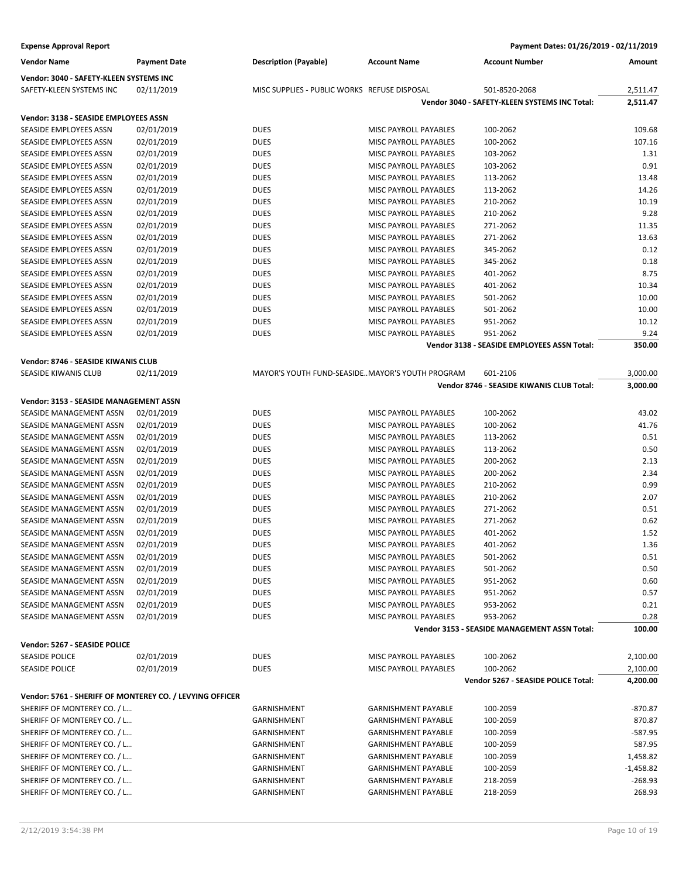**Expense Approval Report** — Payment Dates: 01/26/2019 - 02/11/2019

| Vendor Name | Payment Date | Description (Payable) | Account Name | Account Number | Amount |
|---|---|---|---|---|---|
| **Vendor: 3040 - SAFETY-KLEEN SYSTEMS INC** | | | | | |
| SAFETY-KLEEN SYSTEMS INC | 02/11/2019 | MISC SUPPLIES - PUBLIC WORKS | REFUSE DISPOSAL | 501-8520-2068 | 2,511.47 |
| | | | | **Vendor 3040 - SAFETY-KLEEN SYSTEMS INC Total:** | **2,511.47** |
| **Vendor: 3138 - SEASIDE EMPLOYEES ASSN** | | | | | |
| SEASIDE EMPLOYEES ASSN | 02/01/2019 | DUES | MISC PAYROLL PAYABLES | 100-2062 | 109.68 |
| SEASIDE EMPLOYEES ASSN | 02/01/2019 | DUES | MISC PAYROLL PAYABLES | 100-2062 | 107.16 |
| SEASIDE EMPLOYEES ASSN | 02/01/2019 | DUES | MISC PAYROLL PAYABLES | 103-2062 | 1.31 |
| SEASIDE EMPLOYEES ASSN | 02/01/2019 | DUES | MISC PAYROLL PAYABLES | 103-2062 | 0.91 |
| SEASIDE EMPLOYEES ASSN | 02/01/2019 | DUES | MISC PAYROLL PAYABLES | 113-2062 | 13.48 |
| SEASIDE EMPLOYEES ASSN | 02/01/2019 | DUES | MISC PAYROLL PAYABLES | 113-2062 | 14.26 |
| SEASIDE EMPLOYEES ASSN | 02/01/2019 | DUES | MISC PAYROLL PAYABLES | 210-2062 | 10.19 |
| SEASIDE EMPLOYEES ASSN | 02/01/2019 | DUES | MISC PAYROLL PAYABLES | 210-2062 | 9.28 |
| SEASIDE EMPLOYEES ASSN | 02/01/2019 | DUES | MISC PAYROLL PAYABLES | 271-2062 | 11.35 |
| SEASIDE EMPLOYEES ASSN | 02/01/2019 | DUES | MISC PAYROLL PAYABLES | 271-2062 | 13.63 |
| SEASIDE EMPLOYEES ASSN | 02/01/2019 | DUES | MISC PAYROLL PAYABLES | 345-2062 | 0.12 |
| SEASIDE EMPLOYEES ASSN | 02/01/2019 | DUES | MISC PAYROLL PAYABLES | 345-2062 | 0.18 |
| SEASIDE EMPLOYEES ASSN | 02/01/2019 | DUES | MISC PAYROLL PAYABLES | 401-2062 | 8.75 |
| SEASIDE EMPLOYEES ASSN | 02/01/2019 | DUES | MISC PAYROLL PAYABLES | 401-2062 | 10.34 |
| SEASIDE EMPLOYEES ASSN | 02/01/2019 | DUES | MISC PAYROLL PAYABLES | 501-2062 | 10.00 |
| SEASIDE EMPLOYEES ASSN | 02/01/2019 | DUES | MISC PAYROLL PAYABLES | 501-2062 | 10.00 |
| SEASIDE EMPLOYEES ASSN | 02/01/2019 | DUES | MISC PAYROLL PAYABLES | 951-2062 | 10.12 |
| SEASIDE EMPLOYEES ASSN | 02/01/2019 | DUES | MISC PAYROLL PAYABLES | 951-2062 | 9.24 |
| | | | | **Vendor 3138 - SEASIDE EMPLOYEES ASSN Total:** | **350.00** |
| **Vendor: 8746 - SEASIDE KIWANIS CLUB** | | | | | |
| SEASIDE KIWANIS CLUB | 02/11/2019 | MAYOR'S YOUTH FUND-SEASIDE... | MAYOR'S YOUTH PROGRAM | 601-2106 | 3,000.00 |
| | | | | **Vendor 8746 - SEASIDE KIWANIS CLUB Total:** | **3,000.00** |
| **Vendor: 3153 - SEASIDE MANAGEMENT ASSN** | | | | | |
| SEASIDE MANAGEMENT ASSN | 02/01/2019 | DUES | MISC PAYROLL PAYABLES | 100-2062 | 43.02 |
| SEASIDE MANAGEMENT ASSN | 02/01/2019 | DUES | MISC PAYROLL PAYABLES | 100-2062 | 41.76 |
| SEASIDE MANAGEMENT ASSN | 02/01/2019 | DUES | MISC PAYROLL PAYABLES | 113-2062 | 0.51 |
| SEASIDE MANAGEMENT ASSN | 02/01/2019 | DUES | MISC PAYROLL PAYABLES | 113-2062 | 0.50 |
| SEASIDE MANAGEMENT ASSN | 02/01/2019 | DUES | MISC PAYROLL PAYABLES | 200-2062 | 2.13 |
| SEASIDE MANAGEMENT ASSN | 02/01/2019 | DUES | MISC PAYROLL PAYABLES | 200-2062 | 2.34 |
| SEASIDE MANAGEMENT ASSN | 02/01/2019 | DUES | MISC PAYROLL PAYABLES | 210-2062 | 0.99 |
| SEASIDE MANAGEMENT ASSN | 02/01/2019 | DUES | MISC PAYROLL PAYABLES | 210-2062 | 2.07 |
| SEASIDE MANAGEMENT ASSN | 02/01/2019 | DUES | MISC PAYROLL PAYABLES | 271-2062 | 0.51 |
| SEASIDE MANAGEMENT ASSN | 02/01/2019 | DUES | MISC PAYROLL PAYABLES | 271-2062 | 0.62 |
| SEASIDE MANAGEMENT ASSN | 02/01/2019 | DUES | MISC PAYROLL PAYABLES | 401-2062 | 1.52 |
| SEASIDE MANAGEMENT ASSN | 02/01/2019 | DUES | MISC PAYROLL PAYABLES | 401-2062 | 1.36 |
| SEASIDE MANAGEMENT ASSN | 02/01/2019 | DUES | MISC PAYROLL PAYABLES | 501-2062 | 0.51 |
| SEASIDE MANAGEMENT ASSN | 02/01/2019 | DUES | MISC PAYROLL PAYABLES | 501-2062 | 0.50 |
| SEASIDE MANAGEMENT ASSN | 02/01/2019 | DUES | MISC PAYROLL PAYABLES | 951-2062 | 0.60 |
| SEASIDE MANAGEMENT ASSN | 02/01/2019 | DUES | MISC PAYROLL PAYABLES | 951-2062 | 0.57 |
| SEASIDE MANAGEMENT ASSN | 02/01/2019 | DUES | MISC PAYROLL PAYABLES | 953-2062 | 0.21 |
| SEASIDE MANAGEMENT ASSN | 02/01/2019 | DUES | MISC PAYROLL PAYABLES | 953-2062 | 0.28 |
| | | | | **Vendor 3153 - SEASIDE MANAGEMENT ASSN Total:** | **100.00** |
| **Vendor: 5267 - SEASIDE POLICE** | | | | | |
| SEASIDE POLICE | 02/01/2019 | DUES | MISC PAYROLL PAYABLES | 100-2062 | 2,100.00 |
| SEASIDE POLICE | 02/01/2019 | DUES | MISC PAYROLL PAYABLES | 100-2062 | 2,100.00 |
| | | | | **Vendor 5267 - SEASIDE POLICE Total:** | **4,200.00** |
| **Vendor: 5761 - SHERIFF OF MONTEREY CO. / LEVYING OFFICER** | | | | | |
| SHERIFF OF MONTEREY CO. / L... | | GARNISHMENT | GARNISHMENT PAYABLE | 100-2059 | -870.87 |
| SHERIFF OF MONTEREY CO. / L... | | GARNISHMENT | GARNISHMENT PAYABLE | 100-2059 | 870.87 |
| SHERIFF OF MONTEREY CO. / L... | | GARNISHMENT | GARNISHMENT PAYABLE | 100-2059 | -587.95 |
| SHERIFF OF MONTEREY CO. / L... | | GARNISHMENT | GARNISHMENT PAYABLE | 100-2059 | 587.95 |
| SHERIFF OF MONTEREY CO. / L... | | GARNISHMENT | GARNISHMENT PAYABLE | 100-2059 | 1,458.82 |
| SHERIFF OF MONTEREY CO. / L... | | GARNISHMENT | GARNISHMENT PAYABLE | 100-2059 | -1,458.82 |
| SHERIFF OF MONTEREY CO. / L... | | GARNISHMENT | GARNISHMENT PAYABLE | 218-2059 | -268.93 |
| SHERIFF OF MONTEREY CO. / L... | | GARNISHMENT | GARNISHMENT PAYABLE | 218-2059 | 268.93 |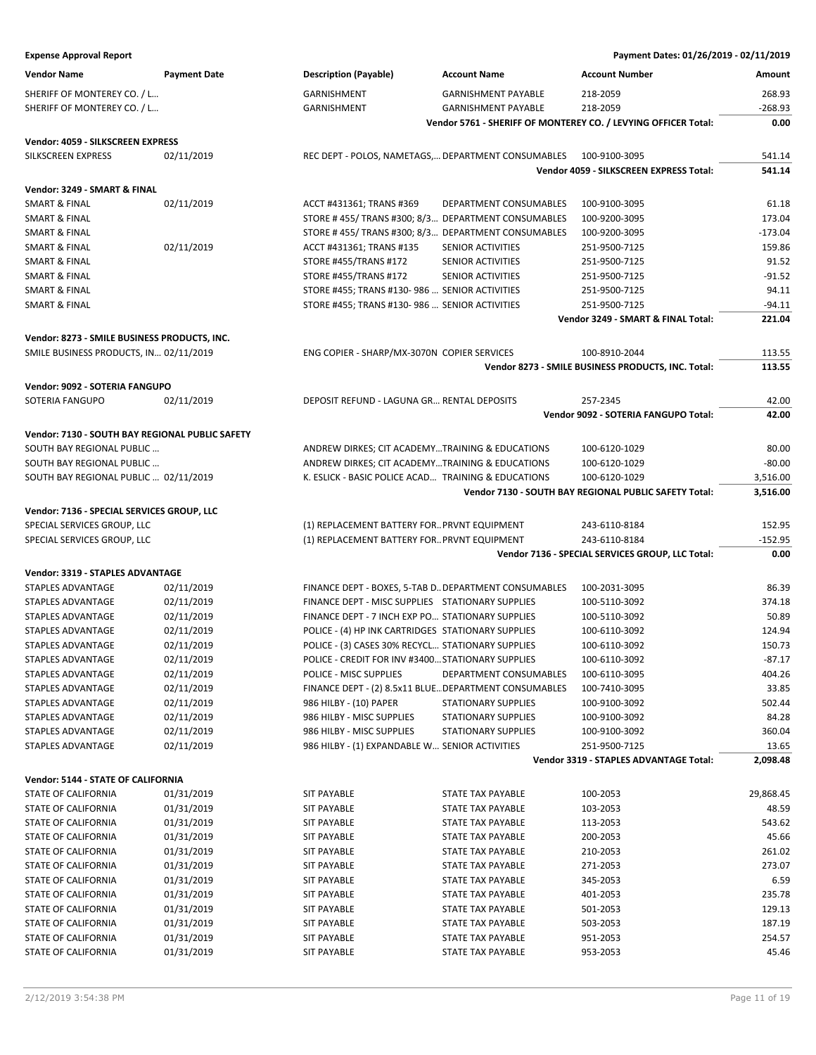**Expense Approval Report** — Payment Dates: 01/26/2019 - 02/11/2019

| Vendor Name | Payment Date | Description (Payable) | Account Name | Account Number | Amount |
|---|---|---|---|---|---|
| SHERIFF OF MONTEREY CO. / L... | | GARNISHMENT | GARNISHMENT PAYABLE | 218-2059 | 268.93 |
| SHERIFF OF MONTEREY CO. / L... | | GARNISHMENT | GARNISHMENT PAYABLE | 218-2059 | -268.93 |
| | | | | **Vendor 5761 - SHERIFF OF MONTEREY CO. / LEVYING OFFICER Total:** | **0.00** |
| **Vendor: 4059 - SILKSCREEN EXPRESS** | | | | | |
| SILKSCREEN EXPRESS | 02/11/2019 | REC DEPT - POLOS, NAMETAGS,... | DEPARTMENT CONSUMABLES | 100-9100-3095 | 541.14 |
| | | | | **Vendor 4059 - SILKSCREEN EXPRESS Total:** | **541.14** |
| **Vendor: 3249 - SMART & FINAL** | | | | | |
| SMART & FINAL | 02/11/2019 | ACCT #431361; TRANS #369 | DEPARTMENT CONSUMABLES | 100-9100-3095 | 61.18 |
| SMART & FINAL | | STORE # 455/ TRANS #300; 8/3... | DEPARTMENT CONSUMABLES | 100-9200-3095 | 173.04 |
| SMART & FINAL | | STORE # 455/ TRANS #300; 8/3... | DEPARTMENT CONSUMABLES | 100-9200-3095 | -173.04 |
| SMART & FINAL | 02/11/2019 | ACCT #431361; TRANS #135 | SENIOR ACTIVITIES | 251-9500-7125 | 159.86 |
| SMART & FINAL | | STORE #455/TRANS #172 | SENIOR ACTIVITIES | 251-9500-7125 | 91.52 |
| SMART & FINAL | | STORE #455/TRANS #172 | SENIOR ACTIVITIES | 251-9500-7125 | -91.52 |
| SMART & FINAL | | STORE #455; TRANS #130- 986 ... | SENIOR ACTIVITIES | 251-9500-7125 | 94.11 |
| SMART & FINAL | | STORE #455; TRANS #130- 986 ... | SENIOR ACTIVITIES | 251-9500-7125 | -94.11 |
| | | | | **Vendor 3249 - SMART & FINAL Total:** | **221.04** |
| **Vendor: 8273 - SMILE BUSINESS PRODUCTS, INC.** | | | | | |
| SMILE BUSINESS PRODUCTS, IN... | 02/11/2019 | ENG COPIER - SHARP/MX-3070N | COPIER SERVICES | 100-8910-2044 | 113.55 |
| | | | | **Vendor 8273 - SMILE BUSINESS PRODUCTS, INC. Total:** | **113.55** |
| **Vendor: 9092 - SOTERIA FANGUPO** | | | | | |
| SOTERIA FANGUPO | 02/11/2019 | DEPOSIT REFUND - LAGUNA GR... | RENTAL DEPOSITS | 257-2345 | 42.00 |
| | | | | **Vendor 9092 - SOTERIA FANGUPO Total:** | **42.00** |
| **Vendor: 7130 - SOUTH BAY REGIONAL PUBLIC SAFETY** | | | | | |
| SOUTH BAY REGIONAL PUBLIC ... | | ANDREW DIRKES; CIT ACADEMY... | TRAINING & EDUCATIONS | 100-6120-1029 | 80.00 |
| SOUTH BAY REGIONAL PUBLIC ... | | ANDREW DIRKES; CIT ACADEMY... | TRAINING & EDUCATIONS | 100-6120-1029 | -80.00 |
| SOUTH BAY REGIONAL PUBLIC ... | 02/11/2019 | K. ESLICK - BASIC POLICE ACAD... | TRAINING & EDUCATIONS | 100-6120-1029 | 3,516.00 |
| | | | | **Vendor 7130 - SOUTH BAY REGIONAL PUBLIC SAFETY Total:** | **3,516.00** |
| **Vendor: 7136 - SPECIAL SERVICES GROUP, LLC** | | | | | |
| SPECIAL SERVICES GROUP, LLC | | (1) REPLACEMENT BATTERY FOR... | PRVNT EQUIPMENT | 243-6110-8184 | 152.95 |
| SPECIAL SERVICES GROUP, LLC | | (1) REPLACEMENT BATTERY FOR... | PRVNT EQUIPMENT | 243-6110-8184 | -152.95 |
| | | | | **Vendor 7136 - SPECIAL SERVICES GROUP, LLC Total:** | **0.00** |
| **Vendor: 3319 - STAPLES ADVANTAGE** | | | | | |
| STAPLES ADVANTAGE | 02/11/2019 | FINANCE DEPT - BOXES, 5-TAB D... | DEPARTMENT CONSUMABLES | 100-2031-3095 | 86.39 |
| STAPLES ADVANTAGE | 02/11/2019 | FINANCE DEPT - MISC SUPPLIES | STATIONARY SUPPLIES | 100-5110-3092 | 374.18 |
| STAPLES ADVANTAGE | 02/11/2019 | FINANCE DEPT - 7 INCH EXP PO... | STATIONARY SUPPLIES | 100-5110-3092 | 50.89 |
| STAPLES ADVANTAGE | 02/11/2019 | POLICE - (4) HP INK CARTRIDGES | STATIONARY SUPPLIES | 100-6110-3092 | 124.94 |
| STAPLES ADVANTAGE | 02/11/2019 | POLICE - (3) CASES 30% RECYCL... | STATIONARY SUPPLIES | 100-6110-3092 | 150.73 |
| STAPLES ADVANTAGE | 02/11/2019 | POLICE - CREDIT FOR INV #3400... | STATIONARY SUPPLIES | 100-6110-3092 | -87.17 |
| STAPLES ADVANTAGE | 02/11/2019 | POLICE - MISC SUPPLIES | DEPARTMENT CONSUMABLES | 100-6110-3095 | 404.26 |
| STAPLES ADVANTAGE | 02/11/2019 | FINANCE DEPT - (2) 8.5x11 BLUE... | DEPARTMENT CONSUMABLES | 100-7410-3095 | 33.85 |
| STAPLES ADVANTAGE | 02/11/2019 | 986 HILBY - (10) PAPER | STATIONARY SUPPLIES | 100-9100-3092 | 502.44 |
| STAPLES ADVANTAGE | 02/11/2019 | 986 HILBY - MISC SUPPLIES | STATIONARY SUPPLIES | 100-9100-3092 | 84.28 |
| STAPLES ADVANTAGE | 02/11/2019 | 986 HILBY - MISC SUPPLIES | STATIONARY SUPPLIES | 100-9100-3092 | 360.04 |
| STAPLES ADVANTAGE | 02/11/2019 | 986 HILBY - (1) EXPANDABLE W... | SENIOR ACTIVITIES | 251-9500-7125 | 13.65 |
| | | | | **Vendor 3319 - STAPLES ADVANTAGE Total:** | **2,098.48** |
| **Vendor: 5144 - STATE OF CALIFORNIA** | | | | | |
| STATE OF CALIFORNIA | 01/31/2019 | SIT PAYABLE | STATE TAX PAYABLE | 100-2053 | 29,868.45 |
| STATE OF CALIFORNIA | 01/31/2019 | SIT PAYABLE | STATE TAX PAYABLE | 103-2053 | 48.59 |
| STATE OF CALIFORNIA | 01/31/2019 | SIT PAYABLE | STATE TAX PAYABLE | 113-2053 | 543.62 |
| STATE OF CALIFORNIA | 01/31/2019 | SIT PAYABLE | STATE TAX PAYABLE | 200-2053 | 45.66 |
| STATE OF CALIFORNIA | 01/31/2019 | SIT PAYABLE | STATE TAX PAYABLE | 210-2053 | 261.02 |
| STATE OF CALIFORNIA | 01/31/2019 | SIT PAYABLE | STATE TAX PAYABLE | 271-2053 | 273.07 |
| STATE OF CALIFORNIA | 01/31/2019 | SIT PAYABLE | STATE TAX PAYABLE | 345-2053 | 6.59 |
| STATE OF CALIFORNIA | 01/31/2019 | SIT PAYABLE | STATE TAX PAYABLE | 401-2053 | 235.78 |
| STATE OF CALIFORNIA | 01/31/2019 | SIT PAYABLE | STATE TAX PAYABLE | 501-2053 | 129.13 |
| STATE OF CALIFORNIA | 01/31/2019 | SIT PAYABLE | STATE TAX PAYABLE | 503-2053 | 187.19 |
| STATE OF CALIFORNIA | 01/31/2019 | SIT PAYABLE | STATE TAX PAYABLE | 951-2053 | 254.57 |
| STATE OF CALIFORNIA | 01/31/2019 | SIT PAYABLE | STATE TAX PAYABLE | 953-2053 | 45.46 |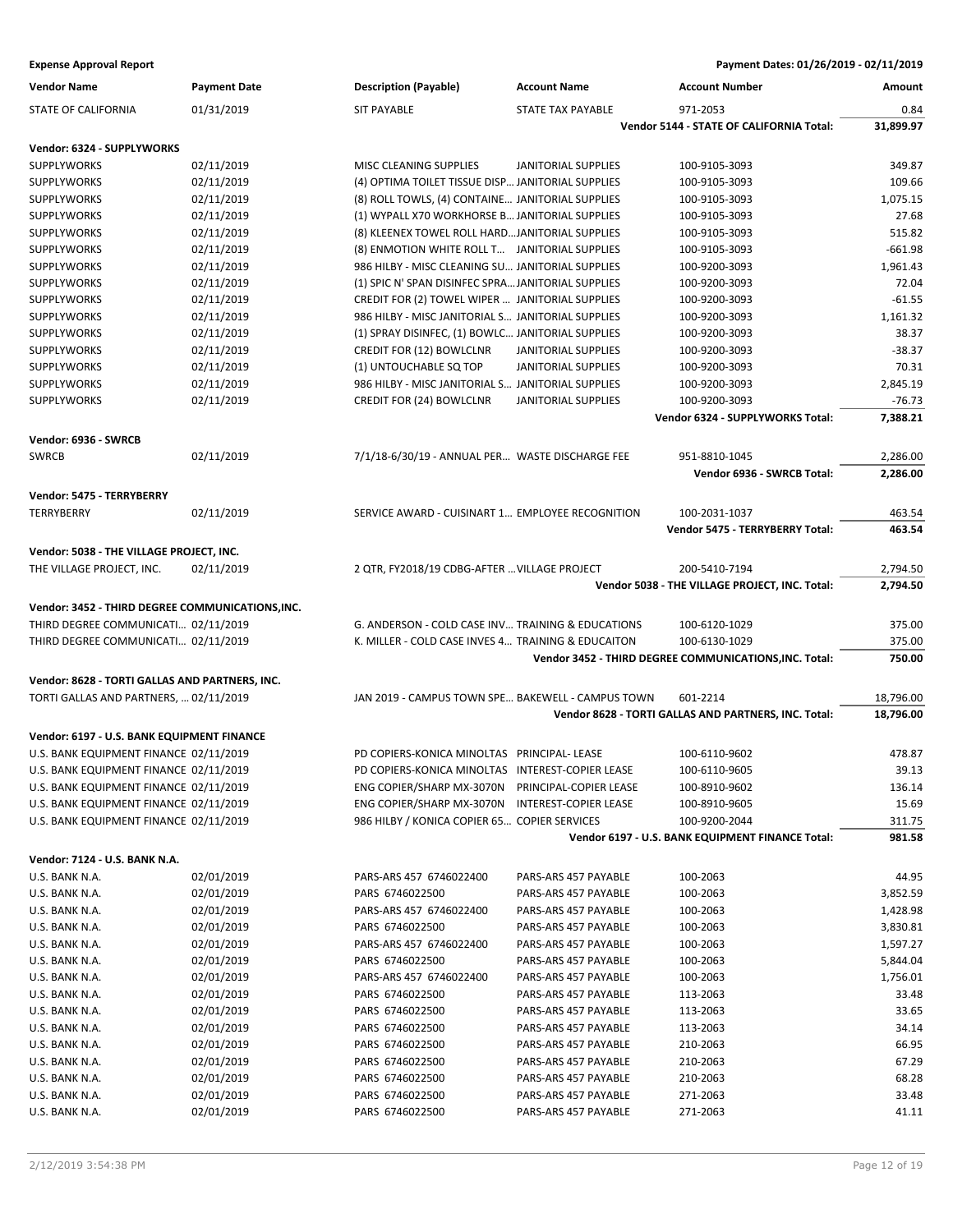**Expense Approval Report** — Payment Dates: 01/26/2019 - 02/11/2019

| Vendor Name | Payment Date | Description (Payable) | Account Name | Account Number | Amount |
|---|---|---|---|---|---|
| STATE OF CALIFORNIA | 01/31/2019 | SIT PAYABLE | STATE TAX PAYABLE | 971-2053 | 0.84 |
| | | | | **Vendor 5144 - STATE OF CALIFORNIA Total:** | **31,899.97** |
| **Vendor: 6324 - SUPPLYWORKS** | | | | | |
| SUPPLYWORKS | 02/11/2019 | MISC CLEANING SUPPLIES | JANITORIAL SUPPLIES | 100-9105-3093 | 349.87 |
| SUPPLYWORKS | 02/11/2019 | (4) OPTIMA TOILET TISSUE DISP... | JANITORIAL SUPPLIES | 100-9105-3093 | 109.66 |
| SUPPLYWORKS | 02/11/2019 | (8) ROLL TOWLS, (4) CONTAINE... | JANITORIAL SUPPLIES | 100-9105-3093 | 1,075.15 |
| SUPPLYWORKS | 02/11/2019 | (1) WYPALL X70 WORKHORSE B... | JANITORIAL SUPPLIES | 100-9105-3093 | 27.68 |
| SUPPLYWORKS | 02/11/2019 | (8) KLEENEX TOWEL ROLL HARD... | JANITORIAL SUPPLIES | 100-9105-3093 | 515.82 |
| SUPPLYWORKS | 02/11/2019 | (8) ENMOTION WHITE ROLL T... | JANITORIAL SUPPLIES | 100-9105-3093 | -661.98 |
| SUPPLYWORKS | 02/11/2019 | 986 HILBY - MISC CLEANING SU... | JANITORIAL SUPPLIES | 100-9200-3093 | 1,961.43 |
| SUPPLYWORKS | 02/11/2019 | (1) SPIC N' SPAN DISINFEC SPRA... | JANITORIAL SUPPLIES | 100-9200-3093 | 72.04 |
| SUPPLYWORKS | 02/11/2019 | CREDIT FOR (2) TOWEL WIPER ... | JANITORIAL SUPPLIES | 100-9200-3093 | -61.55 |
| SUPPLYWORKS | 02/11/2019 | 986 HILBY - MISC JANITORIAL S... | JANITORIAL SUPPLIES | 100-9200-3093 | 1,161.32 |
| SUPPLYWORKS | 02/11/2019 | (1) SPRAY DISINFEC, (1) BOWLC... | JANITORIAL SUPPLIES | 100-9200-3093 | 38.37 |
| SUPPLYWORKS | 02/11/2019 | CREDIT FOR (12) BOWLCLNR | JANITORIAL SUPPLIES | 100-9200-3093 | -38.37 |
| SUPPLYWORKS | 02/11/2019 | (1) UNTOUCHABLE SQ TOP | JANITORIAL SUPPLIES | 100-9200-3093 | 70.31 |
| SUPPLYWORKS | 02/11/2019 | 986 HILBY - MISC JANITORIAL S... | JANITORIAL SUPPLIES | 100-9200-3093 | 2,845.19 |
| SUPPLYWORKS | 02/11/2019 | CREDIT FOR (24) BOWLCLNR | JANITORIAL SUPPLIES | 100-9200-3093 | -76.73 |
| | | | | **Vendor 6324 - SUPPLYWORKS Total:** | **7,388.21** |
| **Vendor: 6936 - SWRCB** | | | | | |
| SWRCB | 02/11/2019 | 7/1/18-6/30/19 - ANNUAL PER... | WASTE DISCHARGE FEE | 951-8810-1045 | 2,286.00 |
| | | | | **Vendor 6936 - SWRCB Total:** | **2,286.00** |
| **Vendor: 5475 - TERRYBERRY** | | | | | |
| TERRYBERRY | 02/11/2019 | SERVICE AWARD - CUISINART 1... | EMPLOYEE RECOGNITION | 100-2031-1037 | 463.54 |
| | | | | **Vendor 5475 - TERRYBERRY Total:** | **463.54** |
| **Vendor: 5038 - THE VILLAGE PROJECT, INC.** | | | | | |
| THE VILLAGE PROJECT, INC. | 02/11/2019 | 2 QTR, FY2018/19 CDBG-AFTER ... | VILLAGE PROJECT | 200-5410-7194 | 2,794.50 |
| | | | | **Vendor 5038 - THE VILLAGE PROJECT, INC. Total:** | **2,794.50** |
| **Vendor: 3452 - THIRD DEGREE COMMUNICATIONS,INC.** | | | | | |
| THIRD DEGREE COMMUNICATI... | 02/11/2019 | G. ANDERSON - COLD CASE INV... | TRAINING & EDUCATIONS | 100-6120-1029 | 375.00 |
| THIRD DEGREE COMMUNICATI... | 02/11/2019 | K. MILLER - COLD CASE INVES 4... | TRAINING & EDUCAITON | 100-6130-1029 | 375.00 |
| | | | | **Vendor 3452 - THIRD DEGREE COMMUNICATIONS,INC. Total:** | **750.00** |
| **Vendor: 8628 - TORTI GALLAS AND PARTNERS, INC.** | | | | | |
| TORTI GALLAS AND PARTNERS, ... | 02/11/2019 | JAN 2019 - CAMPUS TOWN SPE... | BAKEWELL - CAMPUS TOWN | 601-2214 | 18,796.00 |
| | | | | **Vendor 8628 - TORTI GALLAS AND PARTNERS, INC. Total:** | **18,796.00** |
| **Vendor: 6197 - U.S. BANK EQUIPMENT FINANCE** | | | | | |
| U.S. BANK EQUIPMENT FINANCE | 02/11/2019 | PD COPIERS-KONICA MINOLTAS | PRINCIPAL- LEASE | 100-6110-9602 | 478.87 |
| U.S. BANK EQUIPMENT FINANCE | 02/11/2019 | PD COPIERS-KONICA MINOLTAS | INTEREST-COPIER LEASE | 100-6110-9605 | 39.13 |
| U.S. BANK EQUIPMENT FINANCE | 02/11/2019 | ENG COPIER/SHARP MX-3070N | PRINCIPAL-COPIER LEASE | 100-8910-9602 | 136.14 |
| U.S. BANK EQUIPMENT FINANCE | 02/11/2019 | ENG COPIER/SHARP MX-3070N | INTEREST-COPIER LEASE | 100-8910-9605 | 15.69 |
| U.S. BANK EQUIPMENT FINANCE | 02/11/2019 | 986 HILBY / KONICA COPIER 65... | COPIER SERVICES | 100-9200-2044 | 311.75 |
| | | | | **Vendor 6197 - U.S. BANK EQUIPMENT FINANCE Total:** | **981.58** |
| **Vendor: 7124 - U.S. BANK N.A.** | | | | | |
| U.S. BANK N.A. | 02/01/2019 | PARS-ARS 457 6746022400 | PARS-ARS 457 PAYABLE | 100-2063 | 44.95 |
| U.S. BANK N.A. | 02/01/2019 | PARS 6746022500 | PARS-ARS 457 PAYABLE | 100-2063 | 3,852.59 |
| U.S. BANK N.A. | 02/01/2019 | PARS-ARS 457 6746022400 | PARS-ARS 457 PAYABLE | 100-2063 | 1,428.98 |
| U.S. BANK N.A. | 02/01/2019 | PARS 6746022500 | PARS-ARS 457 PAYABLE | 100-2063 | 3,830.81 |
| U.S. BANK N.A. | 02/01/2019 | PARS-ARS 457 6746022400 | PARS-ARS 457 PAYABLE | 100-2063 | 1,597.27 |
| U.S. BANK N.A. | 02/01/2019 | PARS 6746022500 | PARS-ARS 457 PAYABLE | 100-2063 | 5,844.04 |
| U.S. BANK N.A. | 02/01/2019 | PARS-ARS 457 6746022400 | PARS-ARS 457 PAYABLE | 100-2063 | 1,756.01 |
| U.S. BANK N.A. | 02/01/2019 | PARS 6746022500 | PARS-ARS 457 PAYABLE | 113-2063 | 33.48 |
| U.S. BANK N.A. | 02/01/2019 | PARS 6746022500 | PARS-ARS 457 PAYABLE | 113-2063 | 33.65 |
| U.S. BANK N.A. | 02/01/2019 | PARS 6746022500 | PARS-ARS 457 PAYABLE | 113-2063 | 34.14 |
| U.S. BANK N.A. | 02/01/2019 | PARS 6746022500 | PARS-ARS 457 PAYABLE | 210-2063 | 66.95 |
| U.S. BANK N.A. | 02/01/2019 | PARS 6746022500 | PARS-ARS 457 PAYABLE | 210-2063 | 67.29 |
| U.S. BANK N.A. | 02/01/2019 | PARS 6746022500 | PARS-ARS 457 PAYABLE | 210-2063 | 68.28 |
| U.S. BANK N.A. | 02/01/2019 | PARS 6746022500 | PARS-ARS 457 PAYABLE | 271-2063 | 33.48 |
| U.S. BANK N.A. | 02/01/2019 | PARS 6746022500 | PARS-ARS 457 PAYABLE | 271-2063 | 41.11 |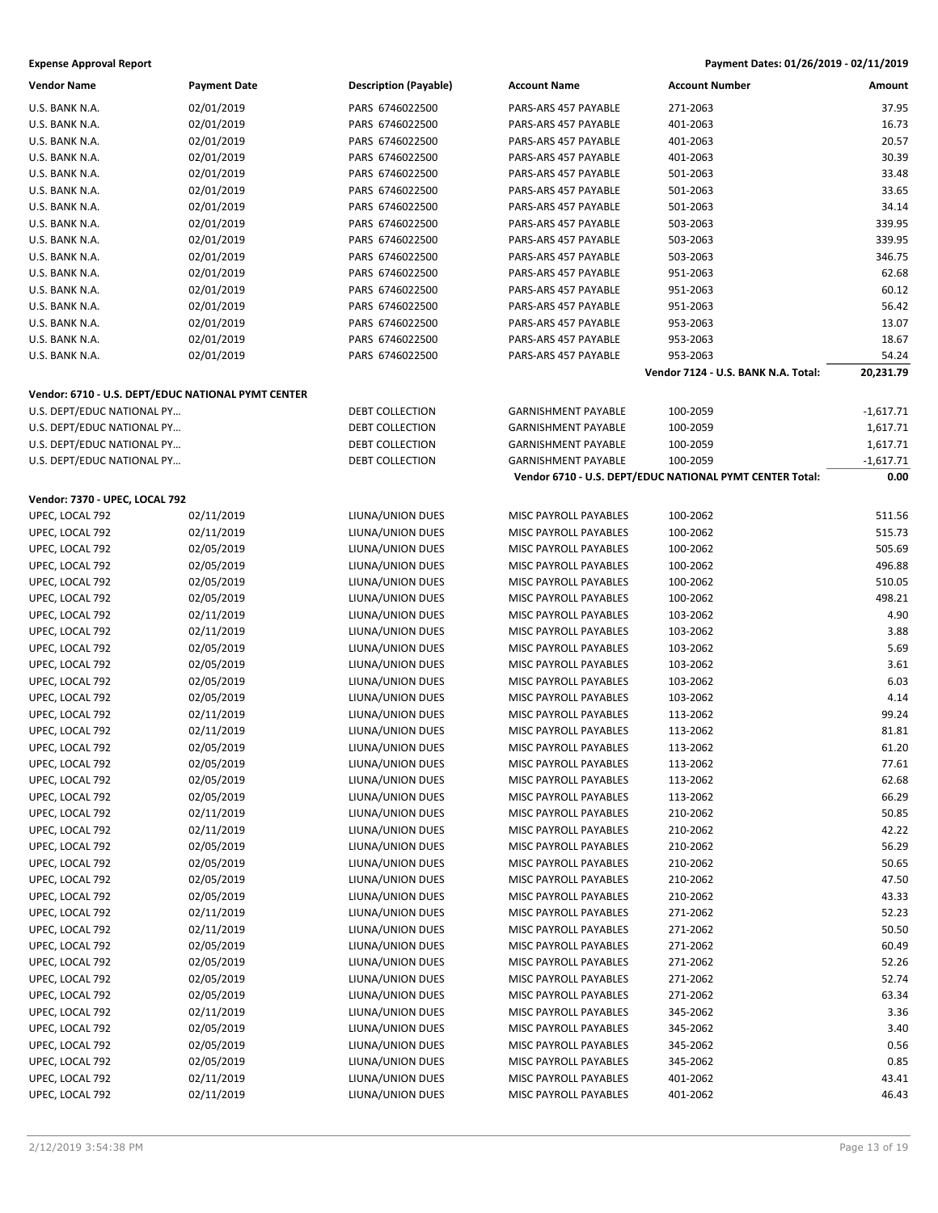| Vendor Name | Payment Date | Description (Payable) | Account Name | Account Number | Amount |
|---|---|---|---|---|---|
| U.S. BANK N.A. | 02/01/2019 | PARS 6746022500 | PARS-ARS 457 PAYABLE | 271-2063 | 37.95 |
| U.S. BANK N.A. | 02/01/2019 | PARS 6746022500 | PARS-ARS 457 PAYABLE | 401-2063 | 16.73 |
| U.S. BANK N.A. | 02/01/2019 | PARS 6746022500 | PARS-ARS 457 PAYABLE | 401-2063 | 20.57 |
| U.S. BANK N.A. | 02/01/2019 | PARS 6746022500 | PARS-ARS 457 PAYABLE | 401-2063 | 30.39 |
| U.S. BANK N.A. | 02/01/2019 | PARS 6746022500 | PARS-ARS 457 PAYABLE | 501-2063 | 33.48 |
| U.S. BANK N.A. | 02/01/2019 | PARS 6746022500 | PARS-ARS 457 PAYABLE | 501-2063 | 33.65 |
| U.S. BANK N.A. | 02/01/2019 | PARS 6746022500 | PARS-ARS 457 PAYABLE | 501-2063 | 34.14 |
| U.S. BANK N.A. | 02/01/2019 | PARS 6746022500 | PARS-ARS 457 PAYABLE | 503-2063 | 339.95 |
| U.S. BANK N.A. | 02/01/2019 | PARS 6746022500 | PARS-ARS 457 PAYABLE | 503-2063 | 339.95 |
| U.S. BANK N.A. | 02/01/2019 | PARS 6746022500 | PARS-ARS 457 PAYABLE | 503-2063 | 346.75 |
| U.S. BANK N.A. | 02/01/2019 | PARS 6746022500 | PARS-ARS 457 PAYABLE | 951-2063 | 62.68 |
| U.S. BANK N.A. | 02/01/2019 | PARS 6746022500 | PARS-ARS 457 PAYABLE | 951-2063 | 60.12 |
| U.S. BANK N.A. | 02/01/2019 | PARS 6746022500 | PARS-ARS 457 PAYABLE | 951-2063 | 56.42 |
| U.S. BANK N.A. | 02/01/2019 | PARS 6746022500 | PARS-ARS 457 PAYABLE | 953-2063 | 13.07 |
| U.S. BANK N.A. | 02/01/2019 | PARS 6746022500 | PARS-ARS 457 PAYABLE | 953-2063 | 18.67 |
| U.S. BANK N.A. | 02/01/2019 | PARS 6746022500 | PARS-ARS 457 PAYABLE | 953-2063 | 54.24 |
| | | | | **Vendor 7124 - U.S. BANK N.A. Total:** | **20,231.79** |
| **Vendor: 6710 - U.S. DEPT/EDUC NATIONAL PYMT CENTER** | | | | | |
| U.S. DEPT/EDUC NATIONAL PY… | | DEBT COLLECTION | GARNISHMENT PAYABLE | 100-2059 | -1,617.71 |
| U.S. DEPT/EDUC NATIONAL PY… | | DEBT COLLECTION | GARNISHMENT PAYABLE | 100-2059 | 1,617.71 |
| U.S. DEPT/EDUC NATIONAL PY… | | DEBT COLLECTION | GARNISHMENT PAYABLE | 100-2059 | 1,617.71 |
| U.S. DEPT/EDUC NATIONAL PY… | | DEBT COLLECTION | GARNISHMENT PAYABLE | 100-2059 | -1,617.71 |
| | | | | **Vendor 6710 - U.S. DEPT/EDUC NATIONAL PYMT CENTER Total:** | **0.00** |
| **Vendor: 7370 - UPEC, LOCAL 792** | | | | | |
| UPEC, LOCAL 792 | 02/11/2019 | LIUNA/UNION DUES | MISC PAYROLL PAYABLES | 100-2062 | 511.56 |
| UPEC, LOCAL 792 | 02/11/2019 | LIUNA/UNION DUES | MISC PAYROLL PAYABLES | 100-2062 | 515.73 |
| UPEC, LOCAL 792 | 02/05/2019 | LIUNA/UNION DUES | MISC PAYROLL PAYABLES | 100-2062 | 505.69 |
| UPEC, LOCAL 792 | 02/05/2019 | LIUNA/UNION DUES | MISC PAYROLL PAYABLES | 100-2062 | 496.88 |
| UPEC, LOCAL 792 | 02/05/2019 | LIUNA/UNION DUES | MISC PAYROLL PAYABLES | 100-2062 | 510.05 |
| UPEC, LOCAL 792 | 02/05/2019 | LIUNA/UNION DUES | MISC PAYROLL PAYABLES | 100-2062 | 498.21 |
| UPEC, LOCAL 792 | 02/11/2019 | LIUNA/UNION DUES | MISC PAYROLL PAYABLES | 103-2062 | 4.90 |
| UPEC, LOCAL 792 | 02/11/2019 | LIUNA/UNION DUES | MISC PAYROLL PAYABLES | 103-2062 | 3.88 |
| UPEC, LOCAL 792 | 02/05/2019 | LIUNA/UNION DUES | MISC PAYROLL PAYABLES | 103-2062 | 5.69 |
| UPEC, LOCAL 792 | 02/05/2019 | LIUNA/UNION DUES | MISC PAYROLL PAYABLES | 103-2062 | 3.61 |
| UPEC, LOCAL 792 | 02/05/2019 | LIUNA/UNION DUES | MISC PAYROLL PAYABLES | 103-2062 | 6.03 |
| UPEC, LOCAL 792 | 02/05/2019 | LIUNA/UNION DUES | MISC PAYROLL PAYABLES | 103-2062 | 4.14 |
| UPEC, LOCAL 792 | 02/11/2019 | LIUNA/UNION DUES | MISC PAYROLL PAYABLES | 113-2062 | 99.24 |
| UPEC, LOCAL 792 | 02/11/2019 | LIUNA/UNION DUES | MISC PAYROLL PAYABLES | 113-2062 | 81.81 |
| UPEC, LOCAL 792 | 02/05/2019 | LIUNA/UNION DUES | MISC PAYROLL PAYABLES | 113-2062 | 61.20 |
| UPEC, LOCAL 792 | 02/05/2019 | LIUNA/UNION DUES | MISC PAYROLL PAYABLES | 113-2062 | 77.61 |
| UPEC, LOCAL 792 | 02/05/2019 | LIUNA/UNION DUES | MISC PAYROLL PAYABLES | 113-2062 | 62.68 |
| UPEC, LOCAL 792 | 02/05/2019 | LIUNA/UNION DUES | MISC PAYROLL PAYABLES | 113-2062 | 66.29 |
| UPEC, LOCAL 792 | 02/11/2019 | LIUNA/UNION DUES | MISC PAYROLL PAYABLES | 210-2062 | 50.85 |
| UPEC, LOCAL 792 | 02/11/2019 | LIUNA/UNION DUES | MISC PAYROLL PAYABLES | 210-2062 | 42.22 |
| UPEC, LOCAL 792 | 02/05/2019 | LIUNA/UNION DUES | MISC PAYROLL PAYABLES | 210-2062 | 56.29 |
| UPEC, LOCAL 792 | 02/05/2019 | LIUNA/UNION DUES | MISC PAYROLL PAYABLES | 210-2062 | 50.65 |
| UPEC, LOCAL 792 | 02/05/2019 | LIUNA/UNION DUES | MISC PAYROLL PAYABLES | 210-2062 | 47.50 |
| UPEC, LOCAL 792 | 02/05/2019 | LIUNA/UNION DUES | MISC PAYROLL PAYABLES | 210-2062 | 43.33 |
| UPEC, LOCAL 792 | 02/11/2019 | LIUNA/UNION DUES | MISC PAYROLL PAYABLES | 271-2062 | 52.23 |
| UPEC, LOCAL 792 | 02/11/2019 | LIUNA/UNION DUES | MISC PAYROLL PAYABLES | 271-2062 | 50.50 |
| UPEC, LOCAL 792 | 02/05/2019 | LIUNA/UNION DUES | MISC PAYROLL PAYABLES | 271-2062 | 60.49 |
| UPEC, LOCAL 792 | 02/05/2019 | LIUNA/UNION DUES | MISC PAYROLL PAYABLES | 271-2062 | 52.26 |
| UPEC, LOCAL 792 | 02/05/2019 | LIUNA/UNION DUES | MISC PAYROLL PAYABLES | 271-2062 | 52.74 |
| UPEC, LOCAL 792 | 02/05/2019 | LIUNA/UNION DUES | MISC PAYROLL PAYABLES | 271-2062 | 63.34 |
| UPEC, LOCAL 792 | 02/11/2019 | LIUNA/UNION DUES | MISC PAYROLL PAYABLES | 345-2062 | 3.36 |
| UPEC, LOCAL 792 | 02/05/2019 | LIUNA/UNION DUES | MISC PAYROLL PAYABLES | 345-2062 | 3.40 |
| UPEC, LOCAL 792 | 02/05/2019 | LIUNA/UNION DUES | MISC PAYROLL PAYABLES | 345-2062 | 0.56 |
| UPEC, LOCAL 792 | 02/05/2019 | LIUNA/UNION DUES | MISC PAYROLL PAYABLES | 345-2062 | 0.85 |
| UPEC, LOCAL 792 | 02/11/2019 | LIUNA/UNION DUES | MISC PAYROLL PAYABLES | 401-2062 | 43.41 |
| UPEC, LOCAL 792 | 02/11/2019 | LIUNA/UNION DUES | MISC PAYROLL PAYABLES | 401-2062 | 46.43 |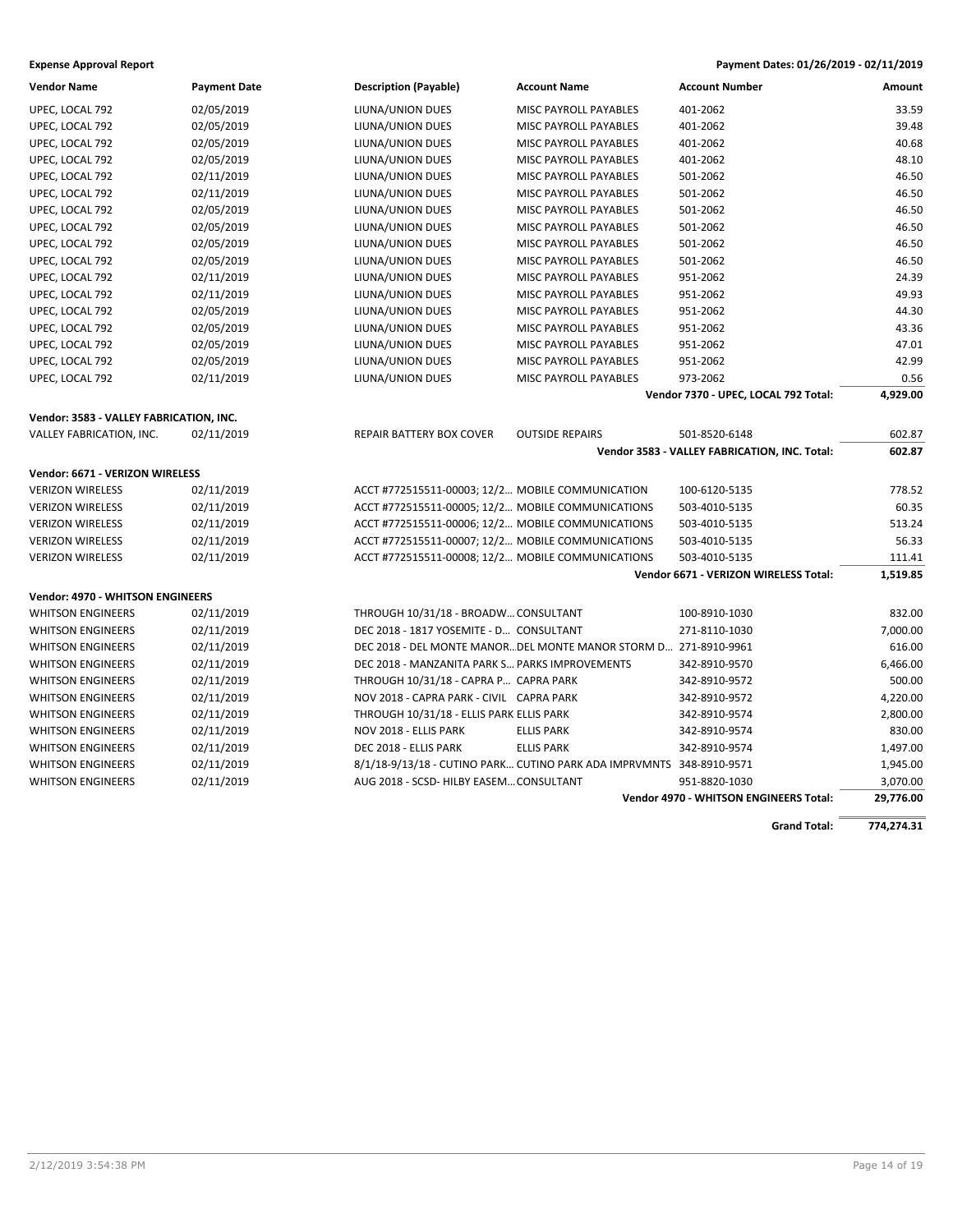**Expense Approval Report** — Payment Dates: 01/26/2019 - 02/11/2019

| Vendor Name | Payment Date | Description (Payable) | Account Name | Account Number | Amount |
|---|---|---|---|---|---|
| UPEC, LOCAL 792 | 02/05/2019 | LIUNA/UNION DUES | MISC PAYROLL PAYABLES | 401-2062 | 33.59 |
| UPEC, LOCAL 792 | 02/05/2019 | LIUNA/UNION DUES | MISC PAYROLL PAYABLES | 401-2062 | 39.48 |
| UPEC, LOCAL 792 | 02/05/2019 | LIUNA/UNION DUES | MISC PAYROLL PAYABLES | 401-2062 | 40.68 |
| UPEC, LOCAL 792 | 02/05/2019 | LIUNA/UNION DUES | MISC PAYROLL PAYABLES | 401-2062 | 48.10 |
| UPEC, LOCAL 792 | 02/11/2019 | LIUNA/UNION DUES | MISC PAYROLL PAYABLES | 501-2062 | 46.50 |
| UPEC, LOCAL 792 | 02/11/2019 | LIUNA/UNION DUES | MISC PAYROLL PAYABLES | 501-2062 | 46.50 |
| UPEC, LOCAL 792 | 02/05/2019 | LIUNA/UNION DUES | MISC PAYROLL PAYABLES | 501-2062 | 46.50 |
| UPEC, LOCAL 792 | 02/05/2019 | LIUNA/UNION DUES | MISC PAYROLL PAYABLES | 501-2062 | 46.50 |
| UPEC, LOCAL 792 | 02/05/2019 | LIUNA/UNION DUES | MISC PAYROLL PAYABLES | 501-2062 | 46.50 |
| UPEC, LOCAL 792 | 02/05/2019 | LIUNA/UNION DUES | MISC PAYROLL PAYABLES | 501-2062 | 46.50 |
| UPEC, LOCAL 792 | 02/11/2019 | LIUNA/UNION DUES | MISC PAYROLL PAYABLES | 951-2062 | 24.39 |
| UPEC, LOCAL 792 | 02/11/2019 | LIUNA/UNION DUES | MISC PAYROLL PAYABLES | 951-2062 | 49.93 |
| UPEC, LOCAL 792 | 02/05/2019 | LIUNA/UNION DUES | MISC PAYROLL PAYABLES | 951-2062 | 44.30 |
| UPEC, LOCAL 792 | 02/05/2019 | LIUNA/UNION DUES | MISC PAYROLL PAYABLES | 951-2062 | 43.36 |
| UPEC, LOCAL 792 | 02/05/2019 | LIUNA/UNION DUES | MISC PAYROLL PAYABLES | 951-2062 | 47.01 |
| UPEC, LOCAL 792 | 02/05/2019 | LIUNA/UNION DUES | MISC PAYROLL PAYABLES | 951-2062 | 42.99 |
| UPEC, LOCAL 792 | 02/11/2019 | LIUNA/UNION DUES | MISC PAYROLL PAYABLES | 973-2062 | 0.56 |
| | | | | **Vendor 7370 - UPEC, LOCAL 792 Total:** | **4,929.00** |
| **Vendor: 3583 - VALLEY FABRICATION, INC.** | | | | | |
| VALLEY FABRICATION, INC. | 02/11/2019 | REPAIR BATTERY BOX COVER | OUTSIDE REPAIRS | 501-8520-6148 | 602.87 |
| | | | | **Vendor 3583 - VALLEY FABRICATION, INC. Total:** | **602.87** |
| **Vendor: 6671 - VERIZON WIRELESS** | | | | | |
| VERIZON WIRELESS | 02/11/2019 | ACCT #772515511-00003; 12/2... | MOBILE COMMUNICATION | 100-6120-5135 | 778.52 |
| VERIZON WIRELESS | 02/11/2019 | ACCT #772515511-00005; 12/2... | MOBILE COMMUNICATIONS | 503-4010-5135 | 60.35 |
| VERIZON WIRELESS | 02/11/2019 | ACCT #772515511-00006; 12/2... | MOBILE COMMUNICATIONS | 503-4010-5135 | 513.24 |
| VERIZON WIRELESS | 02/11/2019 | ACCT #772515511-00007; 12/2... | MOBILE COMMUNICATIONS | 503-4010-5135 | 56.33 |
| VERIZON WIRELESS | 02/11/2019 | ACCT #772515511-00008; 12/2... | MOBILE COMMUNICATIONS | 503-4010-5135 | 111.41 |
| | | | | **Vendor 6671 - VERIZON WIRELESS Total:** | **1,519.85** |
| **Vendor: 4970 - WHITSON ENGINEERS** | | | | | |
| WHITSON ENGINEERS | 02/11/2019 | THROUGH 10/31/18 - BROADW... | CONSULTANT | 100-8910-1030 | 832.00 |
| WHITSON ENGINEERS | 02/11/2019 | DEC 2018 - 1817 YOSEMITE - D... | CONSULTANT | 271-8110-1030 | 7,000.00 |
| WHITSON ENGINEERS | 02/11/2019 | DEC 2018 - DEL MONTE MANOR... | DEL MONTE MANOR STORM D... | 271-8910-9961 | 616.00 |
| WHITSON ENGINEERS | 02/11/2019 | DEC 2018 - MANZANITA PARK S... | PARKS IMPROVEMENTS | 342-8910-9570 | 6,466.00 |
| WHITSON ENGINEERS | 02/11/2019 | THROUGH 10/31/18 - CAPRA P... | CAPRA PARK | 342-8910-9572 | 500.00 |
| WHITSON ENGINEERS | 02/11/2019 | NOV 2018 - CAPRA PARK - CIVIL | CAPRA PARK | 342-8910-9572 | 4,220.00 |
| WHITSON ENGINEERS | 02/11/2019 | THROUGH 10/31/18 - ELLIS PARK | ELLIS PARK | 342-8910-9574 | 2,800.00 |
| WHITSON ENGINEERS | 02/11/2019 | NOV 2018 - ELLIS PARK | ELLIS PARK | 342-8910-9574 | 830.00 |
| WHITSON ENGINEERS | 02/11/2019 | DEC 2018 - ELLIS PARK | ELLIS PARK | 342-8910-9574 | 1,497.00 |
| WHITSON ENGINEERS | 02/11/2019 | 8/1/18-9/13/18 - CUTINO PARK... | CUTINO PARK ADA IMPRVMNTS | 348-8910-9571 | 1,945.00 |
| WHITSON ENGINEERS | 02/11/2019 | AUG 2018 - SCSD- HILBY EASEM... | CONSULTANT | 951-8820-1030 | 3,070.00 |
| | | | | **Vendor 4970 - WHITSON ENGINEERS Total:** | **29,776.00** |
| | | | | **Grand Total:** | **774,274.31** |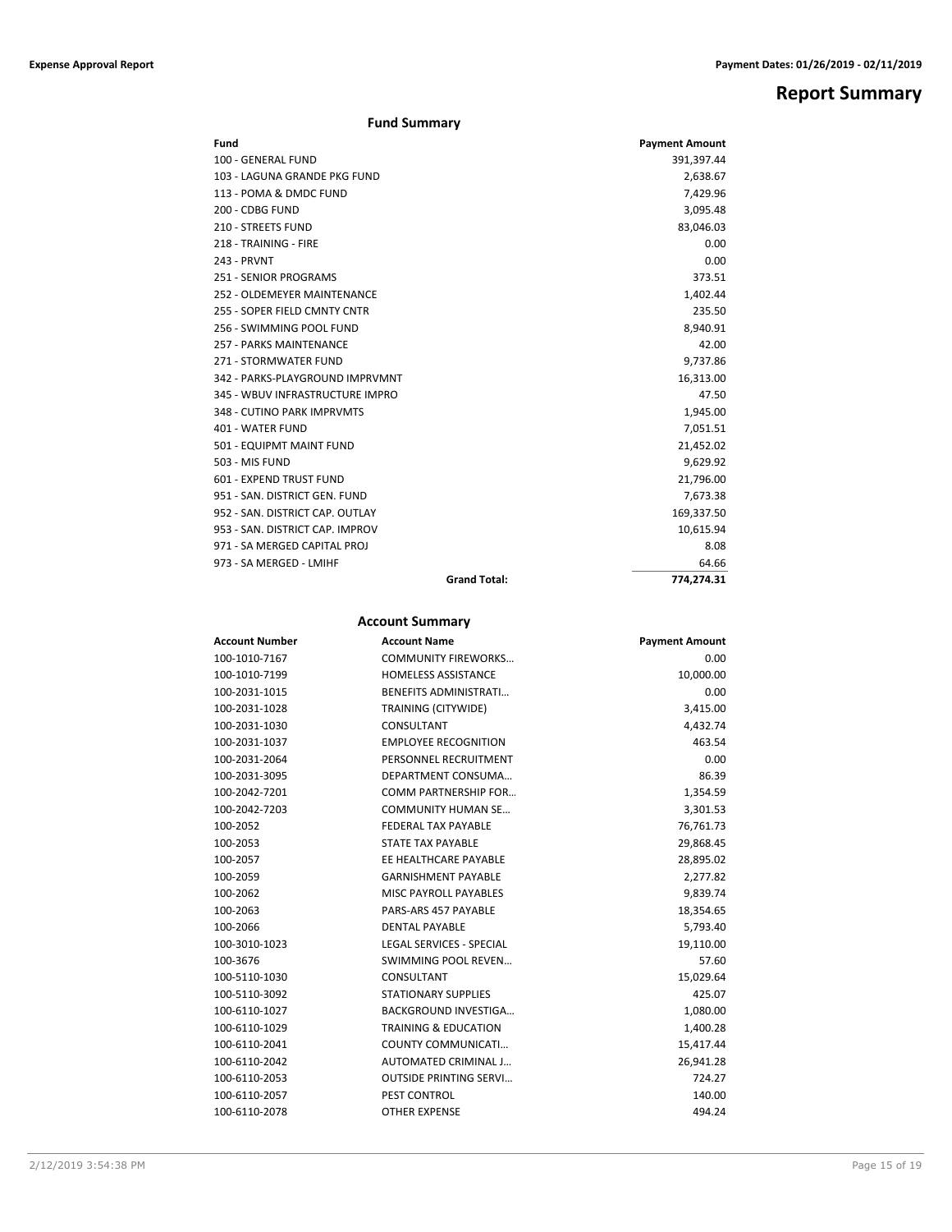# Report Summary

## Fund Summary

| Fund | Payment Amount |
|---|---|
| 100 - GENERAL FUND | 391,397.44 |
| 103 - LAGUNA GRANDE PKG FUND | 2,638.67 |
| 113 - POMA & DMDC FUND | 7,429.96 |
| 200 - CDBG FUND | 3,095.48 |
| 210 - STREETS FUND | 83,046.03 |
| 218 - TRAINING - FIRE | 0.00 |
| 243 - PRVNT | 0.00 |
| 251 - SENIOR PROGRAMS | 373.51 |
| 252 - OLDEMEYER MAINTENANCE | 1,402.44 |
| 255 - SOPER FIELD CMNTY CNTR | 235.50 |
| 256 - SWIMMING POOL FUND | 8,940.91 |
| 257 - PARKS MAINTENANCE | 42.00 |
| 271 - STORMWATER FUND | 9,737.86 |
| 342 - PARKS-PLAYGROUND IMPRVMNT | 16,313.00 |
| 345 - WBUV INFRASTRUCTURE IMPRO | 47.50 |
| 348 - CUTINO PARK IMPRVMTS | 1,945.00 |
| 401 - WATER FUND | 7,051.51 |
| 501 - EQUIPMT MAINT FUND | 21,452.02 |
| 503 - MIS FUND | 9,629.92 |
| 601 - EXPEND TRUST FUND | 21,796.00 |
| 951 - SAN. DISTRICT GEN. FUND | 7,673.38 |
| 952 - SAN. DISTRICT CAP. OUTLAY | 169,337.50 |
| 953 - SAN. DISTRICT CAP. IMPROV | 10,615.94 |
| 971 - SA MERGED CAPITAL PROJ | 8.08 |
| 973 - SA MERGED - LMIHF | 64.66 |
| **Grand Total:** | **774,274.31** |

## Account Summary

| Account Number | Account Name | Payment Amount |
|---|---|---|
| 100-1010-7167 | COMMUNITY FIREWORKS… | 0.00 |
| 100-1010-7199 | HOMELESS ASSISTANCE | 10,000.00 |
| 100-2031-1015 | BENEFITS ADMINISTRATI… | 0.00 |
| 100-2031-1028 | TRAINING (CITYWIDE) | 3,415.00 |
| 100-2031-1030 | CONSULTANT | 4,432.74 |
| 100-2031-1037 | EMPLOYEE RECOGNITION | 463.54 |
| 100-2031-2064 | PERSONNEL RECRUITMENT | 0.00 |
| 100-2031-3095 | DEPARTMENT CONSUMA… | 86.39 |
| 100-2042-7201 | COMM PARTNERSHIP FOR… | 1,354.59 |
| 100-2042-7203 | COMMUNITY HUMAN SE… | 3,301.53 |
| 100-2052 | FEDERAL TAX PAYABLE | 76,761.73 |
| 100-2053 | STATE TAX PAYABLE | 29,868.45 |
| 100-2057 | EE HEALTHCARE PAYABLE | 28,895.02 |
| 100-2059 | GARNISHMENT PAYABLE | 2,277.82 |
| 100-2062 | MISC PAYROLL PAYABLES | 9,839.74 |
| 100-2063 | PARS-ARS 457 PAYABLE | 18,354.65 |
| 100-2066 | DENTAL PAYABLE | 5,793.40 |
| 100-3010-1023 | LEGAL SERVICES - SPECIAL | 19,110.00 |
| 100-3676 | SWIMMING POOL REVEN… | 57.60 |
| 100-5110-1030 | CONSULTANT | 15,029.64 |
| 100-5110-3092 | STATIONARY SUPPLIES | 425.07 |
| 100-6110-1027 | BACKGROUND INVESTIGA… | 1,080.00 |
| 100-6110-1029 | TRAINING & EDUCATION | 1,400.28 |
| 100-6110-2041 | COUNTY COMMUNICATI… | 15,417.44 |
| 100-6110-2042 | AUTOMATED CRIMINAL J… | 26,941.28 |
| 100-6110-2053 | OUTSIDE PRINTING SERVI… | 724.27 |
| 100-6110-2057 | PEST CONTROL | 140.00 |
| 100-6110-2078 | OTHER EXPENSE | 494.24 |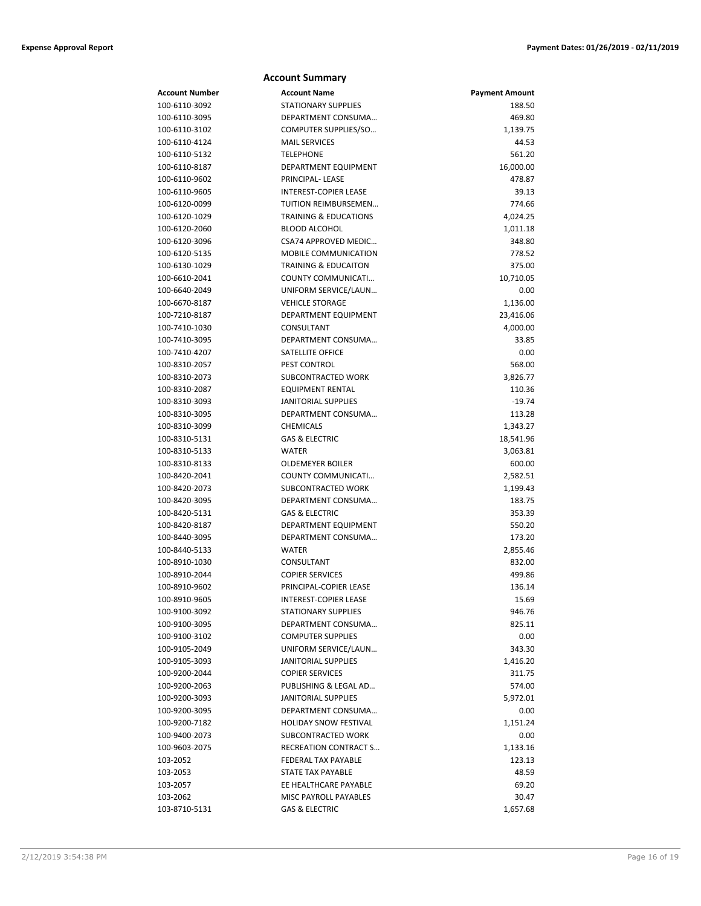## Account Summary

| Account Number | Account Name | Payment Amount |
| --- | --- | --- |
| 100-6110-3092 | STATIONARY SUPPLIES | 188.50 |
| 100-6110-3095 | DEPARTMENT CONSUMA… | 469.80 |
| 100-6110-3102 | COMPUTER SUPPLIES/SO… | 1,139.75 |
| 100-6110-4124 | MAIL SERVICES | 44.53 |
| 100-6110-5132 | TELEPHONE | 561.20 |
| 100-6110-8187 | DEPARTMENT EQUIPMENT | 16,000.00 |
| 100-6110-9602 | PRINCIPAL- LEASE | 478.87 |
| 100-6110-9605 | INTEREST-COPIER LEASE | 39.13 |
| 100-6120-0099 | TUITION REIMBURSEMEN… | 774.66 |
| 100-6120-1029 | TRAINING & EDUCATIONS | 4,024.25 |
| 100-6120-2060 | BLOOD ALCOHOL | 1,011.18 |
| 100-6120-3096 | CSA74 APPROVED MEDIC… | 348.80 |
| 100-6120-5135 | MOBILE COMMUNICATION | 778.52 |
| 100-6130-1029 | TRAINING & EDUCAITON | 375.00 |
| 100-6610-2041 | COUNTY COMMUNICATI… | 10,710.05 |
| 100-6640-2049 | UNIFORM SERVICE/LAUN… | 0.00 |
| 100-6670-8187 | VEHICLE STORAGE | 1,136.00 |
| 100-7210-8187 | DEPARTMENT EQUIPMENT | 23,416.06 |
| 100-7410-1030 | CONSULTANT | 4,000.00 |
| 100-7410-3095 | DEPARTMENT CONSUMA… | 33.85 |
| 100-7410-4207 | SATELLITE OFFICE | 0.00 |
| 100-8310-2057 | PEST CONTROL | 568.00 |
| 100-8310-2073 | SUBCONTRACTED WORK | 3,826.77 |
| 100-8310-2087 | EQUIPMENT RENTAL | 110.36 |
| 100-8310-3093 | JANITORIAL SUPPLIES | -19.74 |
| 100-8310-3095 | DEPARTMENT CONSUMA… | 113.28 |
| 100-8310-3099 | CHEMICALS | 1,343.27 |
| 100-8310-5131 | GAS & ELECTRIC | 18,541.96 |
| 100-8310-5133 | WATER | 3,063.81 |
| 100-8310-8133 | OLDEMEYER BOILER | 600.00 |
| 100-8420-2041 | COUNTY COMMUNICATI… | 2,582.51 |
| 100-8420-2073 | SUBCONTRACTED WORK | 1,199.43 |
| 100-8420-3095 | DEPARTMENT CONSUMA… | 183.75 |
| 100-8420-5131 | GAS & ELECTRIC | 353.39 |
| 100-8420-8187 | DEPARTMENT EQUIPMENT | 550.20 |
| 100-8440-3095 | DEPARTMENT CONSUMA… | 173.20 |
| 100-8440-5133 | WATER | 2,855.46 |
| 100-8910-1030 | CONSULTANT | 832.00 |
| 100-8910-2044 | COPIER SERVICES | 499.86 |
| 100-8910-9602 | PRINCIPAL-COPIER LEASE | 136.14 |
| 100-8910-9605 | INTEREST-COPIER LEASE | 15.69 |
| 100-9100-3092 | STATIONARY SUPPLIES | 946.76 |
| 100-9100-3095 | DEPARTMENT CONSUMA… | 825.11 |
| 100-9100-3102 | COMPUTER SUPPLIES | 0.00 |
| 100-9105-2049 | UNIFORM SERVICE/LAUN… | 343.30 |
| 100-9105-3093 | JANITORIAL SUPPLIES | 1,416.20 |
| 100-9200-2044 | COPIER SERVICES | 311.75 |
| 100-9200-2063 | PUBLISHING & LEGAL AD… | 574.00 |
| 100-9200-3093 | JANITORIAL SUPPLIES | 5,972.01 |
| 100-9200-3095 | DEPARTMENT CONSUMA… | 0.00 |
| 100-9200-7182 | HOLIDAY SNOW FESTIVAL | 1,151.24 |
| 100-9400-2073 | SUBCONTRACTED WORK | 0.00 |
| 100-9603-2075 | RECREATION CONTRACT S… | 1,133.16 |
| 103-2052 | FEDERAL TAX PAYABLE | 123.13 |
| 103-2053 | STATE TAX PAYABLE | 48.59 |
| 103-2057 | EE HEALTHCARE PAYABLE | 69.20 |
| 103-2062 | MISC PAYROLL PAYABLES | 30.47 |
| 103-8710-5131 | GAS & ELECTRIC | 1,657.68 |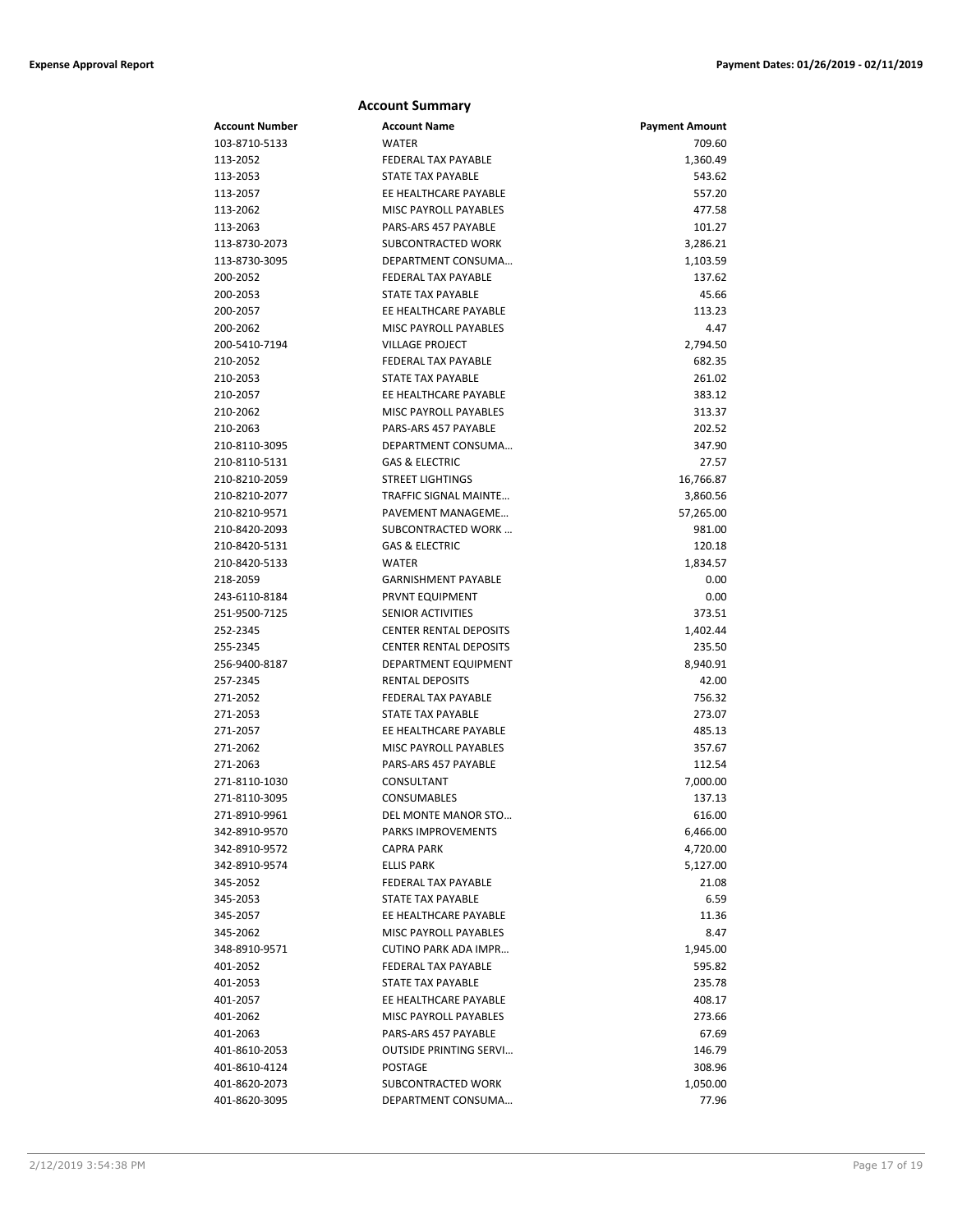## Account Summary

| Account Number | Account Name | Payment Amount |
|---|---|---|
| 103-8710-5133 | WATER | 709.60 |
| 113-2052 | FEDERAL TAX PAYABLE | 1,360.49 |
| 113-2053 | STATE TAX PAYABLE | 543.62 |
| 113-2057 | EE HEALTHCARE PAYABLE | 557.20 |
| 113-2062 | MISC PAYROLL PAYABLES | 477.58 |
| 113-2063 | PARS-ARS 457 PAYABLE | 101.27 |
| 113-8730-2073 | SUBCONTRACTED WORK | 3,286.21 |
| 113-8730-3095 | DEPARTMENT CONSUMA… | 1,103.59 |
| 200-2052 | FEDERAL TAX PAYABLE | 137.62 |
| 200-2053 | STATE TAX PAYABLE | 45.66 |
| 200-2057 | EE HEALTHCARE PAYABLE | 113.23 |
| 200-2062 | MISC PAYROLL PAYABLES | 4.47 |
| 200-5410-7194 | VILLAGE PROJECT | 2,794.50 |
| 210-2052 | FEDERAL TAX PAYABLE | 682.35 |
| 210-2053 | STATE TAX PAYABLE | 261.02 |
| 210-2057 | EE HEALTHCARE PAYABLE | 383.12 |
| 210-2062 | MISC PAYROLL PAYABLES | 313.37 |
| 210-2063 | PARS-ARS 457 PAYABLE | 202.52 |
| 210-8110-3095 | DEPARTMENT CONSUMA… | 347.90 |
| 210-8110-5131 | GAS & ELECTRIC | 27.57 |
| 210-8210-2059 | STREET LIGHTINGS | 16,766.87 |
| 210-8210-2077 | TRAFFIC SIGNAL MAINTE… | 3,860.56 |
| 210-8210-9571 | PAVEMENT MANAGEME… | 57,265.00 |
| 210-8420-2093 | SUBCONTRACTED WORK … | 981.00 |
| 210-8420-5131 | GAS & ELECTRIC | 120.18 |
| 210-8420-5133 | WATER | 1,834.57 |
| 218-2059 | GARNISHMENT PAYABLE | 0.00 |
| 243-6110-8184 | PRVNT EQUIPMENT | 0.00 |
| 251-9500-7125 | SENIOR ACTIVITIES | 373.51 |
| 252-2345 | CENTER RENTAL DEPOSITS | 1,402.44 |
| 255-2345 | CENTER RENTAL DEPOSITS | 235.50 |
| 256-9400-8187 | DEPARTMENT EQUIPMENT | 8,940.91 |
| 257-2345 | RENTAL DEPOSITS | 42.00 |
| 271-2052 | FEDERAL TAX PAYABLE | 756.32 |
| 271-2053 | STATE TAX PAYABLE | 273.07 |
| 271-2057 | EE HEALTHCARE PAYABLE | 485.13 |
| 271-2062 | MISC PAYROLL PAYABLES | 357.67 |
| 271-2063 | PARS-ARS 457 PAYABLE | 112.54 |
| 271-8110-1030 | CONSULTANT | 7,000.00 |
| 271-8110-3095 | CONSUMABLES | 137.13 |
| 271-8910-9961 | DEL MONTE MANOR STO… | 616.00 |
| 342-8910-9570 | PARKS IMPROVEMENTS | 6,466.00 |
| 342-8910-9572 | CAPRA PARK | 4,720.00 |
| 342-8910-9574 | ELLIS PARK | 5,127.00 |
| 345-2052 | FEDERAL TAX PAYABLE | 21.08 |
| 345-2053 | STATE TAX PAYABLE | 6.59 |
| 345-2057 | EE HEALTHCARE PAYABLE | 11.36 |
| 345-2062 | MISC PAYROLL PAYABLES | 8.47 |
| 348-8910-9571 | CUTINO PARK ADA IMPR… | 1,945.00 |
| 401-2052 | FEDERAL TAX PAYABLE | 595.82 |
| 401-2053 | STATE TAX PAYABLE | 235.78 |
| 401-2057 | EE HEALTHCARE PAYABLE | 408.17 |
| 401-2062 | MISC PAYROLL PAYABLES | 273.66 |
| 401-2063 | PARS-ARS 457 PAYABLE | 67.69 |
| 401-8610-2053 | OUTSIDE PRINTING SERVI… | 146.79 |
| 401-8610-4124 | POSTAGE | 308.96 |
| 401-8620-2073 | SUBCONTRACTED WORK | 1,050.00 |
| 401-8620-3095 | DEPARTMENT CONSUMA… | 77.96 |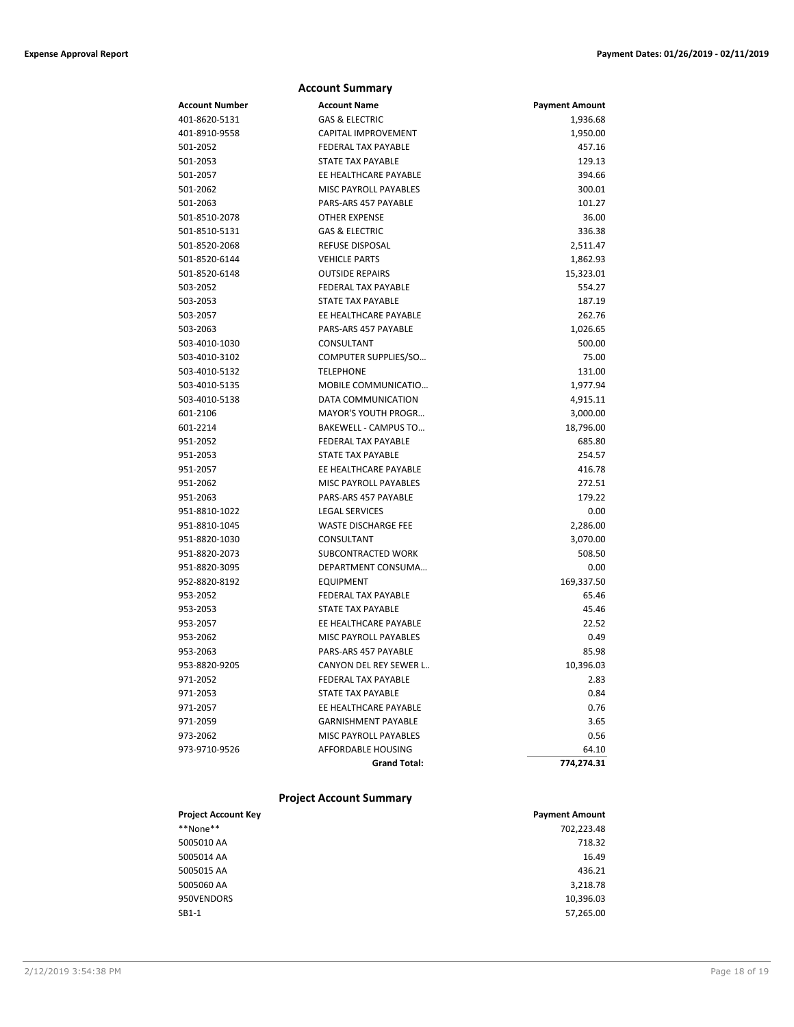## Account Summary

| Account Number | Account Name | Payment Amount |
|---|---|---|
| 401-8620-5131 | GAS & ELECTRIC | 1,936.68 |
| 401-8910-9558 | CAPITAL IMPROVEMENT | 1,950.00 |
| 501-2052 | FEDERAL TAX PAYABLE | 457.16 |
| 501-2053 | STATE TAX PAYABLE | 129.13 |
| 501-2057 | EE HEALTHCARE PAYABLE | 394.66 |
| 501-2062 | MISC PAYROLL PAYABLES | 300.01 |
| 501-2063 | PARS-ARS 457 PAYABLE | 101.27 |
| 501-8510-2078 | OTHER EXPENSE | 36.00 |
| 501-8510-5131 | GAS & ELECTRIC | 336.38 |
| 501-8520-2068 | REFUSE DISPOSAL | 2,511.47 |
| 501-8520-6144 | VEHICLE PARTS | 1,862.93 |
| 501-8520-6148 | OUTSIDE REPAIRS | 15,323.01 |
| 503-2052 | FEDERAL TAX PAYABLE | 554.27 |
| 503-2053 | STATE TAX PAYABLE | 187.19 |
| 503-2057 | EE HEALTHCARE PAYABLE | 262.76 |
| 503-2063 | PARS-ARS 457 PAYABLE | 1,026.65 |
| 503-4010-1030 | CONSULTANT | 500.00 |
| 503-4010-3102 | COMPUTER SUPPLIES/SO… | 75.00 |
| 503-4010-5132 | TELEPHONE | 131.00 |
| 503-4010-5135 | MOBILE COMMUNICATIO… | 1,977.94 |
| 503-4010-5138 | DATA COMMUNICATION | 4,915.11 |
| 601-2106 | MAYOR'S YOUTH PROGR… | 3,000.00 |
| 601-2214 | BAKEWELL - CAMPUS TO… | 18,796.00 |
| 951-2052 | FEDERAL TAX PAYABLE | 685.80 |
| 951-2053 | STATE TAX PAYABLE | 254.57 |
| 951-2057 | EE HEALTHCARE PAYABLE | 416.78 |
| 951-2062 | MISC PAYROLL PAYABLES | 272.51 |
| 951-2063 | PARS-ARS 457 PAYABLE | 179.22 |
| 951-8810-1022 | LEGAL SERVICES | 0.00 |
| 951-8810-1045 | WASTE DISCHARGE FEE | 2,286.00 |
| 951-8820-1030 | CONSULTANT | 3,070.00 |
| 951-8820-2073 | SUBCONTRACTED WORK | 508.50 |
| 951-8820-3095 | DEPARTMENT CONSUMA… | 0.00 |
| 952-8820-8192 | EQUIPMENT | 169,337.50 |
| 953-2052 | FEDERAL TAX PAYABLE | 65.46 |
| 953-2053 | STATE TAX PAYABLE | 45.46 |
| 953-2057 | EE HEALTHCARE PAYABLE | 22.52 |
| 953-2062 | MISC PAYROLL PAYABLES | 0.49 |
| 953-2063 | PARS-ARS 457 PAYABLE | 85.98 |
| 953-8820-9205 | CANYON DEL REY SEWER L.. | 10,396.03 |
| 971-2052 | FEDERAL TAX PAYABLE | 2.83 |
| 971-2053 | STATE TAX PAYABLE | 0.84 |
| 971-2057 | EE HEALTHCARE PAYABLE | 0.76 |
| 971-2059 | GARNISHMENT PAYABLE | 3.65 |
| 973-2062 | MISC PAYROLL PAYABLES | 0.56 |
| 973-9710-9526 | AFFORDABLE HOUSING | 64.10 |
| | **Grand Total:** | **774,274.31** |

## Project Account Summary

| Project Account Key | Payment Amount |
|---|---|
| **None** | 702,223.48 |
| 5005010 AA | 718.32 |
| 5005014 AA | 16.49 |
| 5005015 AA | 436.21 |
| 5005060 AA | 3,218.78 |
| 950VENDORS | 10,396.03 |
| SB1-1 | 57,265.00 |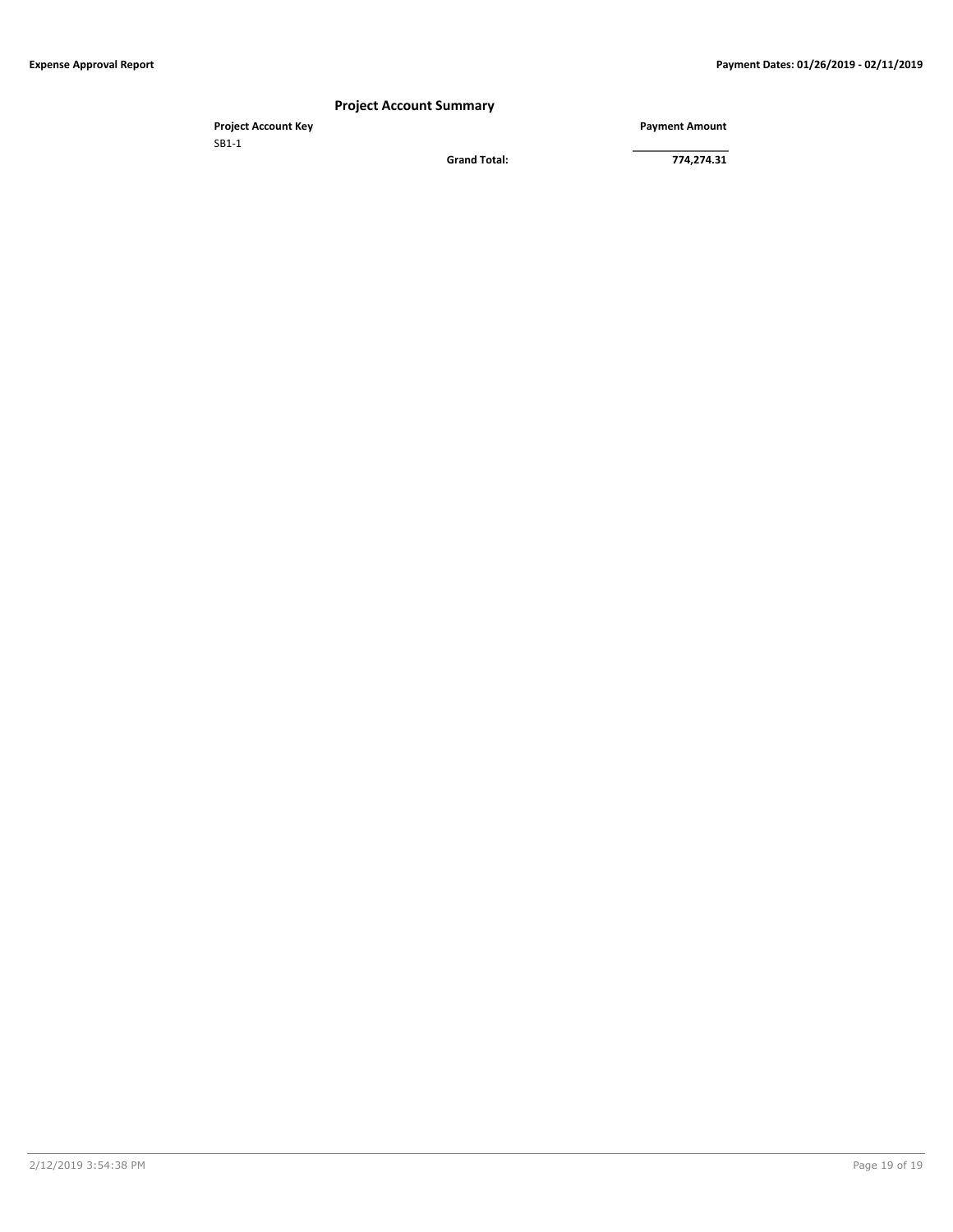## Project Account Summary

| Project Account Key | | Payment Amount |
|---|---|---|
| SB1-1 | | |
| | **Grand Total:** | **774,274.31** |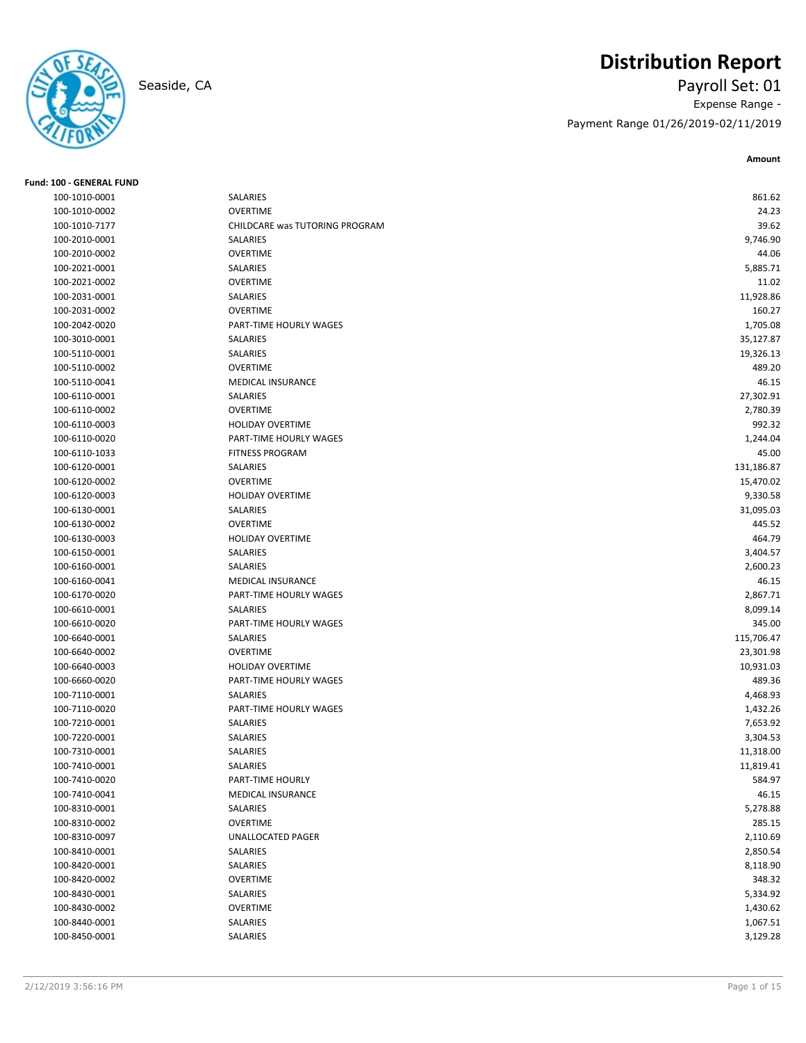Seaside, CA

# Distribution Report

Payroll Set: 01

Expense Range -

Payment Range 01/26/2019-02/11/2019

**Fund: 100 - GENERAL FUND**

| Account | Description | Amount |
|---|---|---|
| 100-1010-0001 | SALARIES | 861.62 |
| 100-1010-0002 | OVERTIME | 24.23 |
| 100-1010-7177 | CHILDCARE was TUTORING PROGRAM | 39.62 |
| 100-2010-0001 | SALARIES | 9,746.90 |
| 100-2010-0002 | OVERTIME | 44.06 |
| 100-2021-0001 | SALARIES | 5,885.71 |
| 100-2021-0002 | OVERTIME | 11.02 |
| 100-2031-0001 | SALARIES | 11,928.86 |
| 100-2031-0002 | OVERTIME | 160.27 |
| 100-2042-0020 | PART-TIME HOURLY WAGES | 1,705.08 |
| 100-3010-0001 | SALARIES | 35,127.87 |
| 100-5110-0001 | SALARIES | 19,326.13 |
| 100-5110-0002 | OVERTIME | 489.20 |
| 100-5110-0041 | MEDICAL INSURANCE | 46.15 |
| 100-6110-0001 | SALARIES | 27,302.91 |
| 100-6110-0002 | OVERTIME | 2,780.39 |
| 100-6110-0003 | HOLIDAY OVERTIME | 992.32 |
| 100-6110-0020 | PART-TIME HOURLY WAGES | 1,244.04 |
| 100-6110-1033 | FITNESS PROGRAM | 45.00 |
| 100-6120-0001 | SALARIES | 131,186.87 |
| 100-6120-0002 | OVERTIME | 15,470.02 |
| 100-6120-0003 | HOLIDAY OVERTIME | 9,330.58 |
| 100-6130-0001 | SALARIES | 31,095.03 |
| 100-6130-0002 | OVERTIME | 445.52 |
| 100-6130-0003 | HOLIDAY OVERTIME | 464.79 |
| 100-6150-0001 | SALARIES | 3,404.57 |
| 100-6160-0001 | SALARIES | 2,600.23 |
| 100-6160-0041 | MEDICAL INSURANCE | 46.15 |
| 100-6170-0020 | PART-TIME HOURLY WAGES | 2,867.71 |
| 100-6610-0001 | SALARIES | 8,099.14 |
| 100-6610-0020 | PART-TIME HOURLY WAGES | 345.00 |
| 100-6640-0001 | SALARIES | 115,706.47 |
| 100-6640-0002 | OVERTIME | 23,301.98 |
| 100-6640-0003 | HOLIDAY OVERTIME | 10,931.03 |
| 100-6660-0020 | PART-TIME HOURLY WAGES | 489.36 |
| 100-7110-0001 | SALARIES | 4,468.93 |
| 100-7110-0020 | PART-TIME HOURLY WAGES | 1,432.26 |
| 100-7210-0001 | SALARIES | 7,653.92 |
| 100-7220-0001 | SALARIES | 3,304.53 |
| 100-7310-0001 | SALARIES | 11,318.00 |
| 100-7410-0001 | SALARIES | 11,819.41 |
| 100-7410-0020 | PART-TIME HOURLY | 584.97 |
| 100-7410-0041 | MEDICAL INSURANCE | 46.15 |
| 100-8310-0001 | SALARIES | 5,278.88 |
| 100-8310-0002 | OVERTIME | 285.15 |
| 100-8310-0097 | UNALLOCATED PAGER | 2,110.69 |
| 100-8410-0001 | SALARIES | 2,850.54 |
| 100-8420-0001 | SALARIES | 8,118.90 |
| 100-8420-0002 | OVERTIME | 348.32 |
| 100-8430-0001 | SALARIES | 5,334.92 |
| 100-8430-0002 | OVERTIME | 1,430.62 |
| 100-8440-0001 | SALARIES | 1,067.51 |
| 100-8450-0001 | SALARIES | 3,129.28 |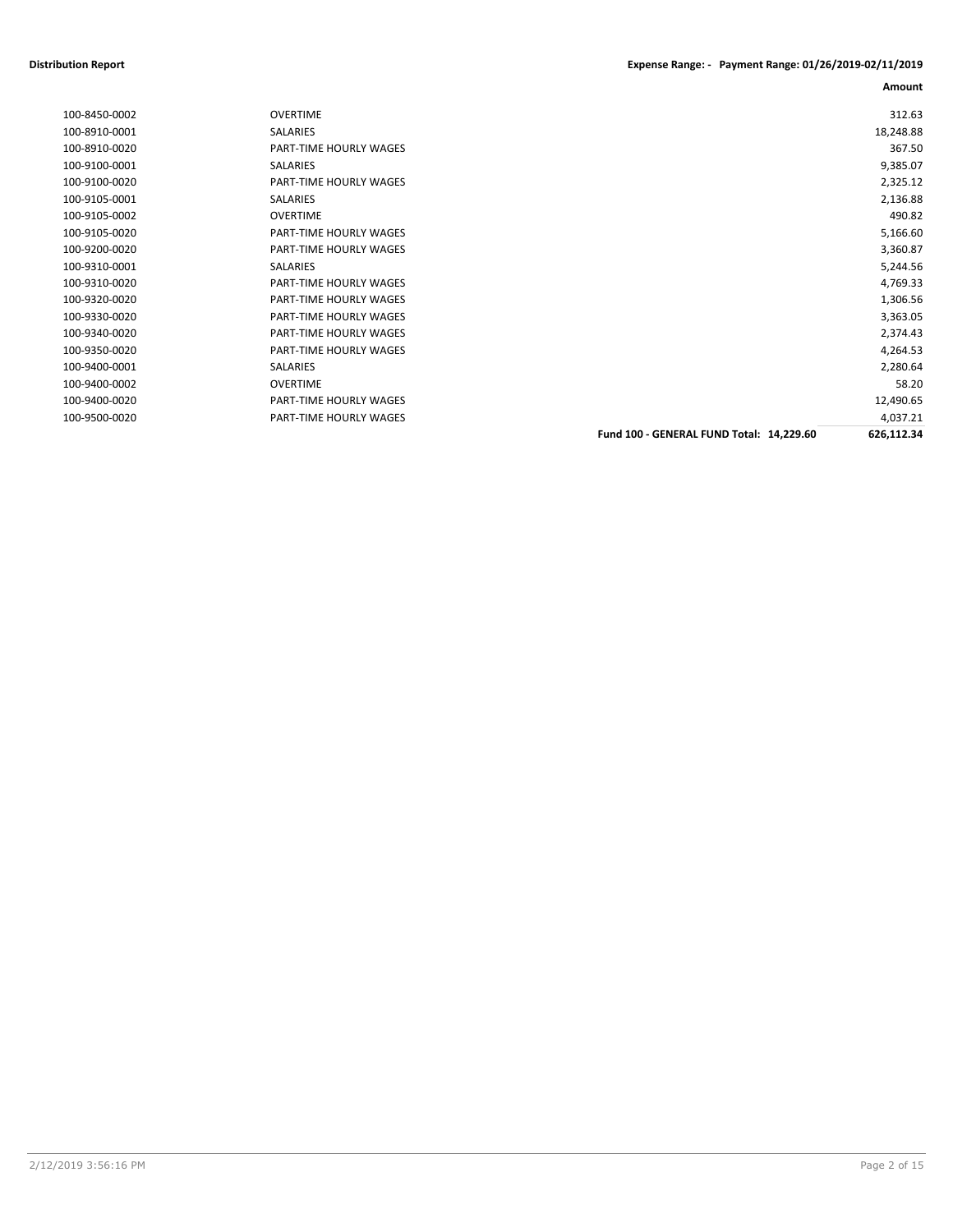**Distribution Report** **Expense Range: - Payment Range: 01/26/2019-02/11/2019**

| | | | Amount |
|---|---|---|---|
| 100-8450-0002 | OVERTIME | | 312.63 |
| 100-8910-0001 | SALARIES | | 18,248.88 |
| 100-8910-0020 | PART-TIME HOURLY WAGES | | 367.50 |
| 100-9100-0001 | SALARIES | | 9,385.07 |
| 100-9100-0020 | PART-TIME HOURLY WAGES | | 2,325.12 |
| 100-9105-0001 | SALARIES | | 2,136.88 |
| 100-9105-0002 | OVERTIME | | 490.82 |
| 100-9105-0020 | PART-TIME HOURLY WAGES | | 5,166.60 |
| 100-9200-0020 | PART-TIME HOURLY WAGES | | 3,360.87 |
| 100-9310-0001 | SALARIES | | 5,244.56 |
| 100-9310-0020 | PART-TIME HOURLY WAGES | | 4,769.33 |
| 100-9320-0020 | PART-TIME HOURLY WAGES | | 1,306.56 |
| 100-9330-0020 | PART-TIME HOURLY WAGES | | 3,363.05 |
| 100-9340-0020 | PART-TIME HOURLY WAGES | | 2,374.43 |
| 100-9350-0020 | PART-TIME HOURLY WAGES | | 4,264.53 |
| 100-9400-0001 | SALARIES | | 2,280.64 |
| 100-9400-0002 | OVERTIME | | 58.20 |
| 100-9400-0020 | PART-TIME HOURLY WAGES | | 12,490.65 |
| 100-9500-0020 | PART-TIME HOURLY WAGES | | 4,037.21 |
| | | **Fund 100 - GENERAL FUND Total: 14,229.60** | **626,112.34** |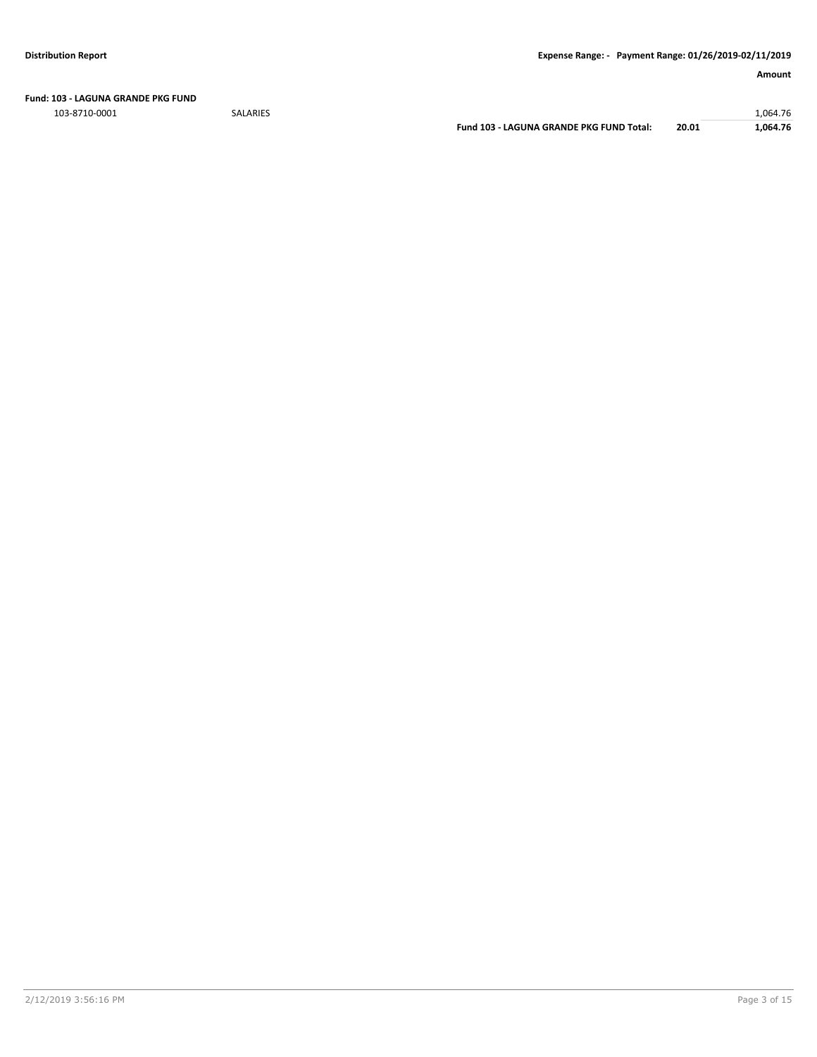**Fund: 103 - LAGUNA GRANDE PKG FUND**

| | | | | Amount |
|---|---|---|---|---|
| 103-8710-0001 | SALARIES | | | 1,064.76 |
| | | **Fund 103 - LAGUNA GRANDE PKG FUND Total:** | **20.01** | **1,064.76** |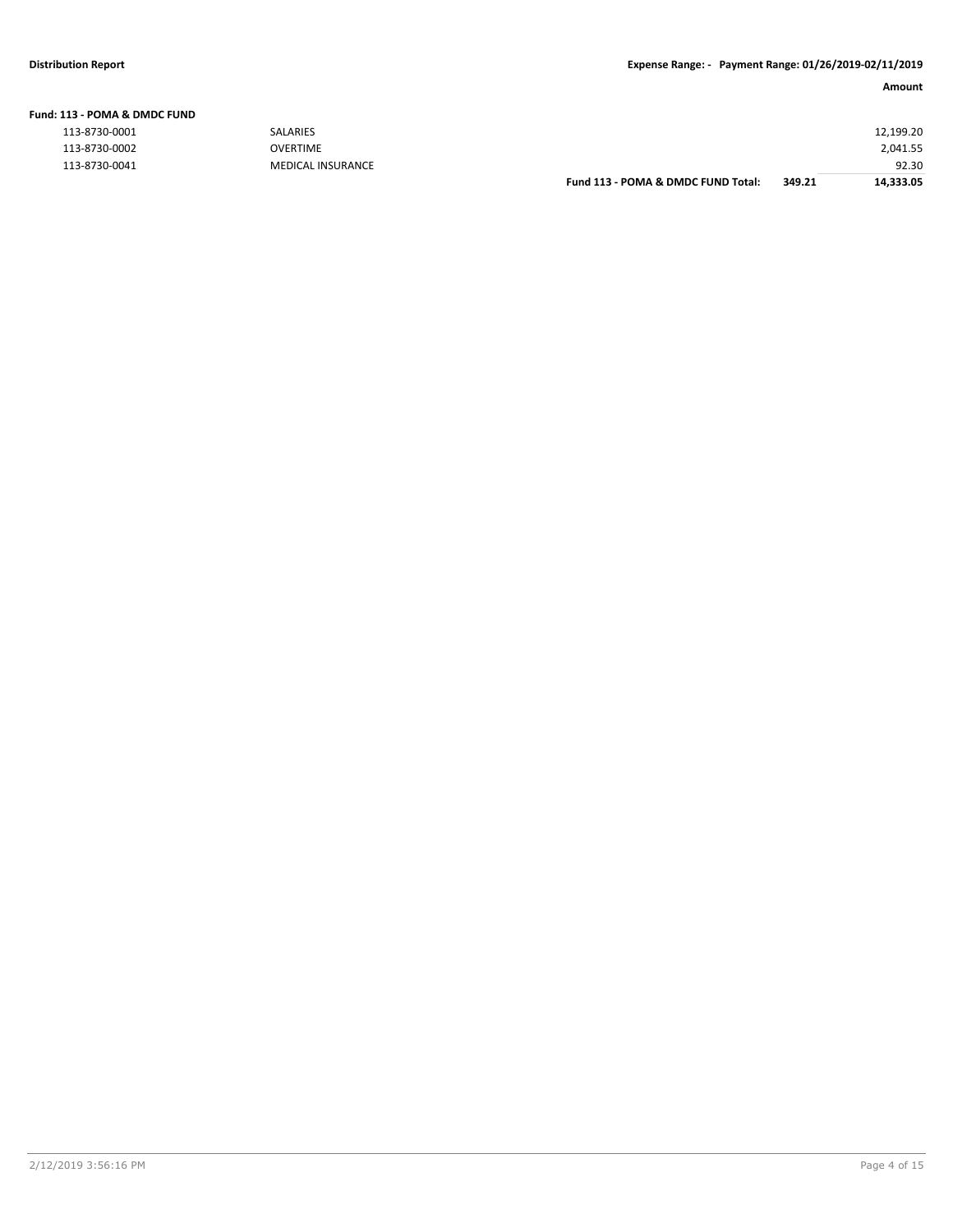**Distribution Report** **Expense Range: - Payment Range: 01/26/2019-02/11/2019**

| | | | Amount |
|---|---|---|---|
| **Fund: 113 - POMA & DMDC FUND** | | | |
| 113-8730-0001 | SALARIES | | 12,199.20 |
| 113-8730-0002 | OVERTIME | | 2,041.55 |
| 113-8730-0041 | MEDICAL INSURANCE | | 92.30 |
| | **Fund 113 - POMA & DMDC FUND Total:** | **349.21** | **14,333.05** |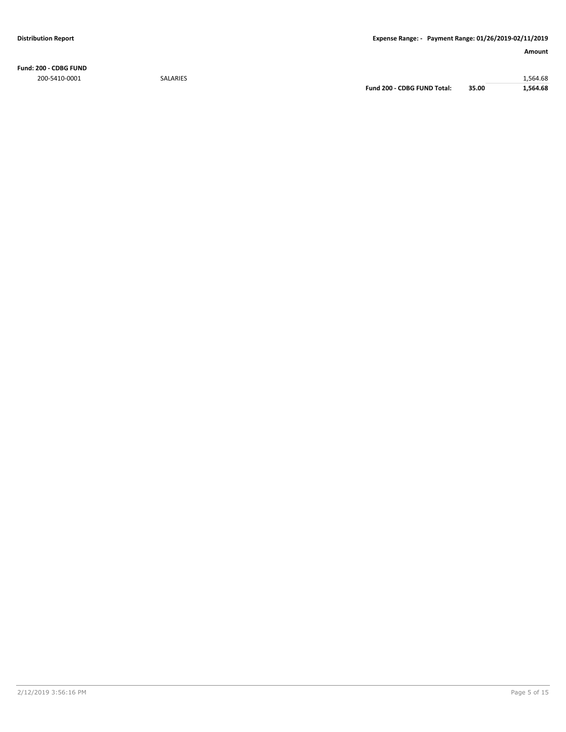**Distribution Report** | **Expense Range: - Payment Range: 01/26/2019-02/11/2019**

| | | | | **Amount** |
|---|---|---|---|---|
| **Fund: 200 - CDBG FUND** | | | | |
| 200-5410-0001 | SALARIES | | | 1,564.68 |
| | | **Fund 200 - CDBG FUND Total:** | **35.00** | **1,564.68** |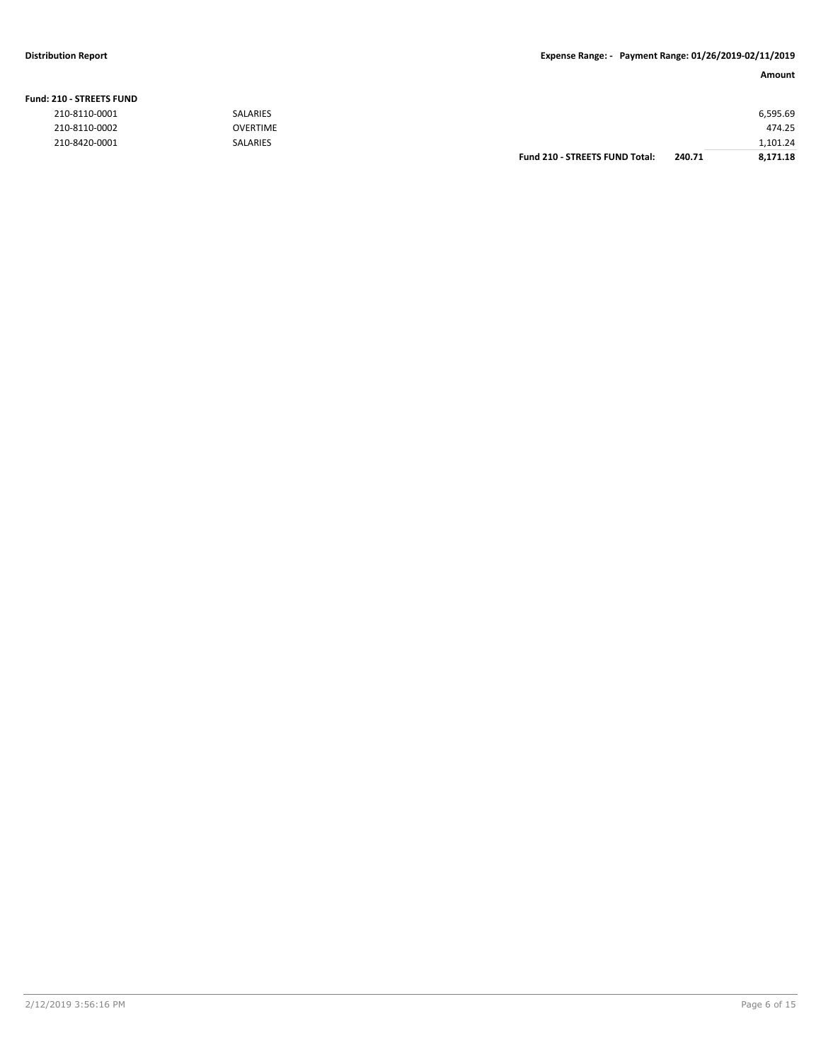**Fund: 210 - STREETS FUND**

| Account | Description | | | Amount |
|---|---|---|---|---|
| 210-8110-0001 | SALARIES | | | 6,595.69 |
| 210-8110-0002 | OVERTIME | | | 474.25 |
| 210-8420-0001 | SALARIES | | | 1,101.24 |
| | | **Fund 210 - STREETS FUND Total:** | **240.71** | **8,171.18** |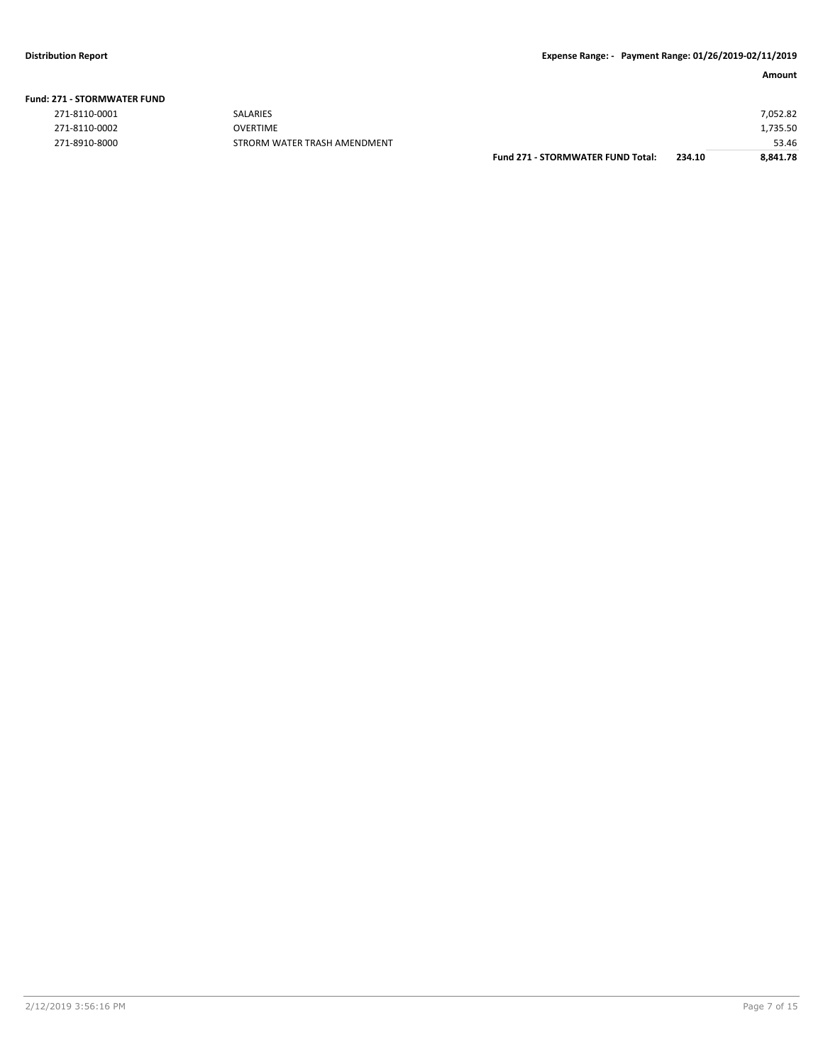**Distribution Report** **Expense Range: - Payment Range: 01/26/2019-02/11/2019**

| | | | | Amount |
|---|---|---|---|---|
| **Fund: 271 - STORMWATER FUND** | | | | |
| 271-8110-0001 | SALARIES | | | 7,052.82 |
| 271-8110-0002 | OVERTIME | | | 1,735.50 |
| 271-8910-8000 | STRORM WATER TRASH AMENDMENT | | | 53.46 |
| | | **Fund 271 - STORMWATER FUND Total:** | **234.10** | **8,841.78** |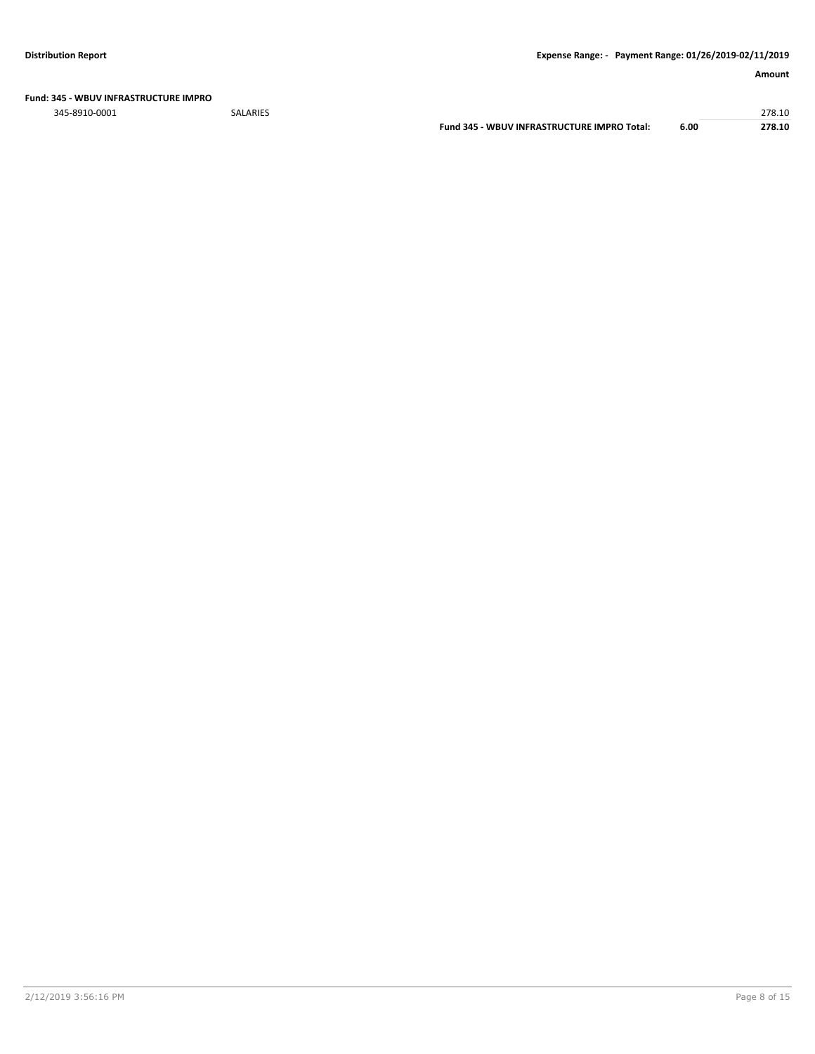**Fund: 345 - WBUV INFRASTRUCTURE IMPRO**

| | | | | Amount |
|---|---|---|---|---|
| 345-8910-0001 | SALARIES | | | 278.10 |
| | | **Fund 345 - WBUV INFRASTRUCTURE IMPRO Total:** | **6.00** | **278.10** |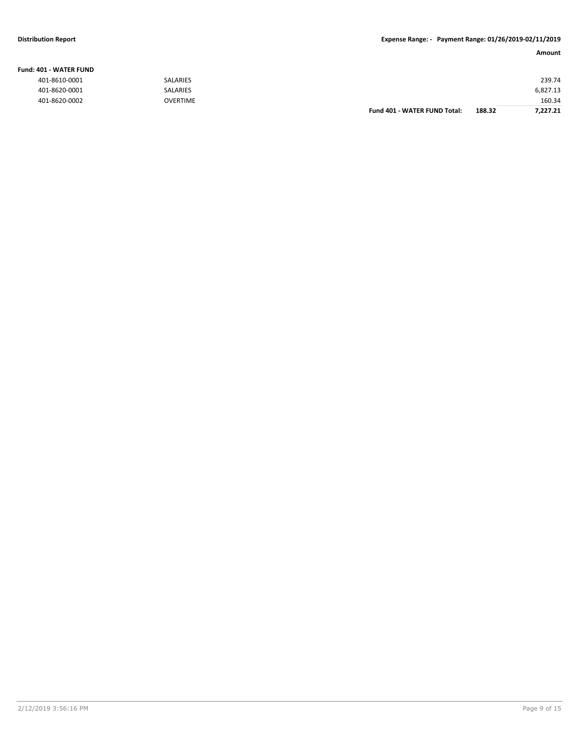**Distribution Report** **Expense Range: - Payment Range: 01/26/2019-02/11/2019**

| | | | Amount |
|---|---|---|---|
| **Fund: 401 - WATER FUND** | | | |
| 401-8610-0001 | SALARIES | | 239.74 |
| 401-8620-0001 | SALARIES | | 6,827.13 |
| 401-8620-0002 | OVERTIME | | 160.34 |
| | **Fund 401 - WATER FUND Total:** | **188.32** | **7,227.21** |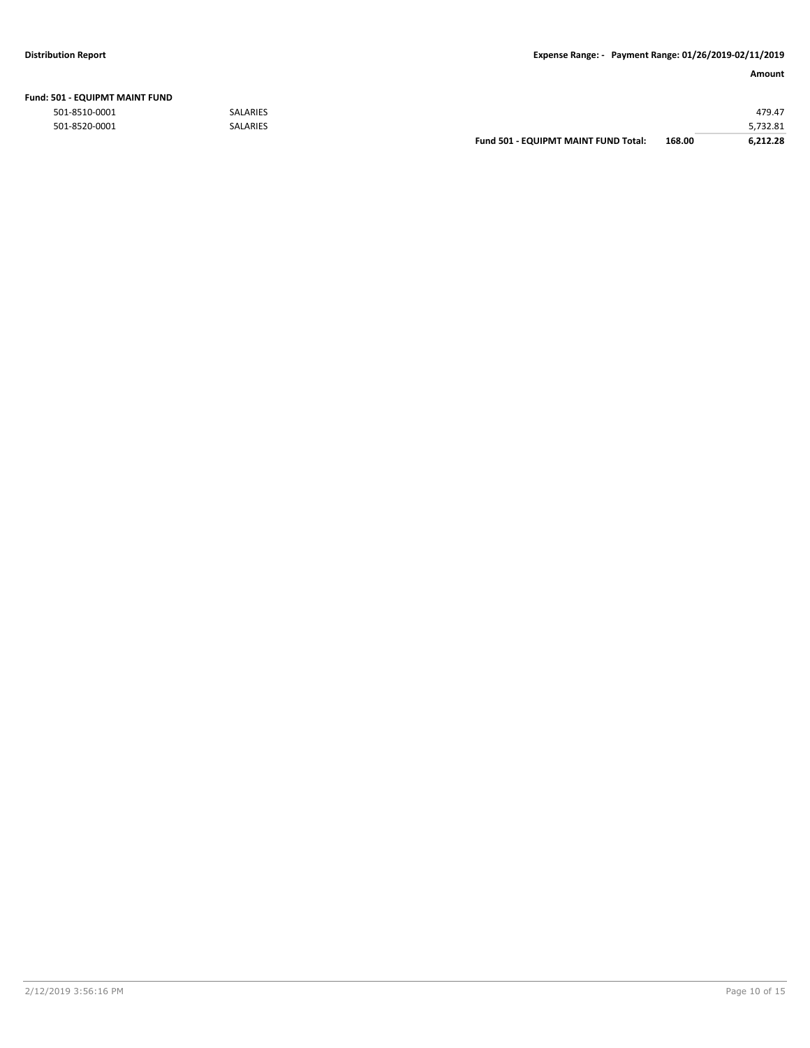**Fund: 501 - EQUIPMT MAINT FUND**

| | | | | Amount |
|---|---|---|---|---|
| 501-8510-0001 | SALARIES | | | 479.47 |
| 501-8520-0001 | SALARIES | | | 5,732.81 |
| | | **Fund 501 - EQUIPMT MAINT FUND Total:** | **168.00** | **6,212.28** |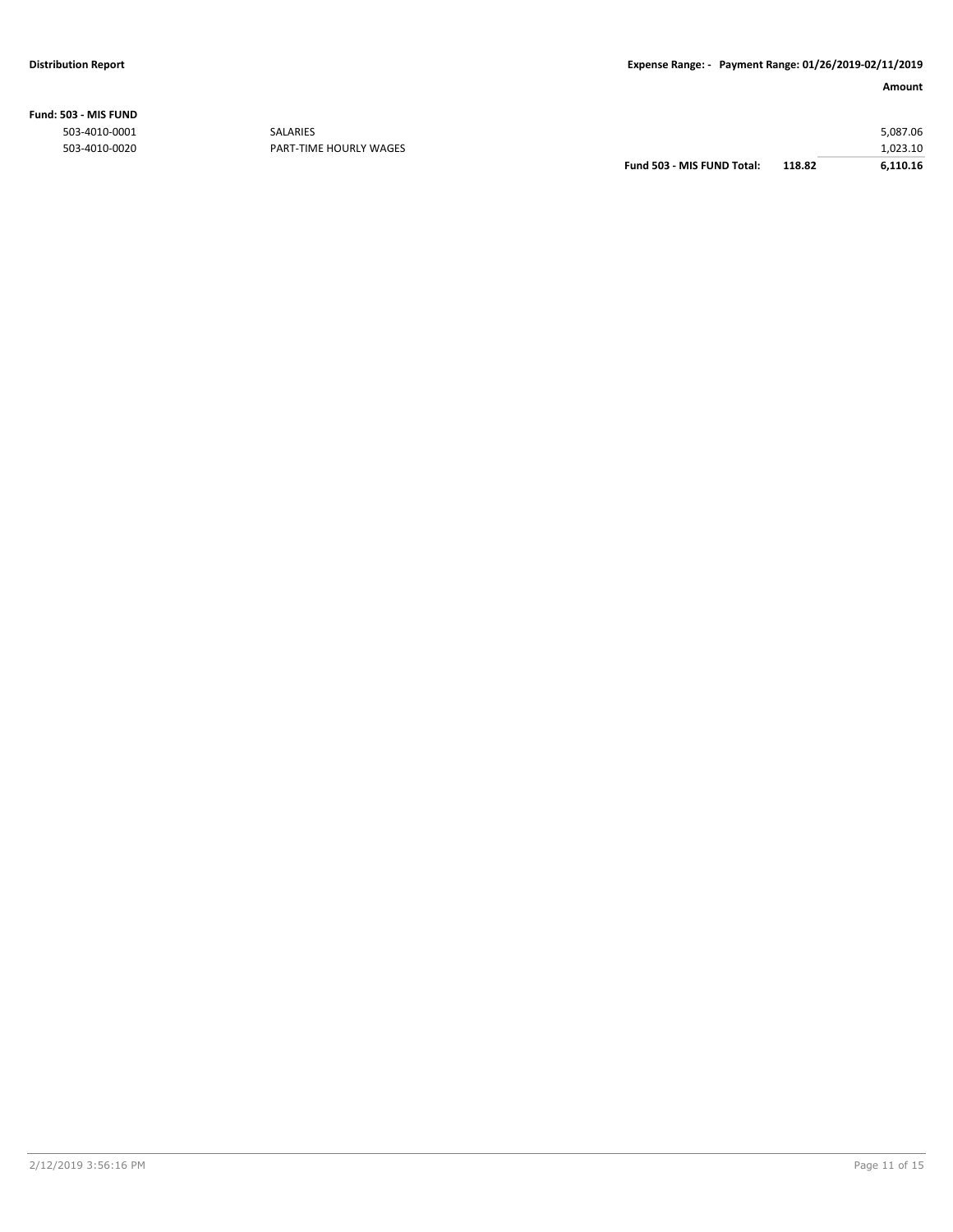**Fund: 503 - MIS FUND**

| Account | Description | | Amount |
|---|---|---|---|
| 503-4010-0001 | SALARIES | | 5,087.06 |
| 503-4010-0020 | PART-TIME HOURLY WAGES | | 1,023.10 |
| | **Fund 503 - MIS FUND Total:** | **118.82** | **6,110.16** |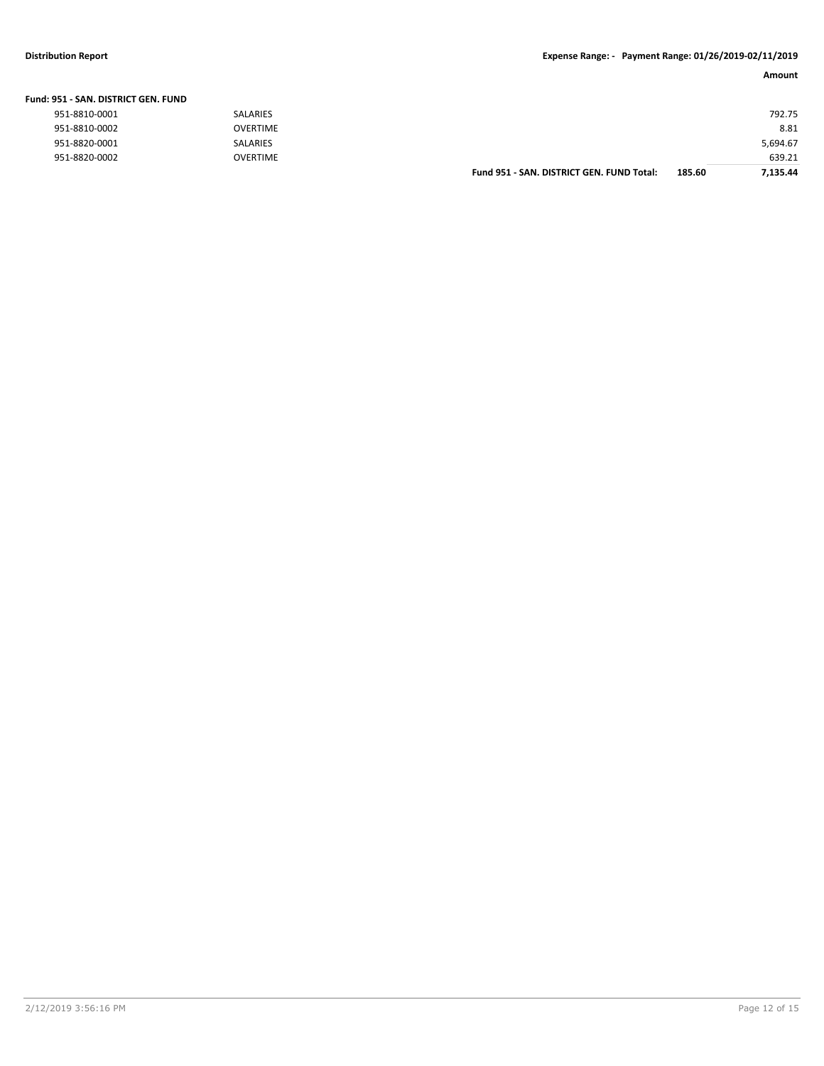**Distribution Report** — **Expense Range: - Payment Range: 01/26/2019-02/11/2019**

**Fund: 951 - SAN. DISTRICT GEN. FUND**

| Account | Description | | | Amount |
|---|---|---|---|---|
| 951-8810-0001 | SALARIES | | | 792.75 |
| 951-8810-0002 | OVERTIME | | | 8.81 |
| 951-8820-0001 | SALARIES | | | 5,694.67 |
| 951-8820-0002 | OVERTIME | | | 639.21 |
| | | **Fund 951 - SAN. DISTRICT GEN. FUND Total:** | **185.60** | **7,135.44** |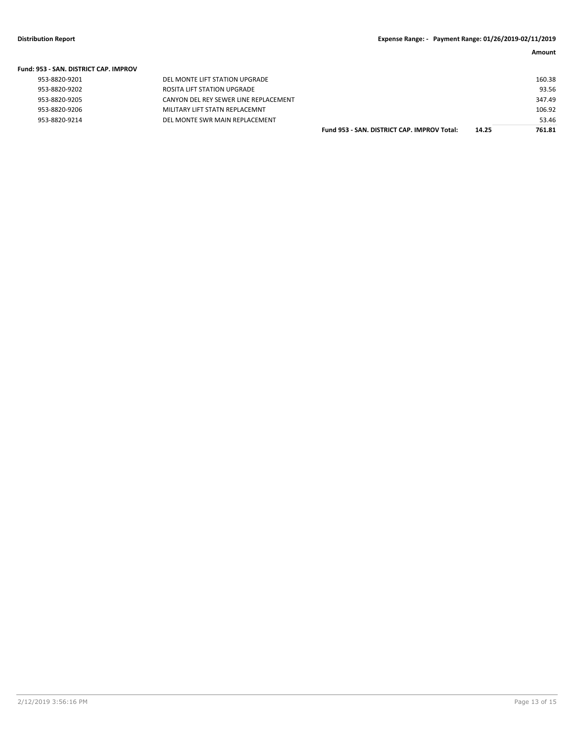**Amount**

**Fund: 953 - SAN. DISTRICT CAP. IMPROV**

| Account | Description | | | Amount |
|---|---|---|---|---|
| 953-8820-9201 | DEL MONTE LIFT STATION UPGRADE | | | 160.38 |
| 953-8820-9202 | ROSITA LIFT STATION UPGRADE | | | 93.56 |
| 953-8820-9205 | CANYON DEL REY SEWER LINE REPLACEMENT | | | 347.49 |
| 953-8820-9206 | MILITARY LIFT STATN REPLACEMNT | | | 106.92 |
| 953-8820-9214 | DEL MONTE SWR MAIN REPLACEMENT | | | 53.46 |
| | | **Fund 953 - SAN. DISTRICT CAP. IMPROV Total:** | **14.25** | **761.81** |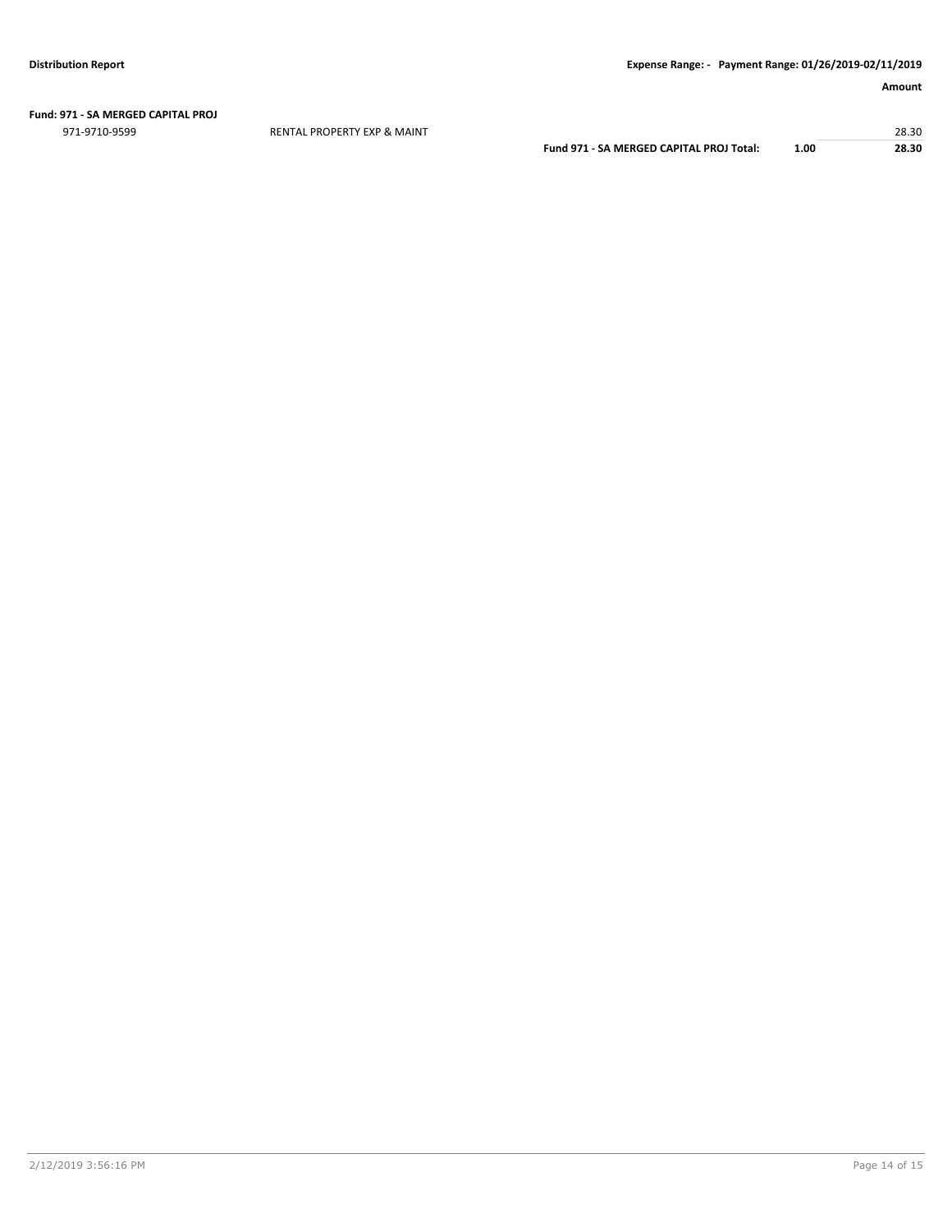**Fund: 971 - SA MERGED CAPITAL PROJ**

| | | | | Amount |
|---|---|---|---|---|
| 971-9710-9599 | RENTAL PROPERTY EXP & MAINT | | | 28.30 |
| | | **Fund 971 - SA MERGED CAPITAL PROJ Total:** | **1.00** | **28.30** |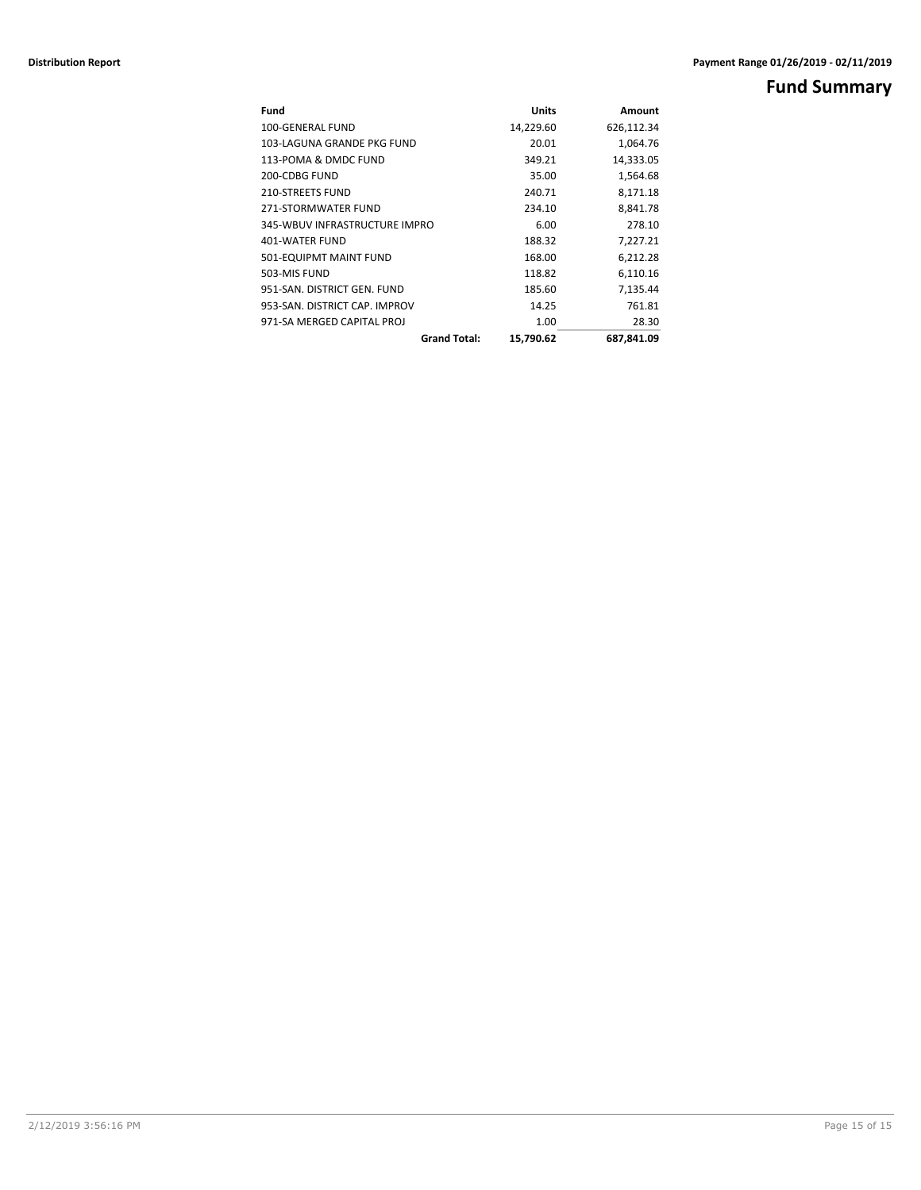# Fund Summary

| Fund | Units | Amount |
|---|---|---|
| 100-GENERAL FUND | 14,229.60 | 626,112.34 |
| 103-LAGUNA GRANDE PKG FUND | 20.01 | 1,064.76 |
| 113-POMA & DMDC FUND | 349.21 | 14,333.05 |
| 200-CDBG FUND | 35.00 | 1,564.68 |
| 210-STREETS FUND | 240.71 | 8,171.18 |
| 271-STORMWATER FUND | 234.10 | 8,841.78 |
| 345-WBUV INFRASTRUCTURE IMPRO | 6.00 | 278.10 |
| 401-WATER FUND | 188.32 | 7,227.21 |
| 501-EQUIPMT MAINT FUND | 168.00 | 6,212.28 |
| 503-MIS FUND | 118.82 | 6,110.16 |
| 951-SAN. DISTRICT GEN. FUND | 185.60 | 7,135.44 |
| 953-SAN. DISTRICT CAP. IMPROV | 14.25 | 761.81 |
| 971-SA MERGED CAPITAL PROJ | 1.00 | 28.30 |
| **Grand Total:** | **15,790.62** | **687,841.09** |